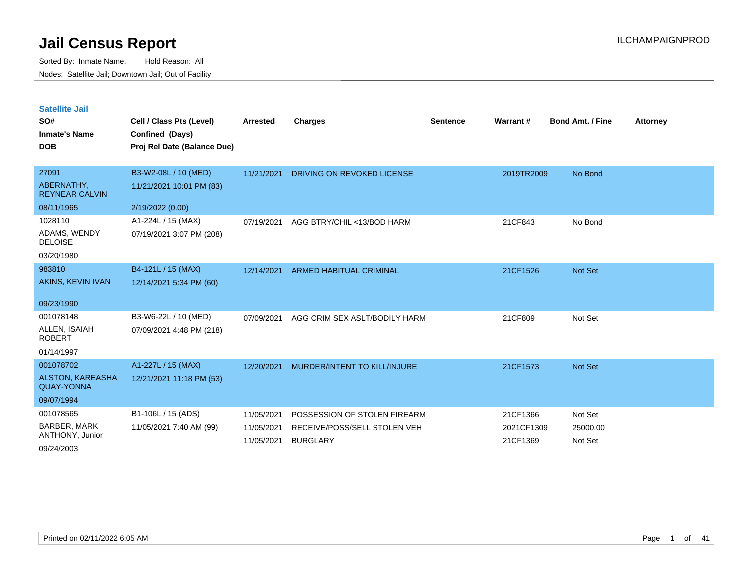# Jail Census Report

ILCHAMPAIGNPROD

Sorted By: Inmate Name, Hold Reason: All

Nodes: Satellite Jail; Downtown Jail; Out of Facility

## Satellite Jail

| SO# / Inmate's Name / DOB | Cell / Class Pts (Level) / Confined (Days) / Proj Rel Date (Balance Due) | Arrested | Charges | Sentence | Warrant # | Bond Amt. / Fine | Attorney |
|---|---|---|---|---|---|---|---|
| 27091<br>ABERNATHY, REYNEAR CALVIN<br>08/11/1965 | B3-W2-08L / 10 (MED)<br>11/21/2021 10:01 PM (83)<br>2/19/2022 (0.00) | 11/21/2021 | DRIVING ON REVOKED LICENSE | | 2019TR2009 | No Bond | |
| 1028110<br>ADAMS, WENDY DELOISE<br>03/20/1980 | A1-224L / 15 (MAX)<br>07/19/2021 3:07 PM (208) | 07/19/2021 | AGG BTRY/CHIL <13/BOD HARM | | 21CF843 | No Bond | |
| 983810<br>AKINS, KEVIN IVAN<br>09/23/1990 | B4-121L / 15 (MAX)<br>12/14/2021 5:34 PM (60) | 12/14/2021 | ARMED HABITUAL CRIMINAL | | 21CF1526 | Not Set | |
| 001078148<br>ALLEN, ISAIAH ROBERT<br>01/14/1997 | B3-W6-22L / 10 (MED)<br>07/09/2021 4:48 PM (218) | 07/09/2021 | AGG CRIM SEX ASLT/BODILY HARM | | 21CF809 | Not Set | |
| 001078702<br>ALSTON, KAREASHA QUAY-YONNA<br>09/07/1994 | A1-227L / 15 (MAX)<br>12/21/2021 11:18 PM (53) | 12/20/2021 | MURDER/INTENT TO KILL/INJURE | | 21CF1573 | Not Set | |
| 001078565<br>BARBER, MARK ANTHONY, Junior<br>09/24/2003 | B1-106L / 15 (ADS)<br>11/05/2021 7:40 AM (99) | 11/05/2021 | POSSESSION OF STOLEN FIREARM | | 21CF1366 | Not Set | |
| | | 11/05/2021 | RECEIVE/POSS/SELL STOLEN VEH | | 2021CF1309 | 25000.00 | |
| | | 11/05/2021 | BURGLARY | | 21CF1369 | Not Set | |

Printed on 02/11/2022 6:05 AM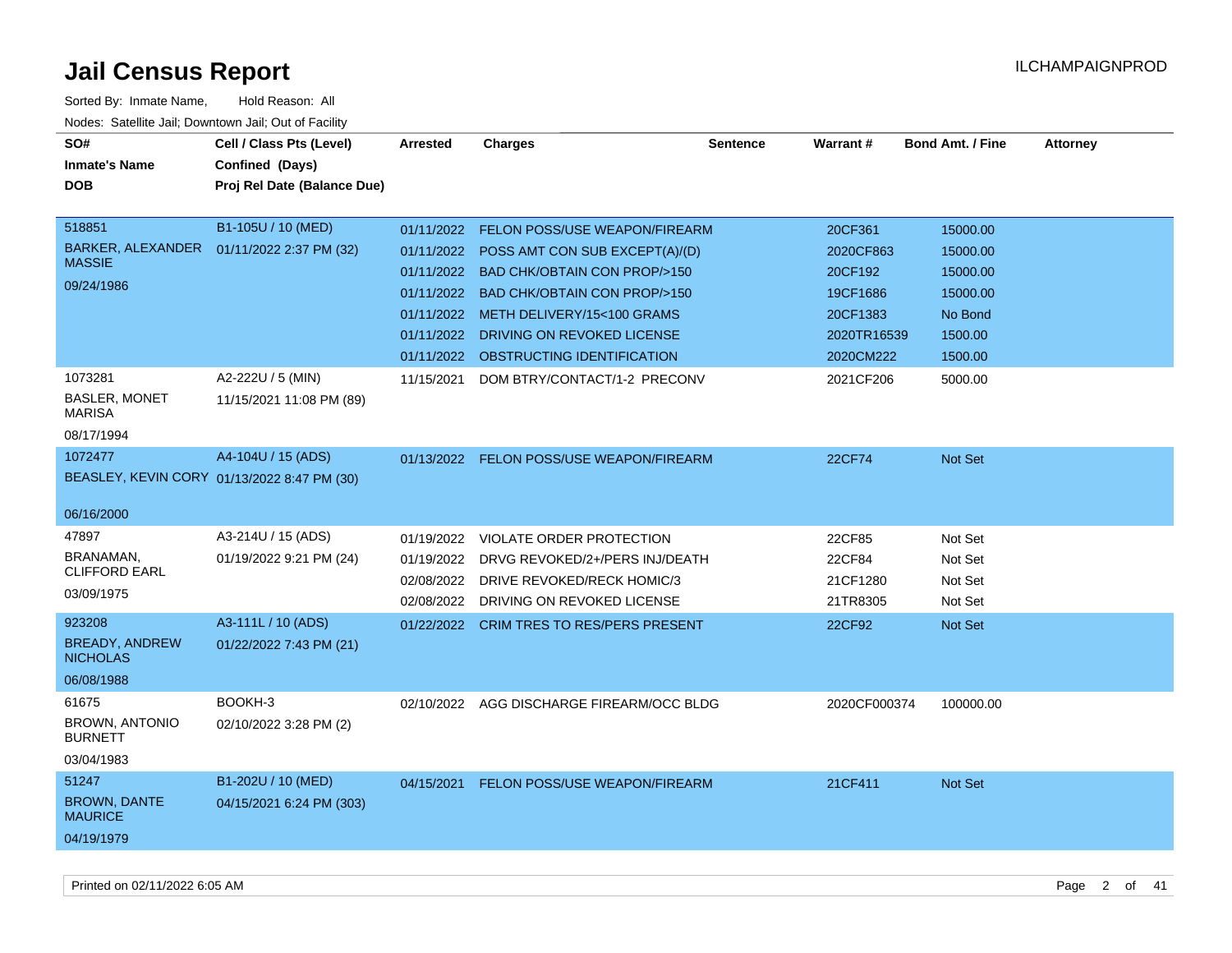# Jail Census Report

ILCHAMPAIGNPROD

Sorted By: Inmate Name, Hold Reason: All

Nodes: Satellite Jail; Downtown Jail; Out of Facility

| SO# / Inmate's Name / DOB | Cell / Class Pts (Level) / Confined (Days) / Proj Rel Date (Balance Due) | Arrested | Charges | Sentence | Warrant # | Bond Amt. / Fine | Attorney |
|---|---|---|---|---|---|---|---|
| 518851<br>BARKER, ALEXANDER MASSIE<br>09/24/1986 | B1-105U / 10 (MED)<br>01/11/2022 2:37 PM (32) | 01/11/2022 | FELON POSS/USE WEAPON/FIREARM | | 20CF361 | 15000.00 | |
| | | 01/11/2022 | POSS AMT CON SUB EXCEPT(A)/(D) | | 2020CF863 | 15000.00 | |
| | | 01/11/2022 | BAD CHK/OBTAIN CON PROP/>150 | | 20CF192 | 15000.00 | |
| | | 01/11/2022 | BAD CHK/OBTAIN CON PROP/>150 | | 19CF1686 | 15000.00 | |
| | | 01/11/2022 | METH DELIVERY/15<100 GRAMS | | 20CF1383 | No Bond | |
| | | 01/11/2022 | DRIVING ON REVOKED LICENSE | | 2020TR16539 | 1500.00 | |
| | | 01/11/2022 | OBSTRUCTING IDENTIFICATION | | 2020CM222 | 1500.00 | |
| 1073281<br>BASLER, MONET MARISA<br>08/17/1994 | A2-222U / 5 (MIN)<br>11/15/2021 11:08 PM (89) | 11/15/2021 | DOM BTRY/CONTACT/1-2 PRECONV | | 2021CF206 | 5000.00 | |
| 1072477<br>BEASLEY, KEVIN CORY<br>06/16/2000 | A4-104U / 15 (ADS)<br>01/13/2022 8:47 PM (30) | 01/13/2022 | FELON POSS/USE WEAPON/FIREARM | | 22CF74 | Not Set | |
| 47897<br>BRANAMAN, CLIFFORD EARL<br>03/09/1975 | A3-214U / 15 (ADS)<br>01/19/2022 9:21 PM (24) | 01/19/2022 | VIOLATE ORDER PROTECTION | | 22CF85 | Not Set | |
| | | 01/19/2022 | DRVG REVOKED/2+/PERS INJ/DEATH | | 22CF84 | Not Set | |
| | | 02/08/2022 | DRIVE REVOKED/RECK HOMIC/3 | | 21CF1280 | Not Set | |
| | | 02/08/2022 | DRIVING ON REVOKED LICENSE | | 21TR8305 | Not Set | |
| 923208<br>BREADY, ANDREW NICHOLAS<br>06/08/1988 | A3-111L / 10 (ADS)<br>01/22/2022 7:43 PM (21) | 01/22/2022 | CRIM TRES TO RES/PERS PRESENT | | 22CF92 | Not Set | |
| 61675<br>BROWN, ANTONIO BURNETT<br>03/04/1983 | BOOKH-3<br>02/10/2022 3:28 PM (2) | 02/10/2022 | AGG DISCHARGE FIREARM/OCC BLDG | | 2020CF000374 | 100000.00 | |
| 51247<br>BROWN, DANTE MAURICE<br>04/19/1979 | B1-202U / 10 (MED)<br>04/15/2021 6:24 PM (303) | 04/15/2021 | FELON POSS/USE WEAPON/FIREARM | | 21CF411 | Not Set | |

Printed on 02/11/2022 6:05 AM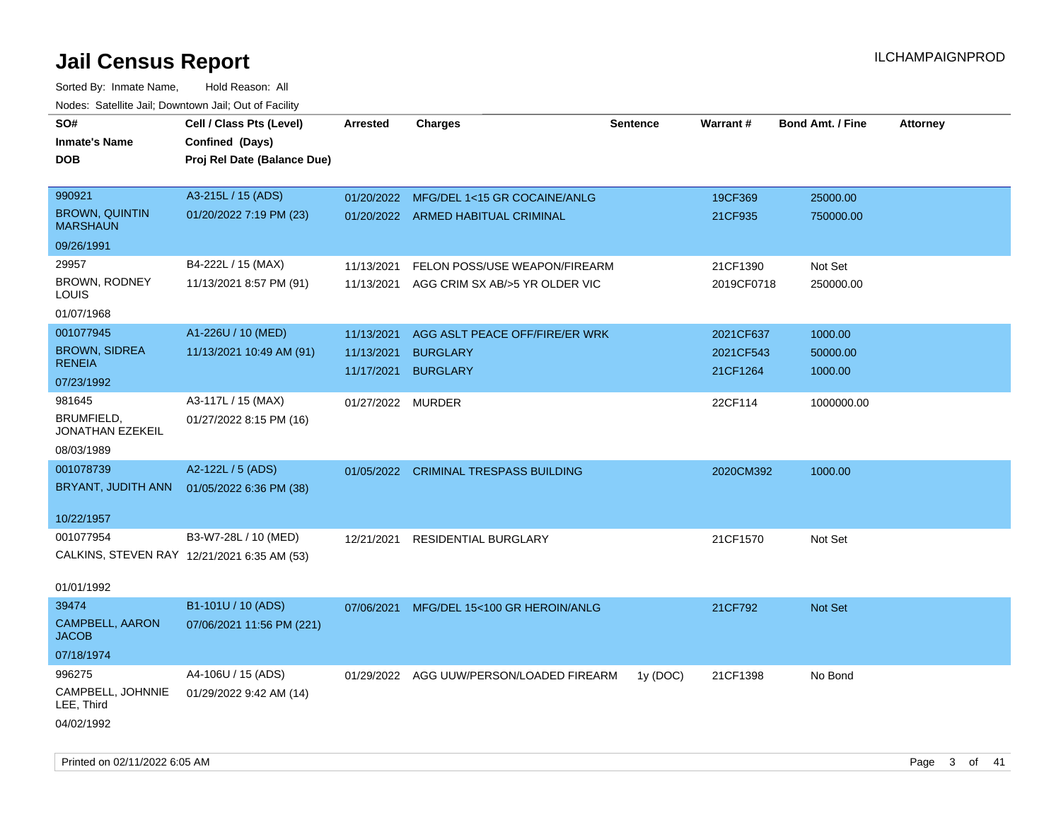# Jail Census Report

ILCHAMPAIGNPROD

Sorted By: Inmate Name, Hold Reason: All

Nodes: Satellite Jail; Downtown Jail; Out of Facility

| SO# / Inmate's Name / DOB | Cell / Class Pts (Level) / Confined (Days) / Proj Rel Date (Balance Due) | Arrested | Charges | Sentence | Warrant # | Bond Amt. / Fine | Attorney |
|---|---|---|---|---|---|---|---|
| 990921<br>BROWN, QUINTIN MARSHAUN<br>09/26/1991 | A3-215L / 15 (ADS)<br>01/20/2022 7:19 PM (23) | 01/20/2022<br>01/20/2022 | MFG/DEL 1<15 GR COCAINE/ANLG<br>ARMED HABITUAL CRIMINAL | | 19CF369<br>21CF935 | 25000.00<br>750000.00 | |
| 29957<br>BROWN, RODNEY LOUIS<br>01/07/1968 | B4-222L / 15 (MAX)<br>11/13/2021 8:57 PM (91) | 11/13/2021<br>11/13/2021 | FELON POSS/USE WEAPON/FIREARM<br>AGG CRIM SX AB/>5 YR OLDER VIC | | 21CF1390<br>2019CF0718 | Not Set<br>250000.00 | |
| 001077945<br>BROWN, SIDREA RENEIA<br>07/23/1992 | A1-226U / 10 (MED)<br>11/13/2021 10:49 AM (91) | 11/13/2021<br>11/13/2021<br>11/17/2021 | AGG ASLT PEACE OFF/FIRE/ER WRK<br>BURGLARY<br>BURGLARY | | 2021CF637<br>2021CF543<br>21CF1264 | 1000.00<br>50000.00<br>1000.00 | |
| 981645<br>BRUMFIELD, JONATHAN EZEKEIL<br>08/03/1989 | A3-117L / 15 (MAX)<br>01/27/2022 8:15 PM (16) | 01/27/2022 | MURDER | | 22CF114 | 1000000.00 | |
| 001078739<br>BRYANT, JUDITH ANN<br>10/22/1957 | A2-122L / 5 (ADS)<br>01/05/2022 6:36 PM (38) | 01/05/2022 | CRIMINAL TRESPASS BUILDING | | 2020CM392 | 1000.00 | |
| 001077954<br>CALKINS, STEVEN RAY<br>01/01/1992 | B3-W7-28L / 10 (MED)<br>12/21/2021 6:35 AM (53) | 12/21/2021 | RESIDENTIAL BURGLARY | | 21CF1570 | Not Set | |
| 39474<br>CAMPBELL, AARON JACOB<br>07/18/1974 | B1-101U / 10 (ADS)<br>07/06/2021 11:56 PM (221) | 07/06/2021 | MFG/DEL 15<100 GR HEROIN/ANLG | | 21CF792 | Not Set | |
| 996275<br>CAMPBELL, JOHNNIE LEE, Third<br>04/02/1992 | A4-106U / 15 (ADS)<br>01/29/2022 9:42 AM (14) | 01/29/2022 | AGG UUW/PERSON/LOADED FIREARM | 1y (DOC) | 21CF1398 | No Bond | |

Printed on 02/11/2022 6:05 AM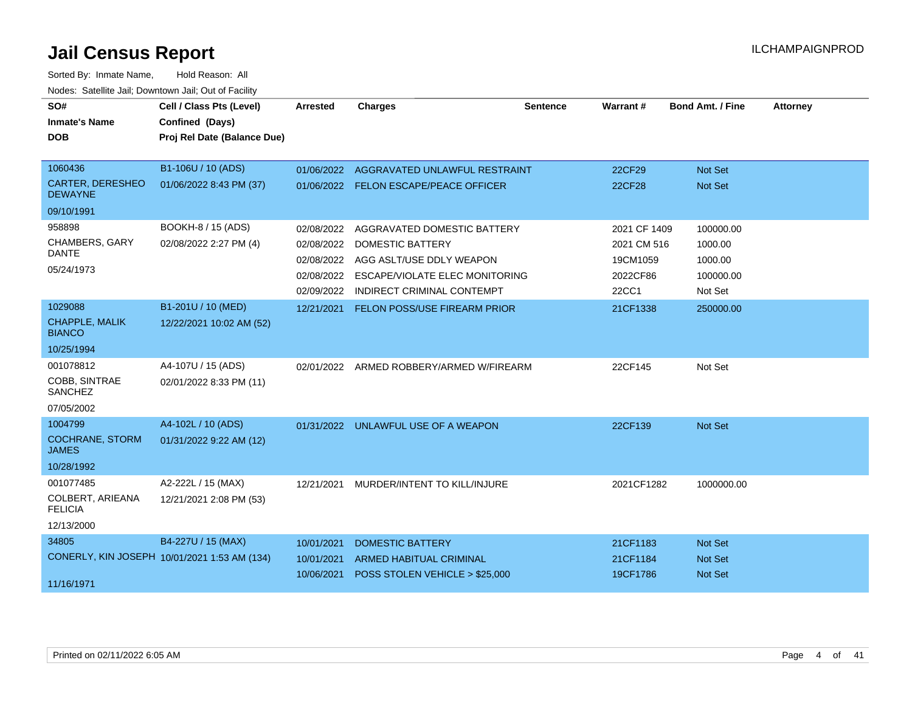# Jail Census Report

ILCHAMPAIGNPROD

Sorted By: Inmate Name, Hold Reason: All

Nodes: Satellite Jail; Downtown Jail; Out of Facility

| SO# / Inmate's Name / DOB | Cell / Class Pts (Level) / Confined (Days) / Proj Rel Date (Balance Due) | Arrested | Charges | Sentence | Warrant # | Bond Amt. / Fine | Attorney |
|---|---|---|---|---|---|---|---|
| 1060436<br>CARTER, DERESHEO DEWAYNE<br>09/10/1991 | B1-106U / 10 (ADS)<br>01/06/2022 8:43 PM (37) | 01/06/2022 | AGGRAVATED UNLAWFUL RESTRAINT | | 22CF29 | Not Set | |
| | | 01/06/2022 | FELON ESCAPE/PEACE OFFICER | | 22CF28 | Not Set | |
| 958898<br>CHAMBERS, GARY DANTE<br>05/24/1973 | BOOKH-8 / 15 (ADS)<br>02/08/2022 2:27 PM (4) | 02/08/2022 | AGGRAVATED DOMESTIC BATTERY | | 2021 CF 1409 | 100000.00 | |
| | | 02/08/2022 | DOMESTIC BATTERY | | 2021 CM 516 | 1000.00 | |
| | | 02/08/2022 | AGG ASLT/USE DDLY WEAPON | | 19CM1059 | 1000.00 | |
| | | 02/08/2022 | ESCAPE/VIOLATE ELEC MONITORING | | 2022CF86 | 100000.00 | |
| | | 02/09/2022 | INDIRECT CRIMINAL CONTEMPT | | 22CC1 | Not Set | |
| 1029088<br>CHAPPLE, MALIK BIANCO<br>10/25/1994 | B1-201U / 10 (MED)<br>12/22/2021 10:02 AM (52) | 12/21/2021 | FELON POSS/USE FIREARM PRIOR | | 21CF1338 | 250000.00 | |
| 001078812<br>COBB, SINTRAE SANCHEZ<br>07/05/2002 | A4-107U / 15 (ADS)<br>02/01/2022 8:33 PM (11) | 02/01/2022 | ARMED ROBBERY/ARMED W/FIREARM | | 22CF145 | Not Set | |
| 1004799<br>COCHRANE, STORM JAMES<br>10/28/1992 | A4-102L / 10 (ADS)<br>01/31/2022 9:22 AM (12) | 01/31/2022 | UNLAWFUL USE OF A WEAPON | | 22CF139 | Not Set | |
| 001077485<br>COLBERT, ARIEANA FELICIA<br>12/13/2000 | A2-222L / 15 (MAX)<br>12/21/2021 2:08 PM (53) | 12/21/2021 | MURDER/INTENT TO KILL/INJURE | | 2021CF1282 | 1000000.00 | |
| 34805<br>CONERLY, KIN JOSEPH<br>11/16/1971 | B4-227U / 15 (MAX)<br>10/01/2021 1:53 AM (134) | 10/01/2021 | DOMESTIC BATTERY | | 21CF1183 | Not Set | |
| | | 10/01/2021 | ARMED HABITUAL CRIMINAL | | 21CF1184 | Not Set | |
| | | 10/06/2021 | POSS STOLEN VEHICLE > $25,000 | | 19CF1786 | Not Set | |

Printed on 02/11/2022 6:05 AM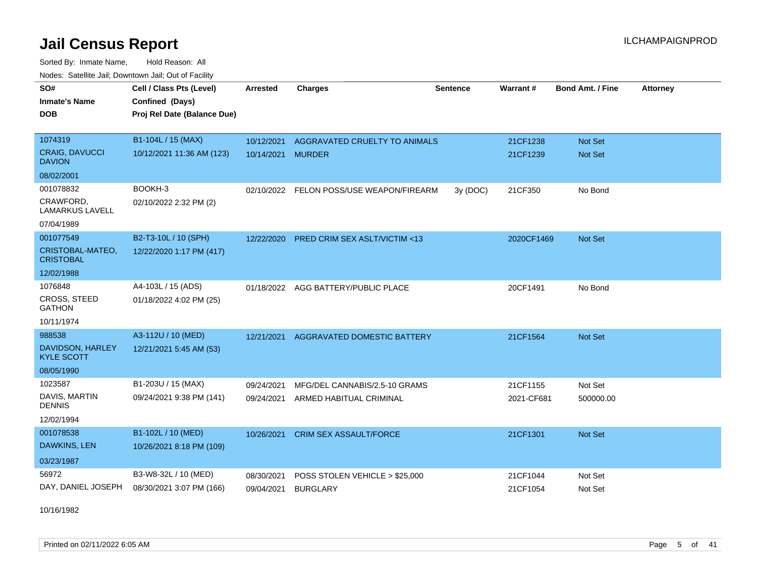# Jail Census Report

ILCHAMPAIGNPROD

Sorted By: Inmate Name, Hold Reason: All

Nodes: Satellite Jail; Downtown Jail; Out of Facility

| SO#<br>Inmate's Name<br>DOB | Cell / Class Pts (Level)<br>Confined (Days)<br>Proj Rel Date (Balance Due) | Arrested | Charges | Sentence | Warrant # | Bond Amt. / Fine | Attorney |
|---|---|---|---|---|---|---|---|
| 1074319<br>CRAIG, DAVUCCI DAVION<br>08/02/2001 | B1-104L / 15 (MAX)<br>10/12/2021 11:36 AM (123) | 10/12/2021<br>10/14/2021 | AGGRAVATED CRUELTY TO ANIMALS<br>MURDER | | 21CF1238<br>21CF1239 | Not Set<br>Not Set | |
| 001078832<br>CRAWFORD, LAMARKUS LAVELL<br>07/04/1989 | BOOKH-3<br>02/10/2022 2:32 PM (2) | 02/10/2022 | FELON POSS/USE WEAPON/FIREARM | 3y (DOC) | 21CF350 | No Bond | |
| 001077549<br>CRISTOBAL-MATEO, CRISTOBAL<br>12/02/1988 | B2-T3-10L / 10 (SPH)<br>12/22/2020 1:17 PM (417) | 12/22/2020 | PRED CRIM SEX ASLT/VICTIM <13 | | 2020CF1469 | Not Set | |
| 1076848<br>CROSS, STEED GATHON<br>10/11/1974 | A4-103L / 15 (ADS)<br>01/18/2022 4:02 PM (25) | 01/18/2022 | AGG BATTERY/PUBLIC PLACE | | 20CF1491 | No Bond | |
| 988538<br>DAVIDSON, HARLEY KYLE SCOTT<br>08/05/1990 | A3-112U / 10 (MED)<br>12/21/2021 5:45 AM (53) | 12/21/2021 | AGGRAVATED DOMESTIC BATTERY | | 21CF1564 | Not Set | |
| 1023587<br>DAVIS, MARTIN DENNIS<br>12/02/1994 | B1-203U / 15 (MAX)<br>09/24/2021 9:38 PM (141) | 09/24/2021<br>09/24/2021 | MFG/DEL CANNABIS/2.5-10 GRAMS<br>ARMED HABITUAL CRIMINAL | | 21CF1155<br>2021-CF681 | Not Set<br>500000.00 | |
| 001078538<br>DAWKINS, LEN<br>03/23/1987 | B1-102L / 10 (MED)<br>10/26/2021 8:18 PM (109) | 10/26/2021 | CRIM SEX ASSAULT/FORCE | | 21CF1301 | Not Set | |
| 56972<br>DAY, DANIEL JOSEPH<br>10/16/1982 | B3-W8-32L / 10 (MED)<br>08/30/2021 3:07 PM (166) | 08/30/2021<br>09/04/2021 | POSS STOLEN VEHICLE > $25,000<br>BURGLARY | | 21CF1044<br>21CF1054 | Not Set<br>Not Set | |

Printed on 02/11/2022 6:05 AM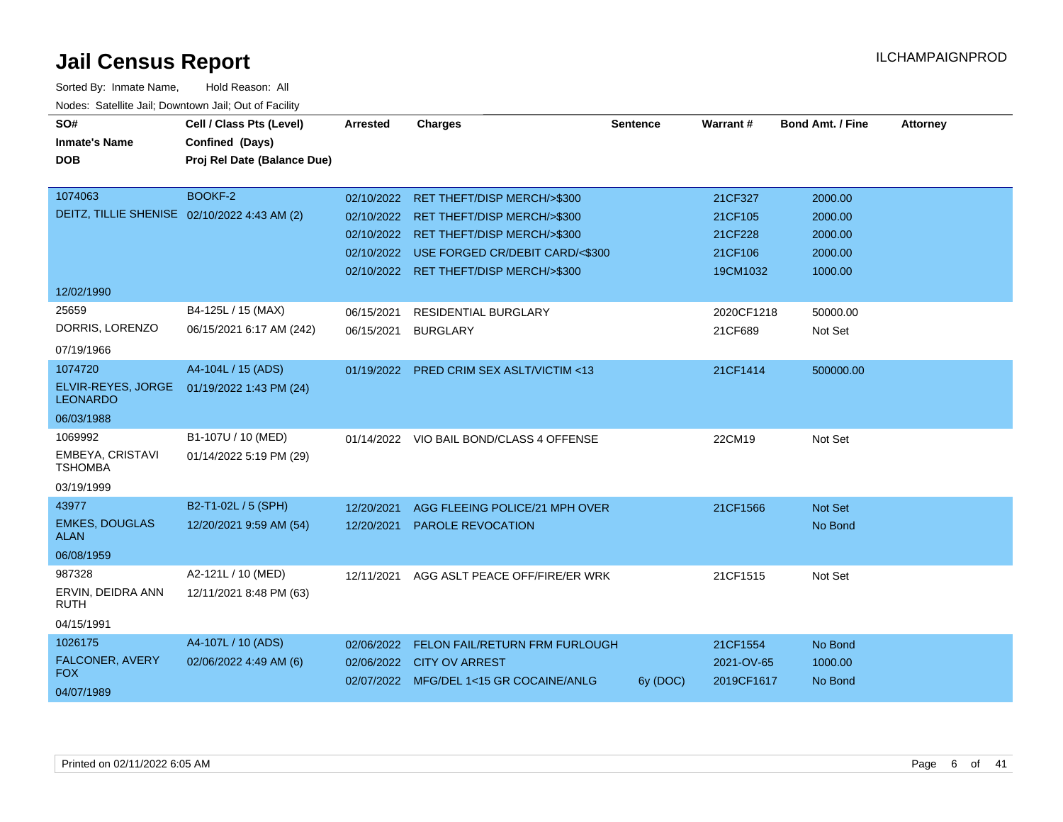# Jail Census Report

ILCHAMPAIGNPROD

Sorted By: Inmate Name, Hold Reason: All

Nodes: Satellite Jail; Downtown Jail; Out of Facility

| SO# / Inmate's Name / DOB | Cell / Class Pts (Level) / Confined (Days) / Proj Rel Date (Balance Due) | Arrested | Charges | Sentence | Warrant # | Bond Amt. / Fine | Attorney |
|---|---|---|---|---|---|---|---|
| 1074063 | BOOKF-2 | 02/10/2022 | RET THEFT/DISP MERCH/>$300 | | 21CF327 | 2000.00 | |
| DEITZ, TILLIE SHENISE | 02/10/2022 4:43 AM (2) | 02/10/2022 | RET THEFT/DISP MERCH/>$300 | | 21CF105 | 2000.00 | |
| | | 02/10/2022 | RET THEFT/DISP MERCH/>$300 | | 21CF228 | 2000.00 | |
| | | 02/10/2022 | USE FORGED CR/DEBIT CARD/<$300 | | 21CF106 | 2000.00 | |
| | | 02/10/2022 | RET THEFT/DISP MERCH/>$300 | | 19CM1032 | 1000.00 | |
| 12/02/1990 | | | | | | | |
| 25659 | B4-125L / 15 (MAX) | 06/15/2021 | RESIDENTIAL BURGLARY | | 2020CF1218 | 50000.00 | |
| DORRIS, LORENZO | 06/15/2021 6:17 AM (242) | 06/15/2021 | BURGLARY | | 21CF689 | Not Set | |
| 07/19/1966 | | | | | | | |
| 1074720 | A4-104L / 15 (ADS) | 01/19/2022 | PRED CRIM SEX ASLT/VICTIM <13 | | 21CF1414 | 500000.00 | |
| ELVIR-REYES, JORGE LEONARDO | 01/19/2022 1:43 PM (24) | | | | | | |
| 06/03/1988 | | | | | | | |
| 1069992 | B1-107U / 10 (MED) | 01/14/2022 | VIO BAIL BOND/CLASS 4 OFFENSE | | 22CM19 | Not Set | |
| EMBEYA, CRISTAVI TSHOMBA | 01/14/2022 5:19 PM (29) | | | | | | |
| 03/19/1999 | | | | | | | |
| 43977 | B2-T1-02L / 5 (SPH) | 12/20/2021 | AGG FLEEING POLICE/21 MPH OVER | | 21CF1566 | Not Set | |
| EMKES, DOUGLAS ALAN | 12/20/2021 9:59 AM (54) | 12/20/2021 | PAROLE REVOCATION | | | No Bond | |
| 06/08/1959 | | | | | | | |
| 987328 | A2-121L / 10 (MED) | 12/11/2021 | AGG ASLT PEACE OFF/FIRE/ER WRK | | 21CF1515 | Not Set | |
| ERVIN, DEIDRA ANN RUTH | 12/11/2021 8:48 PM (63) | | | | | | |
| 04/15/1991 | | | | | | | |
| 1026175 | A4-107L / 10 (ADS) | 02/06/2022 | FELON FAIL/RETURN FRM FURLOUGH | | 21CF1554 | No Bond | |
| FALCONER, AVERY FOX | 02/06/2022 4:49 AM (6) | 02/06/2022 | CITY OV ARREST | | 2021-OV-65 | 1000.00 | |
| 04/07/1989 | | 02/07/2022 | MFG/DEL 1<15 GR COCAINE/ANLG | 6y (DOC) | 2019CF1617 | No Bond | |

Printed on 02/11/2022 6:05 AM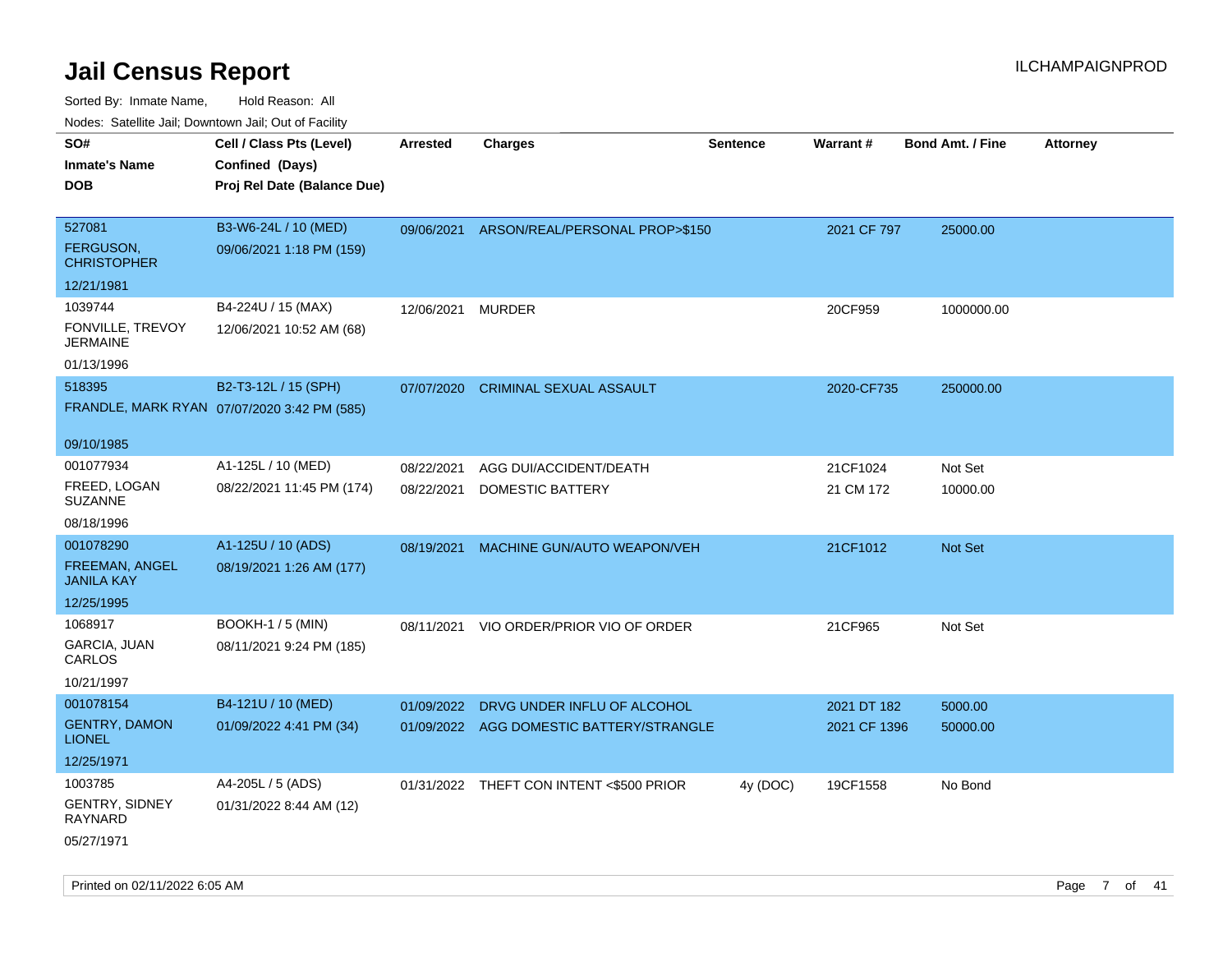# Jail Census Report

ILCHAMPAIGNPROD

Sorted By: Inmate Name, Hold Reason: All

Nodes: Satellite Jail; Downtown Jail; Out of Facility

| SO# / Inmate's Name / DOB | Cell / Class Pts (Level) / Confined (Days) / Proj Rel Date (Balance Due) | Arrested | Charges | Sentence | Warrant # | Bond Amt. / Fine | Attorney |
|---|---|---|---|---|---|---|---|
| 527081 FERGUSON, CHRISTOPHER 12/21/1981 | B3-W6-24L / 10 (MED) 09/06/2021 1:18 PM (159) | 09/06/2021 | ARSON/REAL/PERSONAL PROP>$150 | | 2021 CF 797 | 25000.00 | |
| 1039744 FONVILLE, TREVOY JERMAINE 01/13/1996 | B4-224U / 15 (MAX) 12/06/2021 10:52 AM (68) | 12/06/2021 | MURDER | | 20CF959 | 1000000.00 | |
| 518395 FRANDLE, MARK RYAN 09/10/1985 | B2-T3-12L / 15 (SPH) 07/07/2020 3:42 PM (585) | 07/07/2020 | CRIMINAL SEXUAL ASSAULT | | 2020-CF735 | 250000.00 | |
| 001077934 FREED, LOGAN SUZANNE 08/18/1996 | A1-125L / 10 (MED) 08/22/2021 11:45 PM (174) | 08/22/2021 | AGG DUI/ACCIDENT/DEATH | | 21CF1024 | Not Set | |
| | | 08/22/2021 | DOMESTIC BATTERY | | 21 CM 172 | 10000.00 | |
| 001078290 FREEMAN, ANGEL JANILA KAY 12/25/1995 | A1-125U / 10 (ADS) 08/19/2021 1:26 AM (177) | 08/19/2021 | MACHINE GUN/AUTO WEAPON/VEH | | 21CF1012 | Not Set | |
| 1068917 GARCIA, JUAN CARLOS 10/21/1997 | BOOKH-1 / 5 (MIN) 08/11/2021 9:24 PM (185) | 08/11/2021 | VIO ORDER/PRIOR VIO OF ORDER | | 21CF965 | Not Set | |
| 001078154 GENTRY, DAMON LIONEL 12/25/1971 | B4-121U / 10 (MED) 01/09/2022 4:41 PM (34) | 01/09/2022 | DRVG UNDER INFLU OF ALCOHOL | | 2021 DT 182 | 5000.00 | |
| | | 01/09/2022 | AGG DOMESTIC BATTERY/STRANGLE | | 2021 CF 1396 | 50000.00 | |
| 1003785 GENTRY, SIDNEY RAYNARD 05/27/1971 | A4-205L / 5 (ADS) 01/31/2022 8:44 AM (12) | 01/31/2022 | THEFT CON INTENT <$500 PRIOR | 4y (DOC) | 19CF1558 | No Bond | |

Printed on 02/11/2022 6:05 AM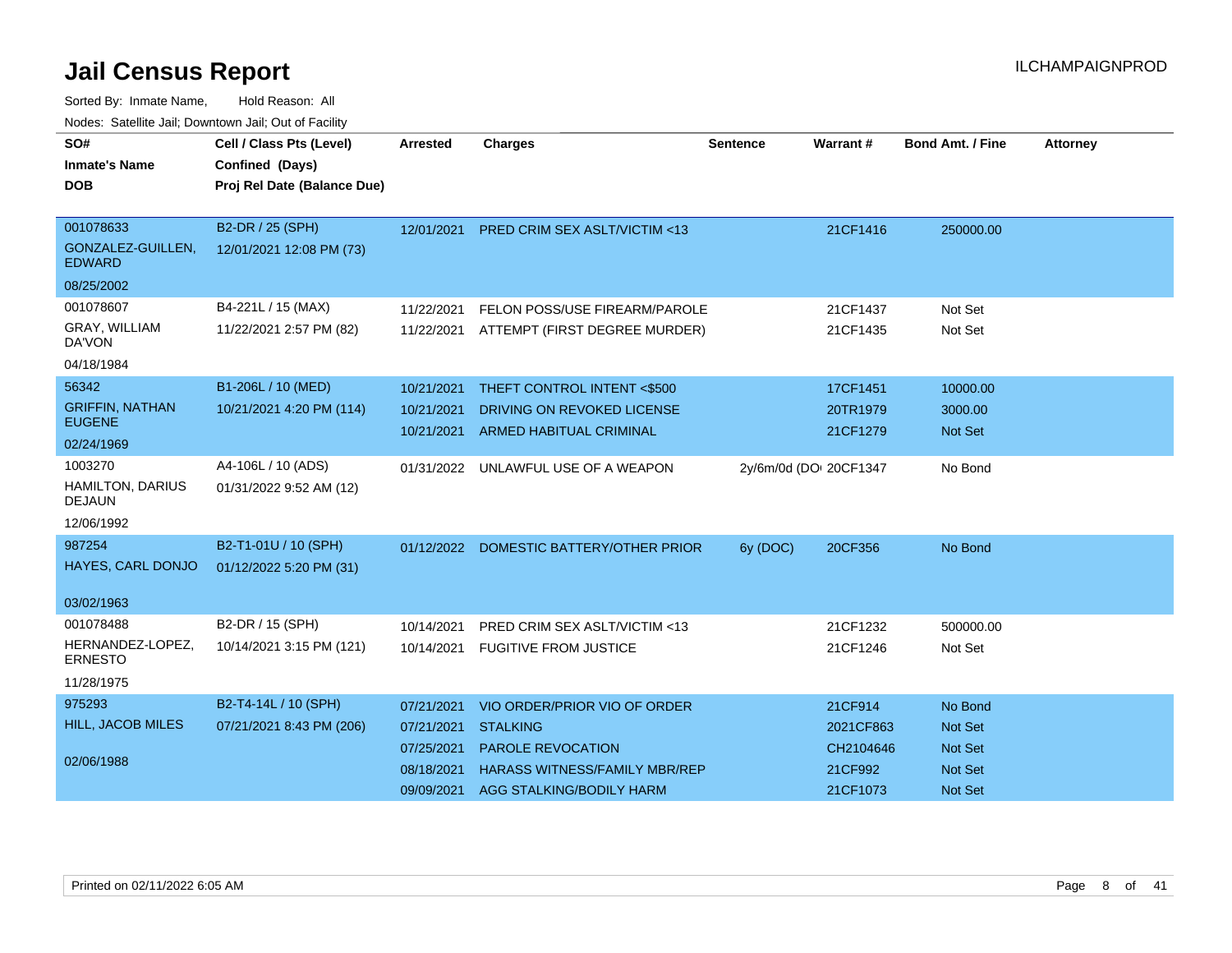# Jail Census Report

ILCHAMPAIGNPROD

Sorted By: Inmate Name, Hold Reason: All

Nodes: Satellite Jail; Downtown Jail; Out of Facility

| SO# / Inmate's Name / DOB | Cell / Class Pts (Level) / Confined (Days) / Proj Rel Date (Balance Due) | Arrested | Charges | Sentence | Warrant # | Bond Amt. / Fine | Attorney |
|---|---|---|---|---|---|---|---|
| 001078633 GONZALEZ-GUILLEN, EDWARD 08/25/2002 | B2-DR / 25 (SPH) 12/01/2021 12:08 PM (73) | 12/01/2021 | PRED CRIM SEX ASLT/VICTIM <13 | | 21CF1416 | 250000.00 | |
| 001078607 GRAY, WILLIAM DA'VON 04/18/1984 | B4-221L / 15 (MAX) 11/22/2021 2:57 PM (82) | 11/22/2021 | FELON POSS/USE FIREARM/PAROLE | | 21CF1437 | Not Set | |
| | | 11/22/2021 | ATTEMPT (FIRST DEGREE MURDER) | | 21CF1435 | Not Set | |
| 56342 GRIFFIN, NATHAN EUGENE 02/24/1969 | B1-206L / 10 (MED) 10/21/2021 4:20 PM (114) | 10/21/2021 | THEFT CONTROL INTENT <$500 | | 17CF1451 | 10000.00 | |
| | | 10/21/2021 | DRIVING ON REVOKED LICENSE | | 20TR1979 | 3000.00 | |
| | | 10/21/2021 | ARMED HABITUAL CRIMINAL | | 21CF1279 | Not Set | |
| 1003270 HAMILTON, DARIUS DEJAUN 12/06/1992 | A4-106L / 10 (ADS) 01/31/2022 9:52 AM (12) | 01/31/2022 | UNLAWFUL USE OF A WEAPON | 2y/6m/0d (DOI | 20CF1347 | No Bond | |
| 987254 HAYES, CARL DONJO 03/02/1963 | B2-T1-01U / 10 (SPH) 01/12/2022 5:20 PM (31) | 01/12/2022 | DOMESTIC BATTERY/OTHER PRIOR | 6y (DOC) | 20CF356 | No Bond | |
| 001078488 HERNANDEZ-LOPEZ, ERNESTO 11/28/1975 | B2-DR / 15 (SPH) 10/14/2021 3:15 PM (121) | 10/14/2021 | PRED CRIM SEX ASLT/VICTIM <13 | | 21CF1232 | 500000.00 | |
| | | 10/14/2021 | FUGITIVE FROM JUSTICE | | 21CF1246 | Not Set | |
| 975293 HILL, JACOB MILES 02/06/1988 | B2-T4-14L / 10 (SPH) 07/21/2021 8:43 PM (206) | 07/21/2021 | VIO ORDER/PRIOR VIO OF ORDER | | 21CF914 | No Bond | |
| | | 07/21/2021 | STALKING | | 2021CF863 | Not Set | |
| | | 07/25/2021 | PAROLE REVOCATION | | CH2104646 | Not Set | |
| | | 08/18/2021 | HARASS WITNESS/FAMILY MBR/REP | | 21CF992 | Not Set | |
| | | 09/09/2021 | AGG STALKING/BODILY HARM | | 21CF1073 | Not Set | |

Printed on 02/11/2022 6:05 AM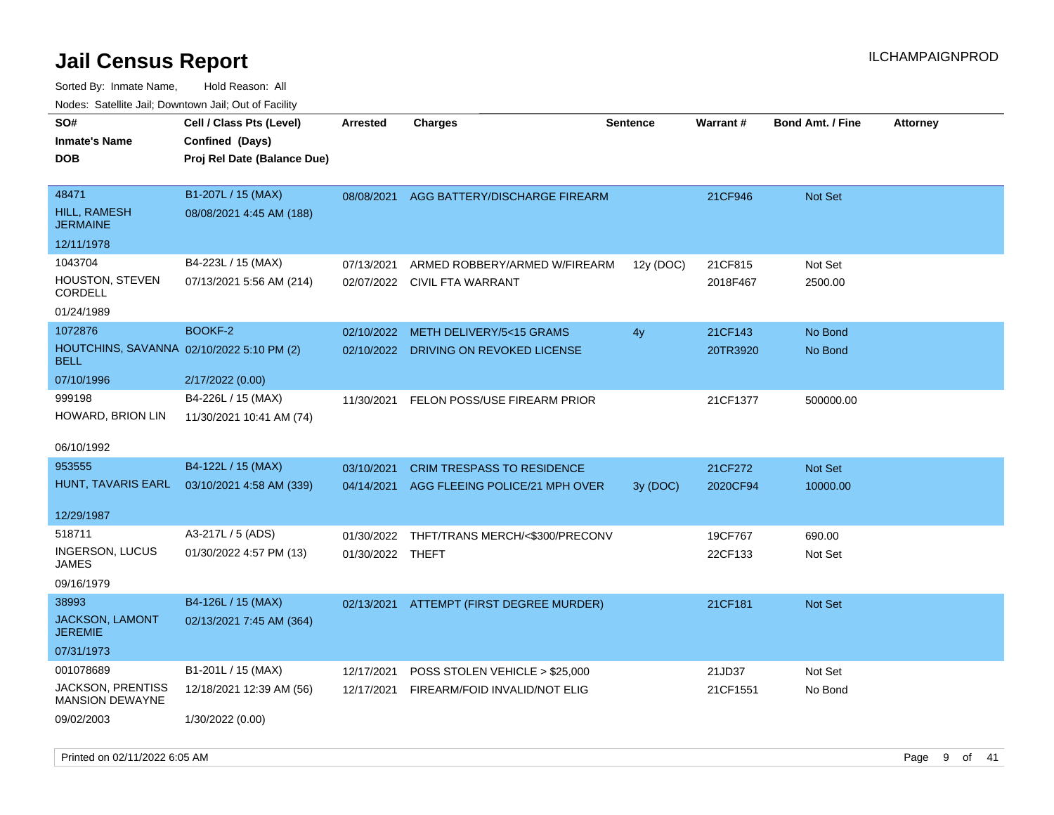# Jail Census Report

ILCHAMPAIGNPROD

Sorted By: Inmate Name, Hold Reason: All

Nodes: Satellite Jail; Downtown Jail; Out of Facility

| SO# / Inmate's Name / DOB | Cell / Class Pts (Level) / Confined (Days) / Proj Rel Date (Balance Due) | Arrested | Charges | Sentence | Warrant # | Bond Amt. / Fine | Attorney |
|---|---|---|---|---|---|---|---|
| 48471<br>HILL, RAMESH JERMAINE<br>12/11/1978 | B1-207L / 15 (MAX)<br>08/08/2021 4:45 AM (188) | 08/08/2021 | AGG BATTERY/DISCHARGE FIREARM | | 21CF946 | Not Set | |
| 1043704<br>HOUSTON, STEVEN CORDELL<br>01/24/1989 | B4-223L / 15 (MAX)<br>07/13/2021 5:56 AM (214) | 07/13/2021 | ARMED ROBBERY/ARMED W/FIREARM | 12y (DOC) | 21CF815 | Not Set | |
| | | 02/07/2022 | CIVIL FTA WARRANT | | 2018F467 | 2500.00 | |
| 1072876<br>HOUTCHINS, SAVANNA BELL<br>07/10/1996 | BOOKF-2<br>02/10/2022 5:10 PM (2)<br>2/17/2022 (0.00) | 02/10/2022 | METH DELIVERY/5<15 GRAMS | 4y | 21CF143 | No Bond | |
| | | 02/10/2022 | DRIVING ON REVOKED LICENSE | | 20TR3920 | No Bond | |
| 999198<br>HOWARD, BRION LIN<br>06/10/1992 | B4-226L / 15 (MAX)<br>11/30/2021 10:41 AM (74) | 11/30/2021 | FELON POSS/USE FIREARM PRIOR | | 21CF1377 | 500000.00 | |
| 953555<br>HUNT, TAVARIS EARL<br>12/29/1987 | B4-122L / 15 (MAX)<br>03/10/2021 4:58 AM (339) | 03/10/2021 | CRIM TRESPASS TO RESIDENCE | | 21CF272 | Not Set | |
| | | 04/14/2021 | AGG FLEEING POLICE/21 MPH OVER | 3y (DOC) | 2020CF94 | 10000.00 | |
| 518711<br>INGERSON, LUCUS JAMES<br>09/16/1979 | A3-217L / 5 (ADS)<br>01/30/2022 4:57 PM (13) | 01/30/2022 | THFT/TRANS MERCH/<$300/PRECONV | | 19CF767 | 690.00 | |
| | | 01/30/2022 | THEFT | | 22CF133 | Not Set | |
| 38993<br>JACKSON, LAMONT JEREMIE<br>07/31/1973 | B4-126L / 15 (MAX)<br>02/13/2021 7:45 AM (364) | 02/13/2021 | ATTEMPT (FIRST DEGREE MURDER) | | 21CF181 | Not Set | |
| 001078689<br>JACKSON, PRENTISS MANSION DEWAYNE<br>09/02/2003 | B1-201L / 15 (MAX)<br>12/18/2021 12:39 AM (56)<br>1/30/2022 (0.00) | 12/17/2021 | POSS STOLEN VEHICLE > $25,000 | | 21JD37 | Not Set | |
| | | 12/17/2021 | FIREARM/FOID INVALID/NOT ELIG | | 21CF1551 | No Bond | |

Printed on 02/11/2022 6:05 AM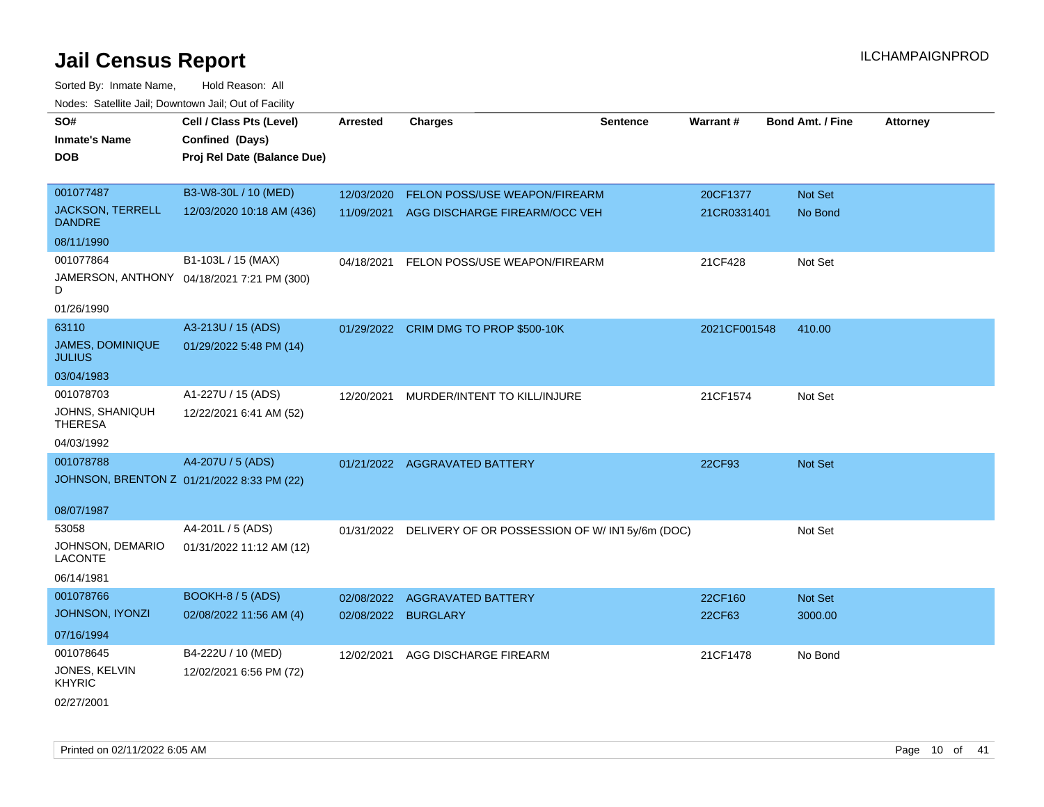# Jail Census Report

ILCHAMPAIGNPROD

Sorted By: Inmate Name, Hold Reason: All

Nodes: Satellite Jail; Downtown Jail; Out of Facility

| SO# / Inmate's Name / DOB | Cell / Class Pts (Level) / Confined (Days) / Proj Rel Date (Balance Due) | Arrested | Charges | Sentence | Warrant # | Bond Amt. / Fine | Attorney |
|---|---|---|---|---|---|---|---|
| 001077487<br>JACKSON, TERRELL DANDRE<br>08/11/1990 | B3-W8-30L / 10 (MED)<br>12/03/2020 10:18 AM (436) | 12/03/2020<br>11/09/2021 | FELON POSS/USE WEAPON/FIREARM<br>AGG DISCHARGE FIREARM/OCC VEH | | 20CF1377<br>21CR0331401 | Not Set<br>No Bond | |
| 001077864<br>JAMERSON, ANTHONY D<br>01/26/1990 | B1-103L / 15 (MAX)<br>04/18/2021 7:21 PM (300) | 04/18/2021 | FELON POSS/USE WEAPON/FIREARM | | 21CF428 | Not Set | |
| 63110<br>JAMES, DOMINIQUE JULIUS<br>03/04/1983 | A3-213U / 15 (ADS)<br>01/29/2022 5:48 PM (14) | 01/29/2022 | CRIM DMG TO PROP $500-10K | | 2021CF001548 | 410.00 | |
| 001078703<br>JOHNS, SHANIQUH THERESA<br>04/03/1992 | A1-227U / 15 (ADS)<br>12/22/2021 6:41 AM (52) | 12/20/2021 | MURDER/INTENT TO KILL/INJURE | | 21CF1574 | Not Set | |
| 001078788<br>JOHNSON, BRENTON Z<br>08/07/1987 | A4-207U / 5 (ADS)<br>01/21/2022 8:33 PM (22) | 01/21/2022 | AGGRAVATED BATTERY | | 22CF93 | Not Set | |
| 53058<br>JOHNSON, DEMARIO LACONTE<br>06/14/1981 | A4-201L / 5 (ADS)<br>01/31/2022 11:12 AM (12) | 01/31/2022 | DELIVERY OF OR POSSESSION OF W/ INT | 5y/6m (DOC) | | Not Set | |
| 001078766<br>JOHNSON, IYONZI<br>07/16/1994 | BOOKH-8 / 5 (ADS)<br>02/08/2022 11:56 AM (4) | 02/08/2022<br>02/08/2022 | AGGRAVATED BATTERY<br>BURGLARY | | 22CF160<br>22CF63 | Not Set<br>3000.00 | |
| 001078645<br>JONES, KELVIN KHYRIC<br>02/27/2001 | B4-222U / 10 (MED)<br>12/02/2021 6:56 PM (72) | 12/02/2021 | AGG DISCHARGE FIREARM | | 21CF1478 | No Bond | |

Printed on 02/11/2022 6:05 AM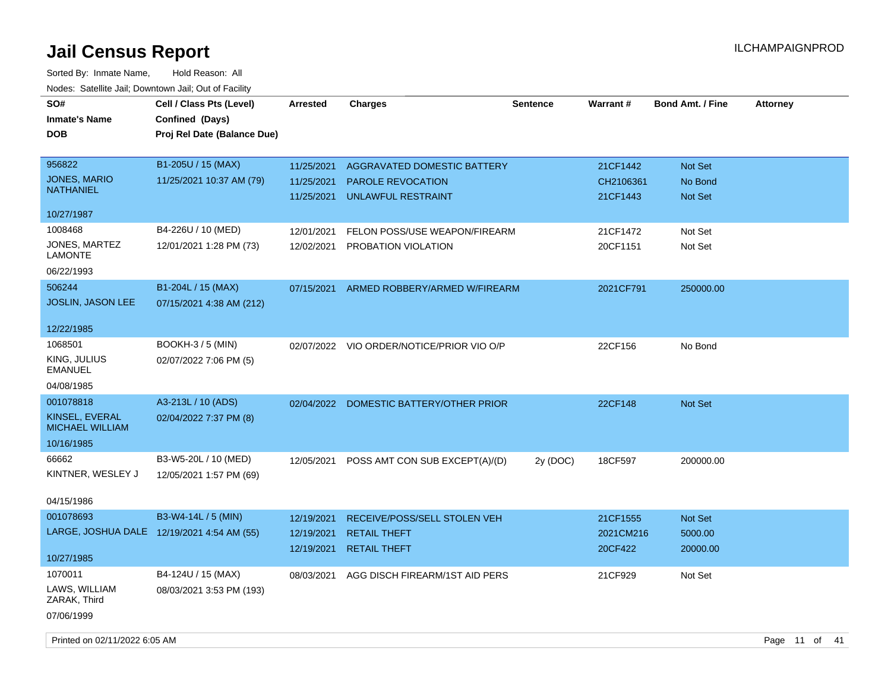# Jail Census Report

ILCHAMPAIGNPROD

Sorted By: Inmate Name, Hold Reason: All

Nodes: Satellite Jail; Downtown Jail; Out of Facility

| SO# / Inmate's Name / DOB | Cell / Class Pts (Level) / Confined (Days) / Proj Rel Date (Balance Due) | Arrested | Charges | Sentence | Warrant # | Bond Amt. / Fine | Attorney |
|---|---|---|---|---|---|---|---|
| 956822<br>JONES, MARIO NATHANIEL<br>10/27/1987 | B1-205U / 15 (MAX)<br>11/25/2021 10:37 AM (79) | 11/25/2021 | AGGRAVATED DOMESTIC BATTERY | | 21CF1442 | Not Set | |
| | | 11/25/2021 | PAROLE REVOCATION | | CH2106361 | No Bond | |
| | | 11/25/2021 | UNLAWFUL RESTRAINT | | 21CF1443 | Not Set | |
| 1008468<br>JONES, MARTEZ LAMONTE<br>06/22/1993 | B4-226U / 10 (MED)<br>12/01/2021 1:28 PM (73) | 12/01/2021 | FELON POSS/USE WEAPON/FIREARM | | 21CF1472 | Not Set | |
| | | 12/02/2021 | PROBATION VIOLATION | | 20CF1151 | Not Set | |
| 506244<br>JOSLIN, JASON LEE<br>12/22/1985 | B1-204L / 15 (MAX)<br>07/15/2021 4:38 AM (212) | 07/15/2021 | ARMED ROBBERY/ARMED W/FIREARM | | 2021CF791 | 250000.00 | |
| 1068501<br>KING, JULIUS EMANUEL<br>04/08/1985 | BOOKH-3 / 5 (MIN)<br>02/07/2022 7:06 PM (5) | 02/07/2022 | VIO ORDER/NOTICE/PRIOR VIO O/P | | 22CF156 | No Bond | |
| 001078818<br>KINSEL, EVERAL MICHAEL WILLIAM<br>10/16/1985 | A3-213L / 10 (ADS)<br>02/04/2022 7:37 PM (8) | 02/04/2022 | DOMESTIC BATTERY/OTHER PRIOR | | 22CF148 | Not Set | |
| 66662<br>KINTNER, WESLEY J<br>04/15/1986 | B3-W5-20L / 10 (MED)<br>12/05/2021 1:57 PM (69) | 12/05/2021 | POSS AMT CON SUB EXCEPT(A)/(D) | 2y (DOC) | 18CF597 | 200000.00 | |
| 001078693<br>LARGE, JOSHUA DALE<br>10/27/1985 | B3-W4-14L / 5 (MIN)<br>12/19/2021 4:54 AM (55) | 12/19/2021 | RECEIVE/POSS/SELL STOLEN VEH | | 21CF1555 | Not Set | |
| | | 12/19/2021 | RETAIL THEFT | | 2021CM216 | 5000.00 | |
| | | 12/19/2021 | RETAIL THEFT | | 20CF422 | 20000.00 | |
| 1070011<br>LAWS, WILLIAM ZARAK, Third<br>07/06/1999 | B4-124U / 15 (MAX)<br>08/03/2021 3:53 PM (193) | 08/03/2021 | AGG DISCH FIREARM/1ST AID PERS | | 21CF929 | Not Set | |

Printed on 02/11/2022 6:05 AM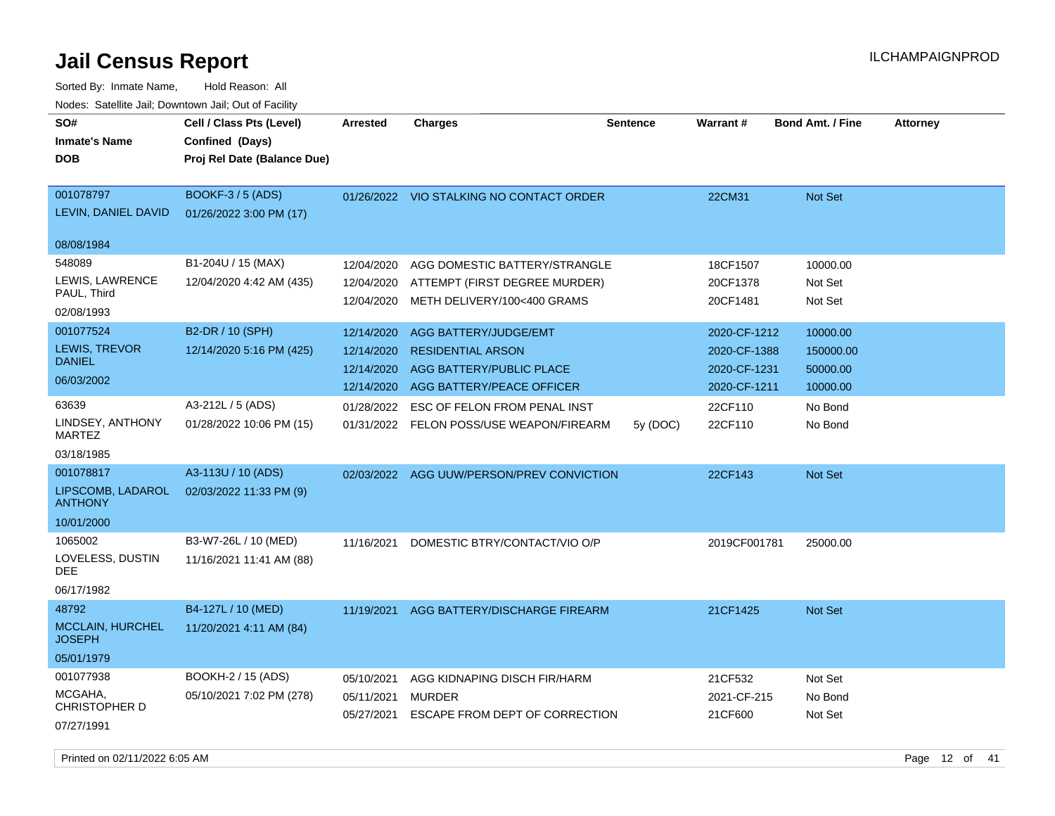# Jail Census Report

Sorted By: Inmate Name, Hold Reason: All

Nodes: Satellite Jail; Downtown Jail; Out of Facility

| SO# / Inmate's Name / DOB | Cell / Class Pts (Level) / Confined (Days) / Proj Rel Date (Balance Due) | Arrested | Charges | Sentence | Warrant # | Bond Amt. / Fine | Attorney |
|---|---|---|---|---|---|---|---|
| 001078797<br>LEVIN, DANIEL DAVID<br>08/08/1984 | BOOKF-3 / 5 (ADS)<br>01/26/2022 3:00 PM (17) | 01/26/2022 | VIO STALKING NO CONTACT ORDER | | 22CM31 | Not Set | |
| 548089<br>LEWIS, LAWRENCE PAUL, Third<br>02/08/1993 | B1-204U / 15 (MAX)<br>12/04/2020 4:42 AM (435) | 12/04/2020 | AGG DOMESTIC BATTERY/STRANGLE | | 18CF1507 | 10000.00 | |
| | | 12/04/2020 | ATTEMPT (FIRST DEGREE MURDER) | | 20CF1378 | Not Set | |
| | | 12/04/2020 | METH DELIVERY/100<400 GRAMS | | 20CF1481 | Not Set | |
| 001077524<br>LEWIS, TREVOR DANIEL<br>06/03/2002 | B2-DR / 10 (SPH)<br>12/14/2020 5:16 PM (425) | 12/14/2020 | AGG BATTERY/JUDGE/EMT | | 2020-CF-1212 | 10000.00 | |
| | | 12/14/2020 | RESIDENTIAL ARSON | | 2020-CF-1388 | 150000.00 | |
| | | 12/14/2020 | AGG BATTERY/PUBLIC PLACE | | 2020-CF-1231 | 50000.00 | |
| | | 12/14/2020 | AGG BATTERY/PEACE OFFICER | | 2020-CF-1211 | 10000.00 | |
| 63639<br>LINDSEY, ANTHONY MARTEZ<br>03/18/1985 | A3-212L / 5 (ADS)<br>01/28/2022 10:06 PM (15) | 01/28/2022 | ESC OF FELON FROM PENAL INST | | 22CF110 | No Bond | |
| | | 01/31/2022 | FELON POSS/USE WEAPON/FIREARM | 5y (DOC) | 22CF110 | No Bond | |
| 001078817<br>LIPSCOMB, LADAROL ANTHONY<br>10/01/2000 | A3-113U / 10 (ADS)<br>02/03/2022 11:33 PM (9) | 02/03/2022 | AGG UUW/PERSON/PREV CONVICTION | | 22CF143 | Not Set | |
| 1065002<br>LOVELESS, DUSTIN DEE<br>06/17/1982 | B3-W7-26L / 10 (MED)<br>11/16/2021 11:41 AM (88) | 11/16/2021 | DOMESTIC BTRY/CONTACT/VIO O/P | | 2019CF001781 | 25000.00 | |
| 48792<br>MCCLAIN, HURCHEL JOSEPH<br>05/01/1979 | B4-127L / 10 (MED)<br>11/20/2021 4:11 AM (84) | 11/19/2021 | AGG BATTERY/DISCHARGE FIREARM | | 21CF1425 | Not Set | |
| 001077938<br>MCGAHA, CHRISTOPHER D<br>07/27/1991 | BOOKH-2 / 15 (ADS)<br>05/10/2021 7:02 PM (278) | 05/10/2021 | AGG KIDNAPING DISCH FIR/HARM | | 21CF532 | Not Set | |
| | | 05/11/2021 | MURDER | | 2021-CF-215 | No Bond | |
| | | 05/27/2021 | ESCAPE FROM DEPT OF CORRECTION | | 21CF600 | Not Set | |

Printed on 02/11/2022 6:05 AM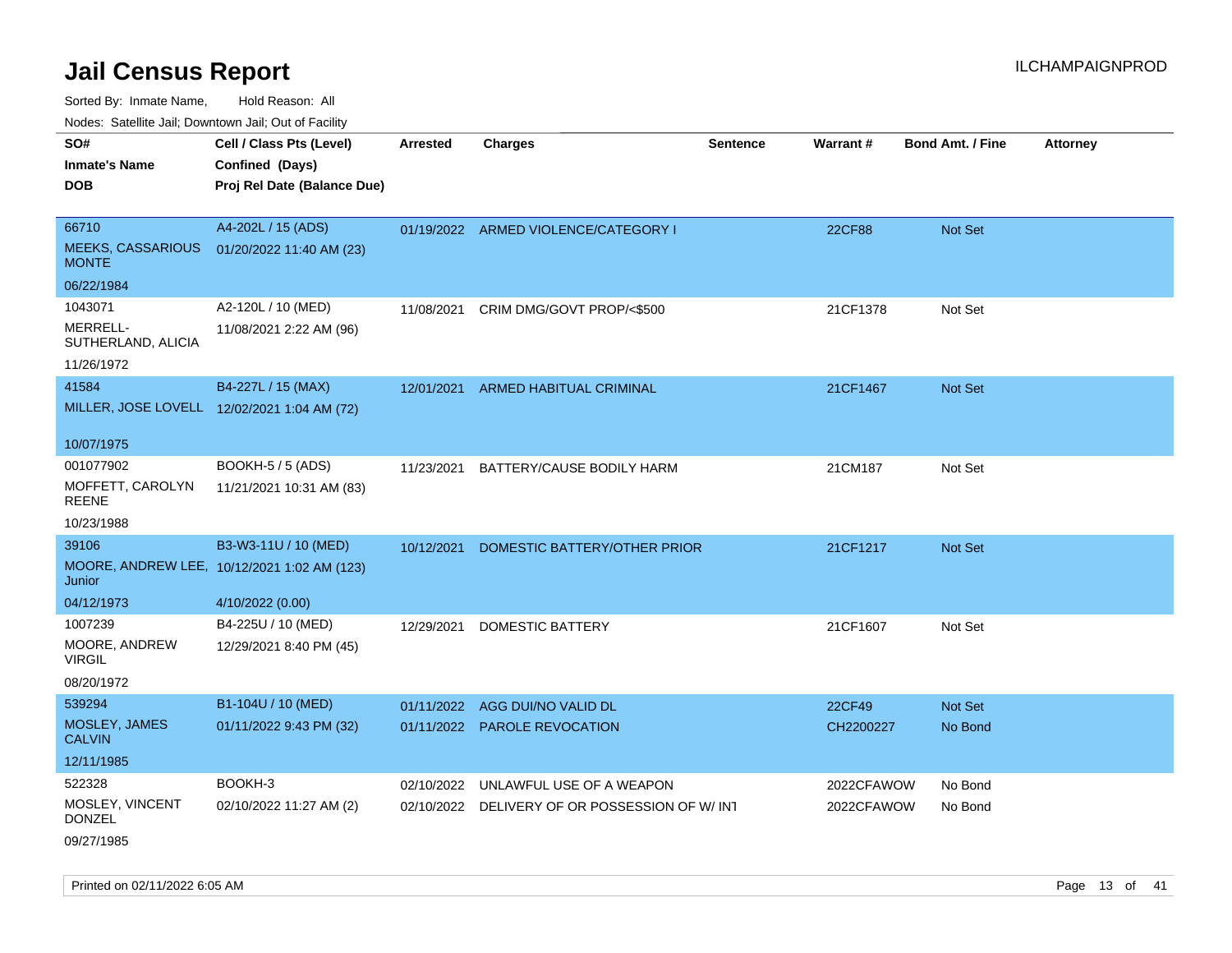# Jail Census Report

ILCHAMPAIGNPROD

Sorted By: Inmate Name, Hold Reason: All

Nodes: Satellite Jail; Downtown Jail; Out of Facility

| SO# / Inmate's Name / DOB | Cell / Class Pts (Level) / Confined (Days) / Proj Rel Date (Balance Due) | Arrested | Charges | Sentence | Warrant # | Bond Amt. / Fine | Attorney |
|---|---|---|---|---|---|---|---|
| 66710<br>MEEKS, CASSARIOUS MONTE<br>06/22/1984 | A4-202L / 15 (ADS)<br>01/20/2022 11:40 AM (23) | 01/19/2022 | ARMED VIOLENCE/CATEGORY I | | 22CF88 | Not Set | |
| 1043071<br>MERRELL-SUTHERLAND, ALICIA<br>11/26/1972 | A2-120L / 10 (MED)<br>11/08/2021 2:22 AM (96) | 11/08/2021 | CRIM DMG/GOVT PROP/<$500 | | 21CF1378 | Not Set | |
| 41584<br>MILLER, JOSE LOVELL<br>10/07/1975 | B4-227L / 15 (MAX)<br>12/02/2021 1:04 AM (72) | 12/01/2021 | ARMED HABITUAL CRIMINAL | | 21CF1467 | Not Set | |
| 001077902<br>MOFFETT, CAROLYN REENE<br>10/23/1988 | BOOKH-5 / 5 (ADS)<br>11/21/2021 10:31 AM (83) | 11/23/2021 | BATTERY/CAUSE BODILY HARM | | 21CM187 | Not Set | |
| 39106<br>MOORE, ANDREW LEE, Junior<br>04/12/1973 | B3-W3-11U / 10 (MED)<br>10/12/2021 1:02 AM (123)<br>4/10/2022 (0.00) | 10/12/2021 | DOMESTIC BATTERY/OTHER PRIOR | | 21CF1217 | Not Set | |
| 1007239<br>MOORE, ANDREW VIRGIL<br>08/20/1972 | B4-225U / 10 (MED)<br>12/29/2021 8:40 PM (45) | 12/29/2021 | DOMESTIC BATTERY | | 21CF1607 | Not Set | |
| 539294<br>MOSLEY, JAMES CALVIN<br>12/11/1985 | B1-104U / 10 (MED)<br>01/11/2022 9:43 PM (32) | 01/11/2022<br>01/11/2022 | AGG DUI/NO VALID DL<br>PAROLE REVOCATION | | 22CF49<br>CH2200227 | Not Set<br>No Bond | |
| 522328<br>MOSLEY, VINCENT DONZEL<br>09/27/1985 | BOOKH-3<br>02/10/2022 11:27 AM (2) | 02/10/2022<br>02/10/2022 | UNLAWFUL USE OF A WEAPON<br>DELIVERY OF OR POSSESSION OF W/ INT | | 2022CFAWOW<br>2022CFAWOW | No Bond<br>No Bond | |

Printed on 02/11/2022 6:05 AM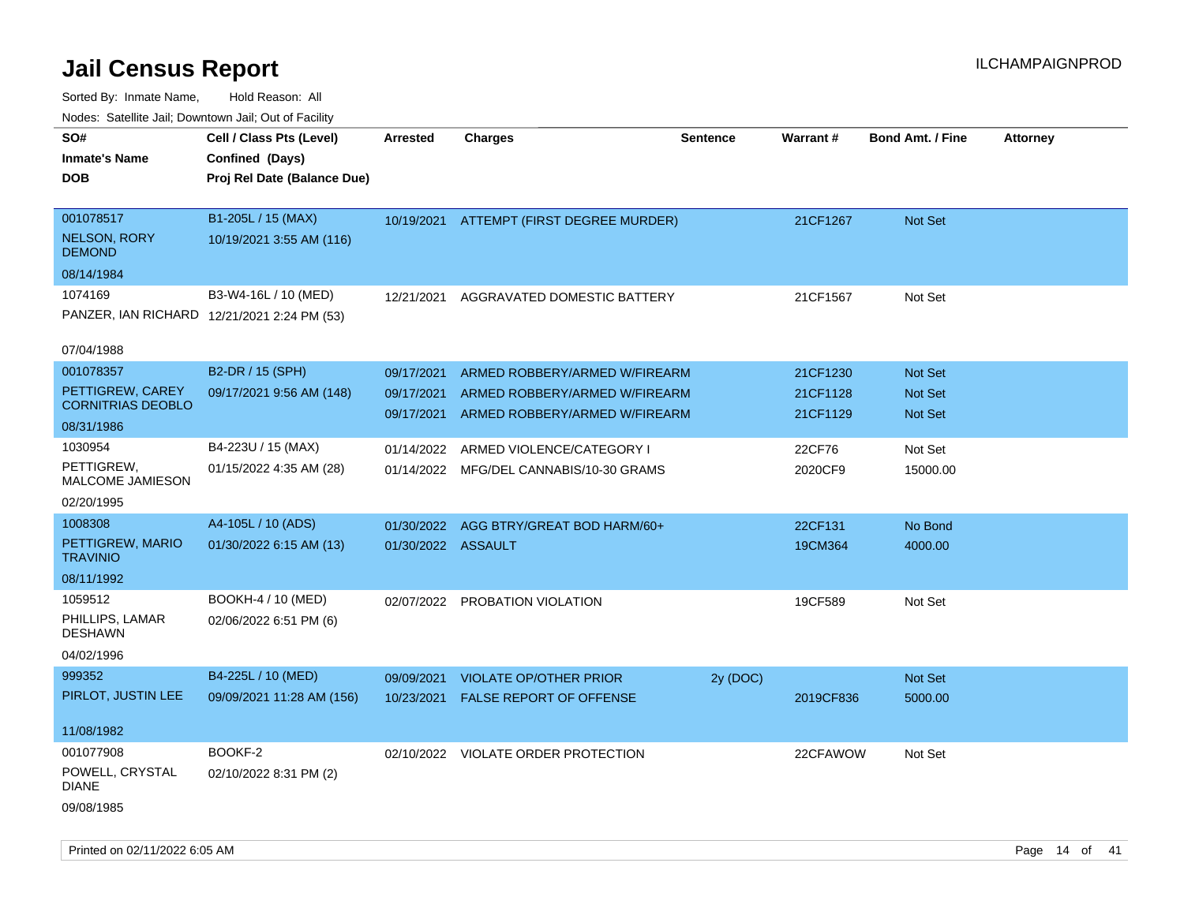# Jail Census Report

ILCHAMPAIGNPROD

Sorted By: Inmate Name, Hold Reason: All

Nodes: Satellite Jail; Downtown Jail; Out of Facility

| SO# / Inmate's Name / DOB | Cell / Class Pts (Level) / Confined (Days) / Proj Rel Date (Balance Due) | Arrested | Charges | Sentence | Warrant # | Bond Amt. / Fine | Attorney |
|---|---|---|---|---|---|---|---|
| 001078517<br>NELSON, RORY DEMOND<br>08/14/1984 | B1-205L / 15 (MAX)<br>10/19/2021 3:55 AM (116) | 10/19/2021 | ATTEMPT (FIRST DEGREE MURDER) | | 21CF1267 | Not Set | |
| 1074169<br>PANZER, IAN RICHARD<br>07/04/1988 | B3-W4-16L / 10 (MED)<br>12/21/2021 2:24 PM (53) | 12/21/2021 | AGGRAVATED DOMESTIC BATTERY | | 21CF1567 | Not Set | |
| 001078357<br>PETTIGREW, CAREY CORNITRIAS DEOBLO<br>08/31/1986 | B2-DR / 15 (SPH)<br>09/17/2021 9:56 AM (148) | 09/17/2021 | ARMED ROBBERY/ARMED W/FIREARM | | 21CF1230 | Not Set | |
| | | 09/17/2021 | ARMED ROBBERY/ARMED W/FIREARM | | 21CF1128 | Not Set | |
| | | 09/17/2021 | ARMED ROBBERY/ARMED W/FIREARM | | 21CF1129 | Not Set | |
| 1030954<br>PETTIGREW, MALCOME JAMIESON<br>02/20/1995 | B4-223U / 15 (MAX)<br>01/15/2022 4:35 AM (28) | 01/14/2022 | ARMED VIOLENCE/CATEGORY I | | 22CF76 | Not Set | |
| | | 01/14/2022 | MFG/DEL CANNABIS/10-30 GRAMS | | 2020CF9 | 15000.00 | |
| 1008308<br>PETTIGREW, MARIO TRAVINIO<br>08/11/1992 | A4-105L / 10 (ADS)<br>01/30/2022 6:15 AM (13) | 01/30/2022 | AGG BTRY/GREAT BOD HARM/60+ | | 22CF131 | No Bond | |
| | | 01/30/2022 | ASSAULT | | 19CM364 | 4000.00 | |
| 1059512<br>PHILLIPS, LAMAR DESHAWN<br>04/02/1996 | BOOKH-4 / 10 (MED)<br>02/06/2022 6:51 PM (6) | 02/07/2022 | PROBATION VIOLATION | | 19CF589 | Not Set | |
| 999352<br>PIRLOT, JUSTIN LEE<br>11/08/1982 | B4-225L / 10 (MED)<br>09/09/2021 11:28 AM (156) | 09/09/2021 | VIOLATE OP/OTHER PRIOR | 2y (DOC) | | Not Set | |
| | | 10/23/2021 | FALSE REPORT OF OFFENSE | | 2019CF836 | 5000.00 | |
| 001077908<br>POWELL, CRYSTAL DIANE<br>09/08/1985 | BOOKF-2<br>02/10/2022 8:31 PM (2) | 02/10/2022 | VIOLATE ORDER PROTECTION | | 22CFAWOW | Not Set | |

Printed on 02/11/2022 6:05 AM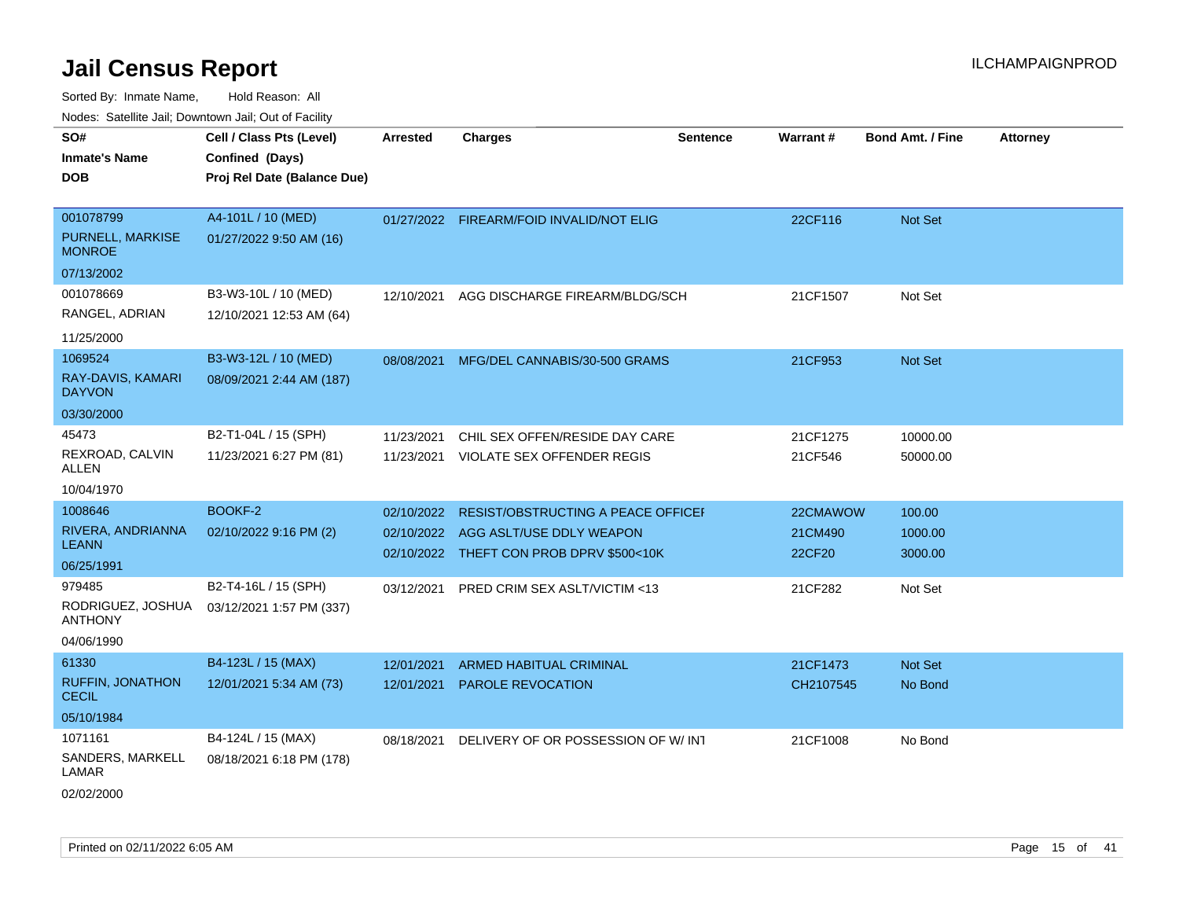# Jail Census Report

ILCHAMPAIGNPROD

Sorted By: Inmate Name, Hold Reason: All

Nodes: Satellite Jail; Downtown Jail; Out of Facility

| SO# / Inmate's Name / DOB | Cell / Class Pts (Level) / Confined (Days) / Proj Rel Date (Balance Due) | Arrested | Charges | Sentence | Warrant # | Bond Amt. / Fine | Attorney |
|---|---|---|---|---|---|---|---|
| 001078799<br>PURNELL, MARKISE MONROE<br>07/13/2002 | A4-101L / 10 (MED)<br>01/27/2022 9:50 AM (16) | 01/27/2022 | FIREARM/FOID INVALID/NOT ELIG | | 22CF116 | Not Set | |
| 001078669<br>RANGEL, ADRIAN<br>11/25/2000 | B3-W3-10L / 10 (MED)<br>12/10/2021 12:53 AM (64) | 12/10/2021 | AGG DISCHARGE FIREARM/BLDG/SCH | | 21CF1507 | Not Set | |
| 1069524<br>RAY-DAVIS, KAMARI DAYVON<br>03/30/2000 | B3-W3-12L / 10 (MED)<br>08/09/2021 2:44 AM (187) | 08/08/2021 | MFG/DEL CANNABIS/30-500 GRAMS | | 21CF953 | Not Set | |
| 45473<br>REXROAD, CALVIN ALLEN<br>10/04/1970 | B2-T1-04L / 15 (SPH)<br>11/23/2021 6:27 PM (81) | 11/23/2021<br>11/23/2021 | CHIL SEX OFFEN/RESIDE DAY CARE<br>VIOLATE SEX OFFENDER REGIS | | 21CF1275<br>21CF546 | 10000.00<br>50000.00 | |
| 1008646<br>RIVERA, ANDRIANNA LEANN<br>06/25/1991 | BOOKF-2<br>02/10/2022 9:16 PM (2) | 02/10/2022<br>02/10/2022<br>02/10/2022 | RESIST/OBSTRUCTING A PEACE OFFICEI<br>AGG ASLT/USE DDLY WEAPON<br>THEFT CON PROB DPRV $500<10K | | 22CMAWOW<br>21CM490<br>22CF20 | 100.00<br>1000.00<br>3000.00 | |
| 979485<br>RODRIGUEZ, JOSHUA ANTHONY<br>04/06/1990 | B2-T4-16L / 15 (SPH)<br>03/12/2021 1:57 PM (337) | 03/12/2021 | PRED CRIM SEX ASLT/VICTIM <13 | | 21CF282 | Not Set | |
| 61330<br>RUFFIN, JONATHON CECIL<br>05/10/1984 | B4-123L / 15 (MAX)<br>12/01/2021 5:34 AM (73) | 12/01/2021<br>12/01/2021 | ARMED HABITUAL CRIMINAL<br>PAROLE REVOCATION | | 21CF1473<br>CH2107545 | Not Set<br>No Bond | |
| 1071161<br>SANDERS, MARKELL LAMAR<br>02/02/2000 | B4-124L / 15 (MAX)<br>08/18/2021 6:18 PM (178) | 08/18/2021 | DELIVERY OF OR POSSESSION OF W/ INT | | 21CF1008 | No Bond | |

Printed on 02/11/2022 6:05 AM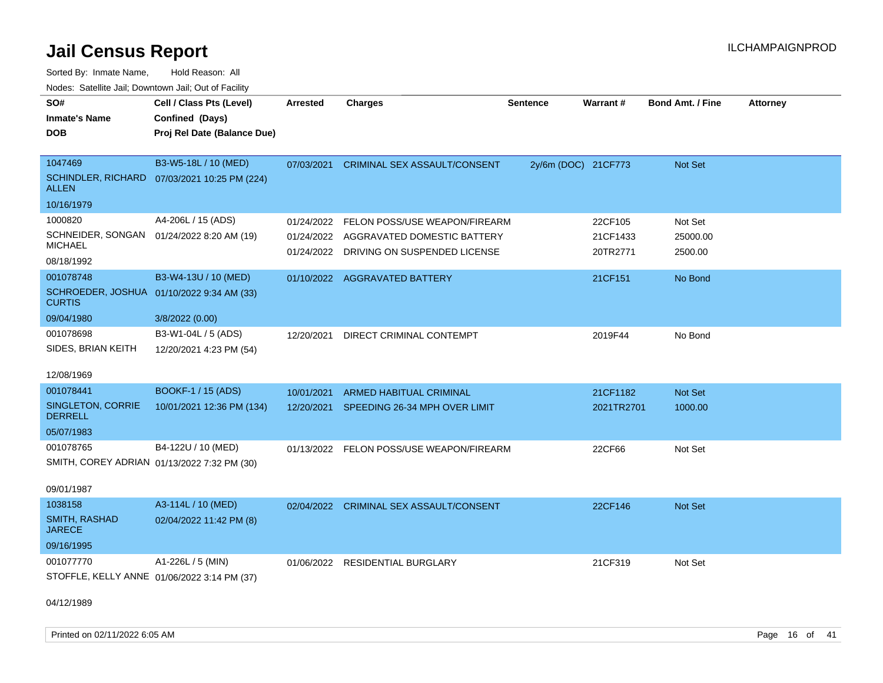# Jail Census Report

ILCHAMPAIGNPROD

Sorted By: Inmate Name, Hold Reason: All

Nodes: Satellite Jail; Downtown Jail; Out of Facility

| SO# / Inmate's Name / DOB | Cell / Class Pts (Level) / Confined (Days) / Proj Rel Date (Balance Due) | Arrested | Charges | Sentence | Warrant # | Bond Amt. / Fine | Attorney |
|---|---|---|---|---|---|---|---|
| 1047469<br>SCHINDLER, RICHARD ALLEN<br>10/16/1979 | B3-W5-18L / 10 (MED)<br>07/03/2021 10:25 PM (224) | 07/03/2021 | CRIMINAL SEX ASSAULT/CONSENT | 2y/6m (DOC) | 21CF773 | Not Set | |
| 1000820<br>SCHNEIDER, SONGAN MICHAEL<br>08/18/1992 | A4-206L / 15 (ADS)<br>01/24/2022 8:20 AM (19) | 01/24/2022<br>01/24/2022<br>01/24/2022 | FELON POSS/USE WEAPON/FIREARM<br>AGGRAVATED DOMESTIC BATTERY<br>DRIVING ON SUSPENDED LICENSE | | 22CF105<br>21CF1433<br>20TR2771 | Not Set<br>25000.00<br>2500.00 | |
| 001078748<br>SCHROEDER, JOSHUA CURTIS<br>09/04/1980 | B3-W4-13U / 10 (MED)<br>01/10/2022 9:34 AM (33)<br>3/8/2022 (0.00) | 01/10/2022 | AGGRAVATED BATTERY | | 21CF151 | No Bond | |
| 001078698<br>SIDES, BRIAN KEITH<br>12/08/1969 | B3-W1-04L / 5 (ADS)<br>12/20/2021 4:23 PM (54) | 12/20/2021 | DIRECT CRIMINAL CONTEMPT | | 2019F44 | No Bond | |
| 001078441<br>SINGLETON, CORRIE DERRELL<br>05/07/1983 | BOOKF-1 / 15 (ADS)<br>10/01/2021 12:36 PM (134) | 10/01/2021<br>12/20/2021 | ARMED HABITUAL CRIMINAL<br>SPEEDING 26-34 MPH OVER LIMIT | | 21CF1182<br>2021TR2701 | Not Set<br>1000.00 | |
| 001078765<br>SMITH, COREY ADRIAN<br>09/01/1987 | B4-122U / 10 (MED)<br>01/13/2022 7:32 PM (30) | 01/13/2022 | FELON POSS/USE WEAPON/FIREARM | | 22CF66 | Not Set | |
| 1038158<br>SMITH, RASHAD JARECE<br>09/16/1995 | A3-114L / 10 (MED)<br>02/04/2022 11:42 PM (8) | 02/04/2022 | CRIMINAL SEX ASSAULT/CONSENT | | 22CF146 | Not Set | |
| 001077770<br>STOFFLE, KELLY ANNE<br>04/12/1989 | A1-226L / 5 (MIN)<br>01/06/2022 3:14 PM (37) | 01/06/2022 | RESIDENTIAL BURGLARY | | 21CF319 | Not Set | |

Printed on 02/11/2022 6:05 AM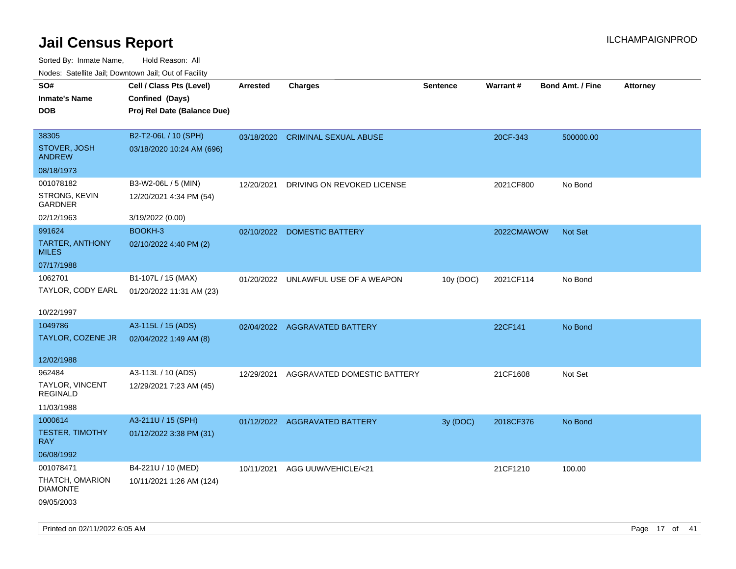# Jail Census Report

ILCHAMPAIGNPROD

Sorted By: Inmate Name, Hold Reason: All

Nodes: Satellite Jail; Downtown Jail; Out of Facility

| SO# / Inmate's Name / DOB | Cell / Class Pts (Level) / Confined (Days) / Proj Rel Date (Balance Due) | Arrested | Charges | Sentence | Warrant # | Bond Amt. / Fine | Attorney |
|---|---|---|---|---|---|---|---|
| 38305<br>STOVER, JOSH ANDREW<br>08/18/1973 | B2-T2-06L / 10 (SPH)<br>03/18/2020 10:24 AM (696) | 03/18/2020 | CRIMINAL SEXUAL ABUSE | | 20CF-343 | 500000.00 | |
| 001078182<br>STRONG, KEVIN GARDNER<br>02/12/1963 | B3-W2-06L / 5 (MIN)<br>12/20/2021 4:34 PM (54)<br>3/19/2022 (0.00) | 12/20/2021 | DRIVING ON REVOKED LICENSE | | 2021CF800 | No Bond | |
| 991624<br>TARTER, ANTHONY MILES<br>07/17/1988 | BOOKH-3<br>02/10/2022 4:40 PM (2) | 02/10/2022 | DOMESTIC BATTERY | | 2022CMAWOW | Not Set | |
| 1062701<br>TAYLOR, CODY EARL<br>10/22/1997 | B1-107L / 15 (MAX)<br>01/20/2022 11:31 AM (23) | 01/20/2022 | UNLAWFUL USE OF A WEAPON | 10y (DOC) | 2021CF114 | No Bond | |
| 1049786<br>TAYLOR, COZENE JR<br>12/02/1988 | A3-115L / 15 (ADS)<br>02/04/2022 1:49 AM (8) | 02/04/2022 | AGGRAVATED BATTERY | | 22CF141 | No Bond | |
| 962484<br>TAYLOR, VINCENT REGINALD<br>11/03/1988 | A3-113L / 10 (ADS)<br>12/29/2021 7:23 AM (45) | 12/29/2021 | AGGRAVATED DOMESTIC BATTERY | | 21CF1608 | Not Set | |
| 1000614<br>TESTER, TIMOTHY RAY<br>06/08/1992 | A3-211U / 15 (SPH)<br>01/12/2022 3:38 PM (31) | 01/12/2022 | AGGRAVATED BATTERY | 3y (DOC) | 2018CF376 | No Bond | |
| 001078471<br>THATCH, OMARION DIAMONTE<br>09/05/2003 | B4-221U / 10 (MED)<br>10/11/2021 1:26 AM (124) | 10/11/2021 | AGG UUW/VEHICLE/<21 | | 21CF1210 | 100.00 | |

Printed on 02/11/2022 6:05 AM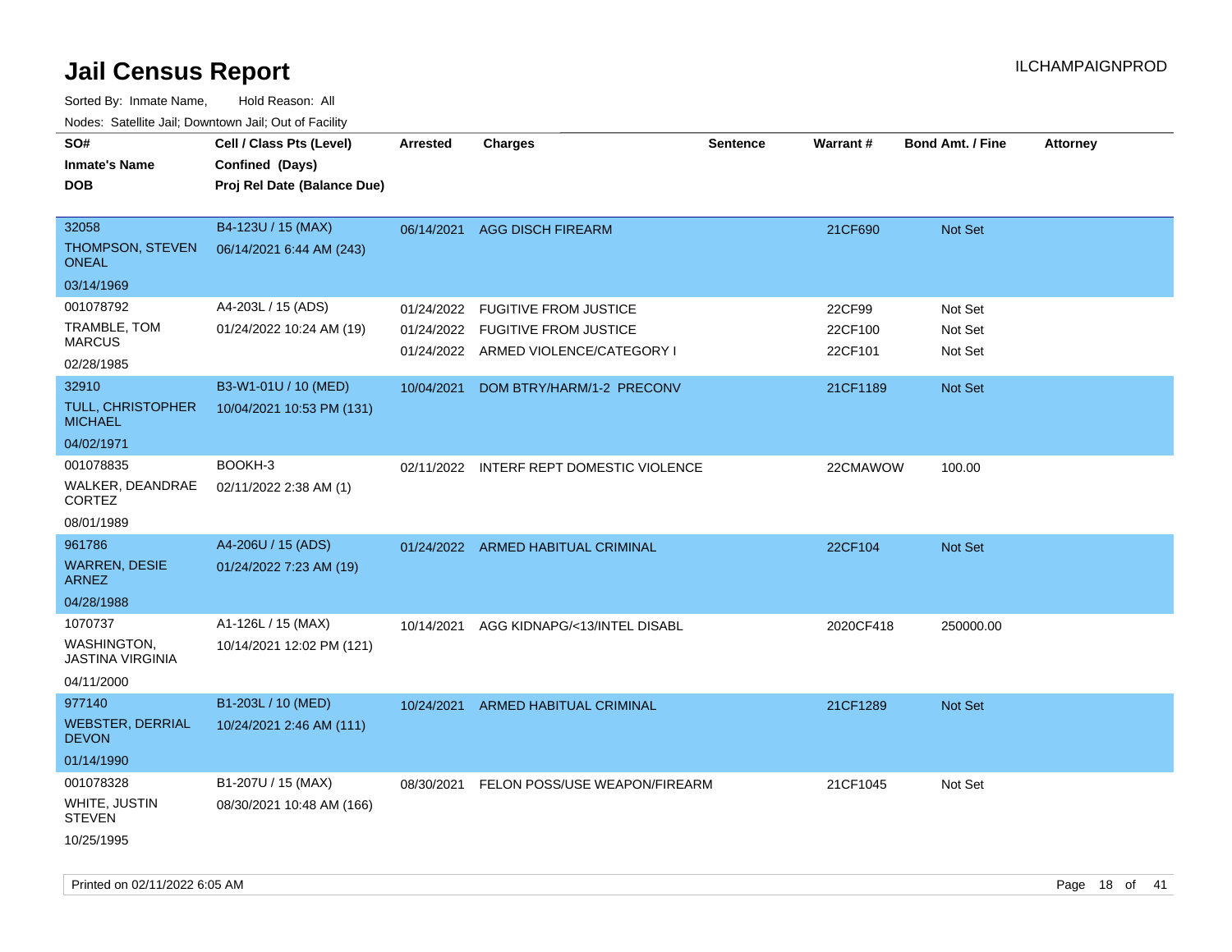# Jail Census Report

ILCHAMPAIGNPROD

Sorted By: Inmate Name, Hold Reason: All

Nodes: Satellite Jail; Downtown Jail; Out of Facility

| SO# / Inmate's Name / DOB | Cell / Class Pts (Level) / Confined (Days) / Proj Rel Date (Balance Due) | Arrested | Charges | Sentence | Warrant # | Bond Amt. / Fine | Attorney |
|---|---|---|---|---|---|---|---|
| 32058<br>THOMPSON, STEVEN ONEAL<br>03/14/1969 | B4-123U / 15 (MAX)<br>06/14/2021 6:44 AM (243) | 06/14/2021 | AGG DISCH FIREARM | | 21CF690 | Not Set | |
| 001078792<br>TRAMBLE, TOM MARCUS<br>02/28/1985 | A4-203L / 15 (ADS)<br>01/24/2022 10:24 AM (19) | 01/24/2022<br>01/24/2022<br>01/24/2022 | FUGITIVE FROM JUSTICE<br>FUGITIVE FROM JUSTICE<br>ARMED VIOLENCE/CATEGORY I | | 22CF99<br>22CF100<br>22CF101 | Not Set<br>Not Set<br>Not Set | |
| 32910<br>TULL, CHRISTOPHER MICHAEL<br>04/02/1971 | B3-W1-01U / 10 (MED)<br>10/04/2021 10:53 PM (131) | 10/04/2021 | DOM BTRY/HARM/1-2 PRECONV | | 21CF1189 | Not Set | |
| 001078835<br>WALKER, DEANDRAE CORTEZ<br>08/01/1989 | BOOKH-3<br>02/11/2022 2:38 AM (1) | 02/11/2022 | INTERF REPT DOMESTIC VIOLENCE | | 22CMAWOW | 100.00 | |
| 961786<br>WARREN, DESIE ARNEZ<br>04/28/1988 | A4-206U / 15 (ADS)<br>01/24/2022 7:23 AM (19) | 01/24/2022 | ARMED HABITUAL CRIMINAL | | 22CF104 | Not Set | |
| 1070737<br>WASHINGTON, JASTINA VIRGINIA<br>04/11/2000 | A1-126L / 15 (MAX)<br>10/14/2021 12:02 PM (121) | 10/14/2021 | AGG KIDNAPG/<13/INTEL DISABL | | 2020CF418 | 250000.00 | |
| 977140<br>WEBSTER, DERRIAL DEVON<br>01/14/1990 | B1-203L / 10 (MED)<br>10/24/2021 2:46 AM (111) | 10/24/2021 | ARMED HABITUAL CRIMINAL | | 21CF1289 | Not Set | |
| 001078328<br>WHITE, JUSTIN STEVEN<br>10/25/1995 | B1-207U / 15 (MAX)<br>08/30/2021 10:48 AM (166) | 08/30/2021 | FELON POSS/USE WEAPON/FIREARM | | 21CF1045 | Not Set | |

Printed on 02/11/2022 6:05 AM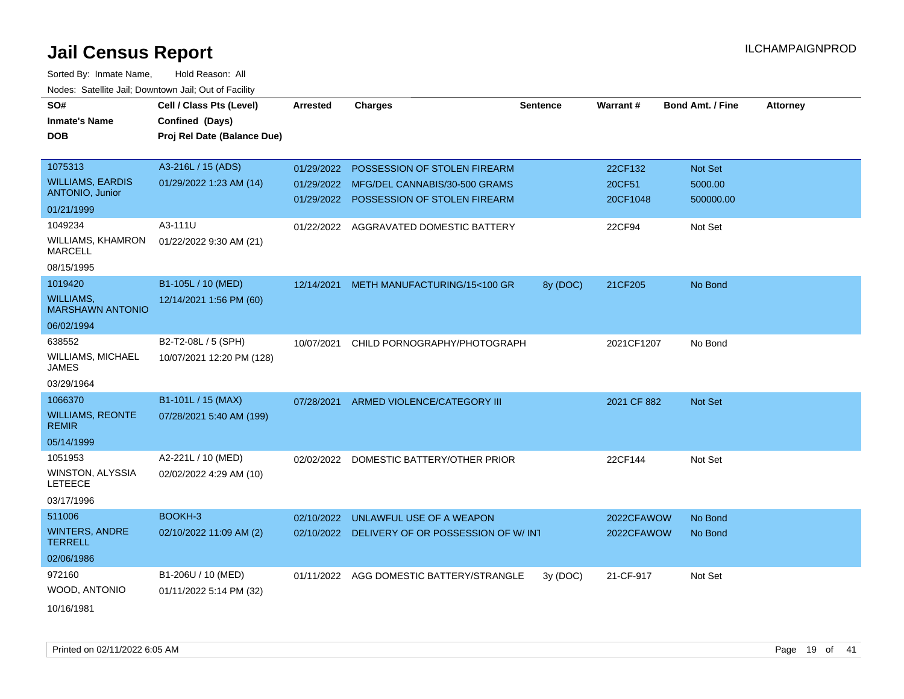# Jail Census Report

ILCHAMPAIGNPROD

Sorted By: Inmate Name, Hold Reason: All

Nodes: Satellite Jail; Downtown Jail; Out of Facility

| SO# / Inmate's Name / DOB | Cell / Class Pts (Level) / Confined (Days) / Proj Rel Date (Balance Due) | Arrested | Charges | Sentence | Warrant # | Bond Amt. / Fine | Attorney |
|---|---|---|---|---|---|---|---|
| 1075313<br>WILLIAMS, EARDIS ANTONIO, Junior<br>01/21/1999 | A3-216L / 15 (ADS)<br>01/29/2022 1:23 AM (14) | 01/29/2022<br>01/29/2022<br>01/29/2022 | POSSESSION OF STOLEN FIREARM<br>MFG/DEL CANNABIS/30-500 GRAMS<br>POSSESSION OF STOLEN FIREARM | | 22CF132<br>20CF51<br>20CF1048 | Not Set<br>5000.00<br>500000.00 | |
| 1049234<br>WILLIAMS, KHAMRON MARCELL<br>08/15/1995 | A3-111U<br>01/22/2022 9:30 AM (21) | 01/22/2022 | AGGRAVATED DOMESTIC BATTERY | | 22CF94 | Not Set | |
| 1019420<br>WILLIAMS, MARSHAWN ANTONIO<br>06/02/1994 | B1-105L / 10 (MED)<br>12/14/2021 1:56 PM (60) | 12/14/2021 | METH MANUFACTURING/15<100 GR | 8y (DOC) | 21CF205 | No Bond | |
| 638552<br>WILLIAMS, MICHAEL JAMES<br>03/29/1964 | B2-T2-08L / 5 (SPH)<br>10/07/2021 12:20 PM (128) | 10/07/2021 | CHILD PORNOGRAPHY/PHOTOGRAPH | | 2021CF1207 | No Bond | |
| 1066370<br>WILLIAMS, REONTE REMIR<br>05/14/1999 | B1-101L / 15 (MAX)<br>07/28/2021 5:40 AM (199) | 07/28/2021 | ARMED VIOLENCE/CATEGORY III | | 2021 CF 882 | Not Set | |
| 1051953<br>WINSTON, ALYSSIA LETEECE<br>03/17/1996 | A2-221L / 10 (MED)<br>02/02/2022 4:29 AM (10) | 02/02/2022 | DOMESTIC BATTERY/OTHER PRIOR | | 22CF144 | Not Set | |
| 511006<br>WINTERS, ANDRE TERRELL<br>02/06/1986 | BOOKH-3<br>02/10/2022 11:09 AM (2) | 02/10/2022<br>02/10/2022 | UNLAWFUL USE OF A WEAPON<br>DELIVERY OF OR POSSESSION OF W/ INT | | 2022CFAWOW<br>2022CFAWOW | No Bond<br>No Bond | |
| 972160<br>WOOD, ANTONIO<br>10/16/1981 | B1-206U / 10 (MED)<br>01/11/2022 5:14 PM (32) | 01/11/2022 | AGG DOMESTIC BATTERY/STRANGLE | 3y (DOC) | 21-CF-917 | Not Set | |

Printed on 02/11/2022 6:05 AM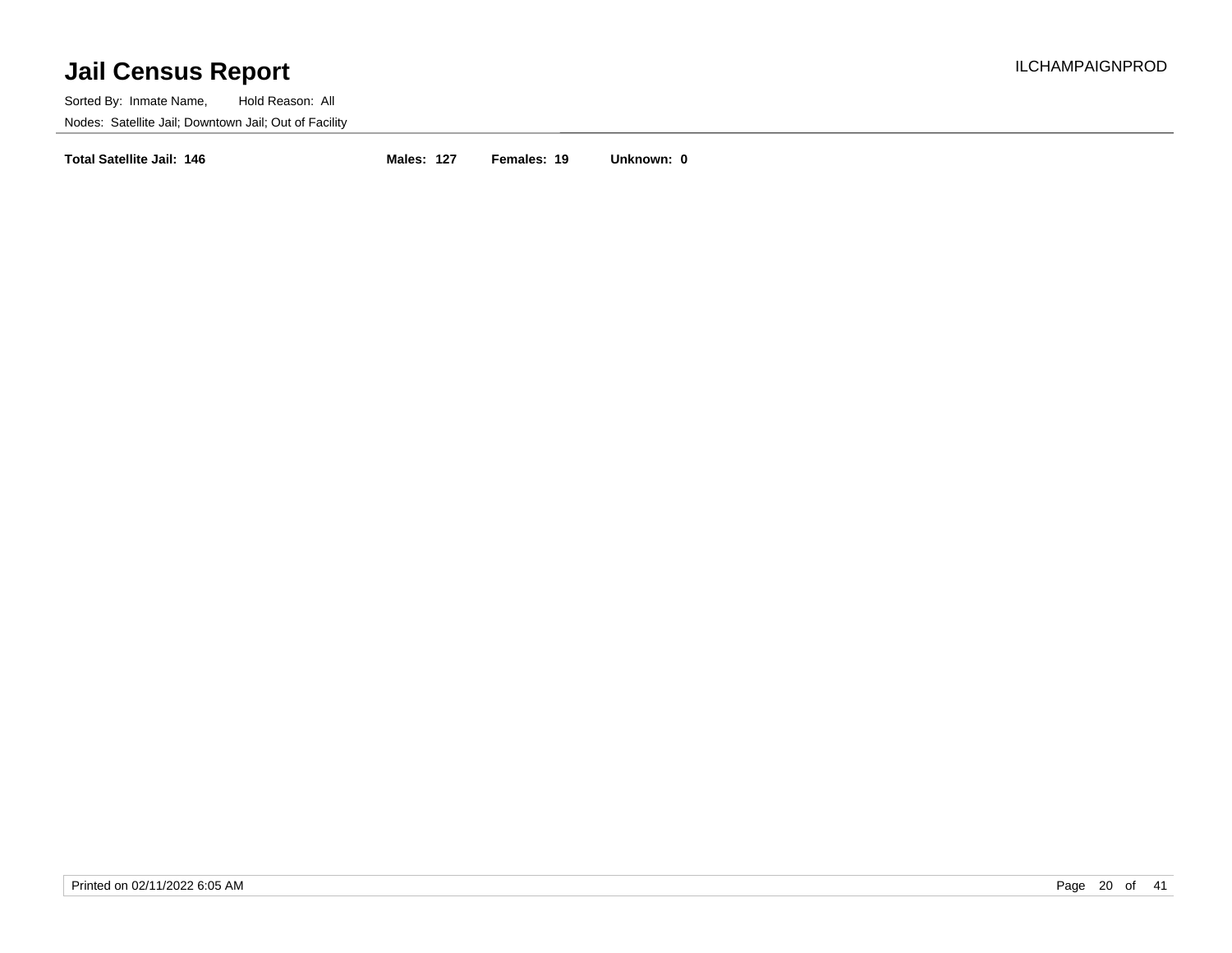# Jail Census Report

ILCHAMPAIGNPROD

Sorted By: Inmate Name, Hold Reason: All

Nodes: Satellite Jail; Downtown Jail; Out of Facility

**Total Satellite Jail: 146** **Males: 127** **Females: 19** **Unknown: 0**

Printed on 02/11/2022 6:05 AM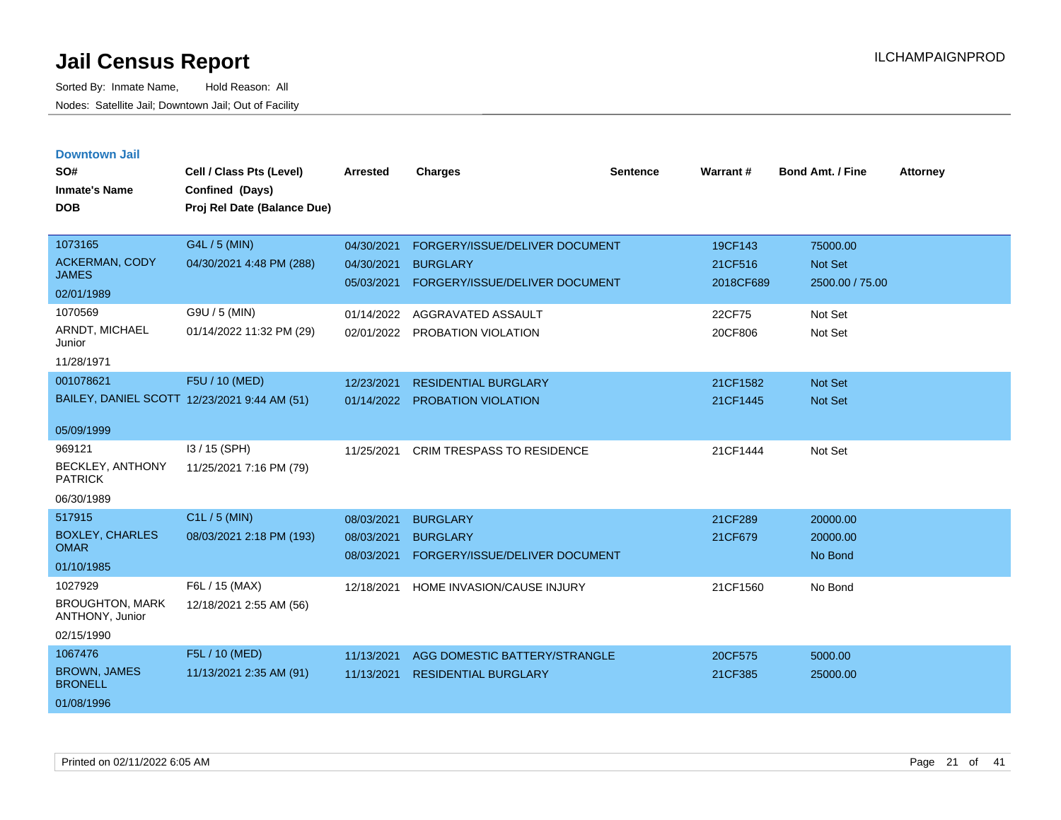# Jail Census Report

Sorted By: Inmate Name, Hold Reason: All
Nodes: Satellite Jail; Downtown Jail; Out of Facility

ILCHAMPAIGNPROD

## Downtown Jail

| SO# / Inmate's Name / DOB | Cell / Class Pts (Level) / Confined (Days) / Proj Rel Date (Balance Due) | Arrested | Charges | Sentence | Warrant # | Bond Amt. / Fine | Attorney |
|---|---|---|---|---|---|---|---|
| 1073165 ACKERMAN, CODY JAMES 02/01/1989 | G4L / 5 (MIN) 04/30/2021 4:48 PM (288) | 04/30/2021 | FORGERY/ISSUE/DELIVER DOCUMENT | | 19CF143 | 75000.00 | |
| | | 04/30/2021 | BURGLARY | | 21CF516 | Not Set | |
| | | 05/03/2021 | FORGERY/ISSUE/DELIVER DOCUMENT | | 2018CF689 | 2500.00 / 75.00 | |
| 1070569 ARNDT, MICHAEL Junior 11/28/1971 | G9U / 5 (MIN) 01/14/2022 11:32 PM (29) | 01/14/2022 | AGGRAVATED ASSAULT | | 22CF75 | Not Set | |
| | | 02/01/2022 | PROBATION VIOLATION | | 20CF806 | Not Set | |
| 001078621 BAILEY, DANIEL SCOTT 05/09/1999 | F5U / 10 (MED) 12/23/2021 9:44 AM (51) | 12/23/2021 | RESIDENTIAL BURGLARY | | 21CF1582 | Not Set | |
| | | 01/14/2022 | PROBATION VIOLATION | | 21CF1445 | Not Set | |
| 969121 BECKLEY, ANTHONY PATRICK 06/30/1989 | I3 / 15 (SPH) 11/25/2021 7:16 PM (79) | 11/25/2021 | CRIM TRESPASS TO RESIDENCE | | 21CF1444 | Not Set | |
| 517915 BOXLEY, CHARLES OMAR 01/10/1985 | C1L / 5 (MIN) 08/03/2021 2:18 PM (193) | 08/03/2021 | BURGLARY | | 21CF289 | 20000.00 | |
| | | 08/03/2021 | BURGLARY | | 21CF679 | 20000.00 | |
| | | 08/03/2021 | FORGERY/ISSUE/DELIVER DOCUMENT | | | No Bond | |
| 1027929 BROUGHTON, MARK ANTHONY, Junior 02/15/1990 | F6L / 15 (MAX) 12/18/2021 2:55 AM (56) | 12/18/2021 | HOME INVASION/CAUSE INJURY | | 21CF1560 | No Bond | |
| 1067476 BROWN, JAMES BRONELL 01/08/1996 | F5L / 10 (MED) 11/13/2021 2:35 AM (91) | 11/13/2021 | AGG DOMESTIC BATTERY/STRANGLE | | 20CF575 | 5000.00 | |
| | | 11/13/2021 | RESIDENTIAL BURGLARY | | 21CF385 | 25000.00 | |

Printed on 02/11/2022 6:05 AM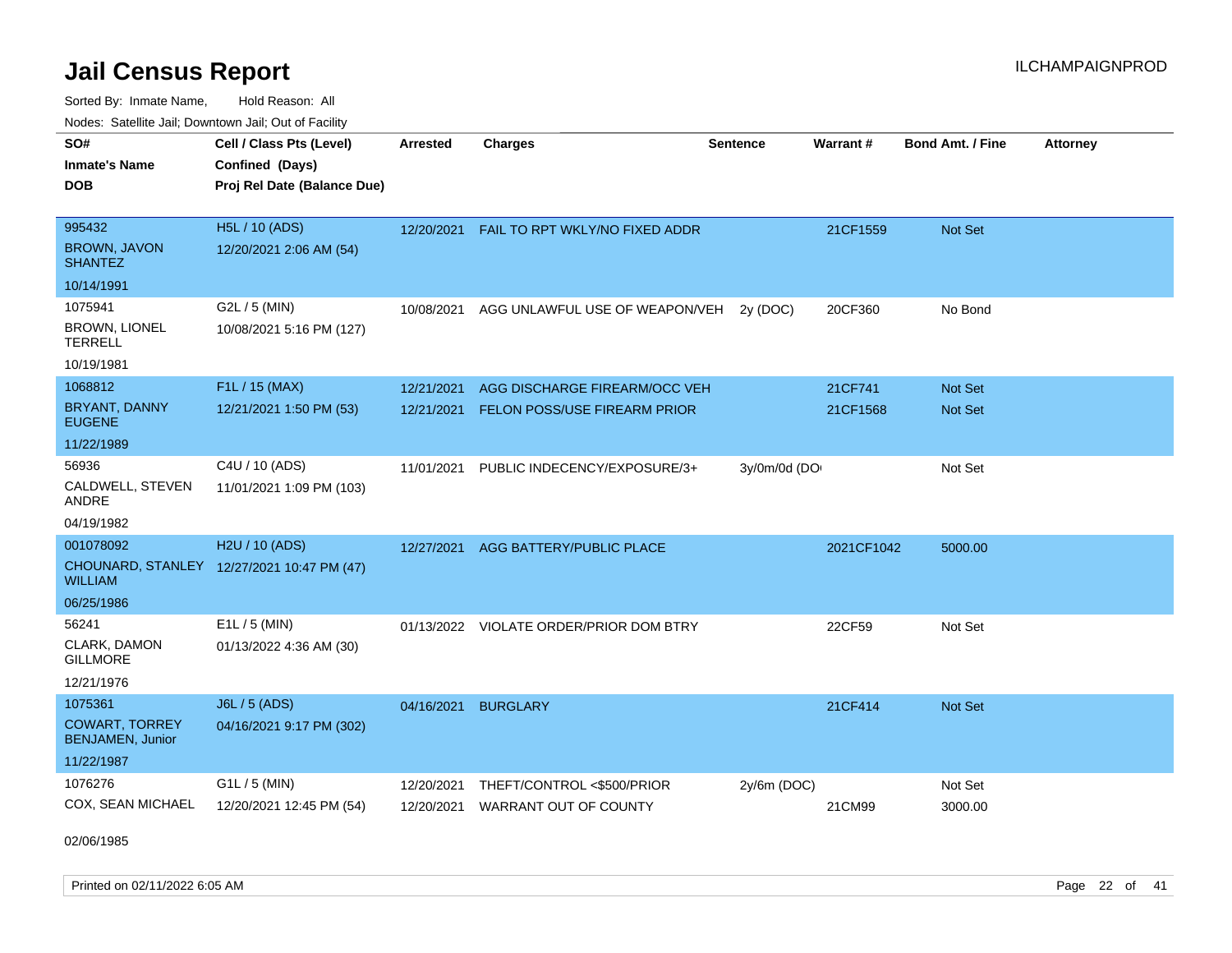# Jail Census Report

ILCHAMPAIGNPROD

Sorted By: Inmate Name, Hold Reason: All

Nodes: Satellite Jail; Downtown Jail; Out of Facility

| SO# / Inmate's Name / DOB | Cell / Class Pts (Level) / Confined (Days) / Proj Rel Date (Balance Due) | Arrested | Charges | Sentence | Warrant # | Bond Amt. / Fine | Attorney |
|---|---|---|---|---|---|---|---|
| 995432<br>BROWN, JAVON SHANTEZ<br>10/14/1991 | H5L / 10 (ADS)<br>12/20/2021 2:06 AM (54) | 12/20/2021 | FAIL TO RPT WKLY/NO FIXED ADDR | | 21CF1559 | Not Set | |
| 1075941<br>BROWN, LIONEL TERRELL<br>10/19/1981 | G2L / 5 (MIN)<br>10/08/2021 5:16 PM (127) | 10/08/2021 | AGG UNLAWFUL USE OF WEAPON/VEH | 2y (DOC) | 20CF360 | No Bond | |
| 1068812<br>BRYANT, DANNY EUGENE<br>11/22/1989 | F1L / 15 (MAX)<br>12/21/2021 1:50 PM (53) | 12/21/2021<br>12/21/2021 | AGG DISCHARGE FIREARM/OCC VEH<br>FELON POSS/USE FIREARM PRIOR | | 21CF741<br>21CF1568 | Not Set<br>Not Set | |
| 56936<br>CALDWELL, STEVEN ANDRE<br>04/19/1982 | C4U / 10 (ADS)<br>11/01/2021 1:09 PM (103) | 11/01/2021 | PUBLIC INDECENCY/EXPOSURE/3+ | 3y/0m/0d (DO | | Not Set | |
| 001078092<br>CHOUNARD, STANLEY WILLIAM<br>06/25/1986 | H2U / 10 (ADS)<br>12/27/2021 10:47 PM (47) | 12/27/2021 | AGG BATTERY/PUBLIC PLACE | | 2021CF1042 | 5000.00 | |
| 56241<br>CLARK, DAMON GILLMORE<br>12/21/1976 | E1L / 5 (MIN)<br>01/13/2022 4:36 AM (30) | 01/13/2022 | VIOLATE ORDER/PRIOR DOM BTRY | | 22CF59 | Not Set | |
| 1075361<br>COWART, TORREY BENJAMEN, Junior<br>11/22/1987 | J6L / 5 (ADS)<br>04/16/2021 9:17 PM (302) | 04/16/2021 | BURGLARY | | 21CF414 | Not Set | |
| 1076276<br>COX, SEAN MICHAEL<br>02/06/1985 | G1L / 5 (MIN)<br>12/20/2021 12:45 PM (54) | 12/20/2021<br>12/20/2021 | THEFT/CONTROL <$500/PRIOR<br>WARRANT OUT OF COUNTY | 2y/6m (DOC) | <br>21CM99 | Not Set<br>3000.00 | |

Printed on 02/11/2022 6:05 AM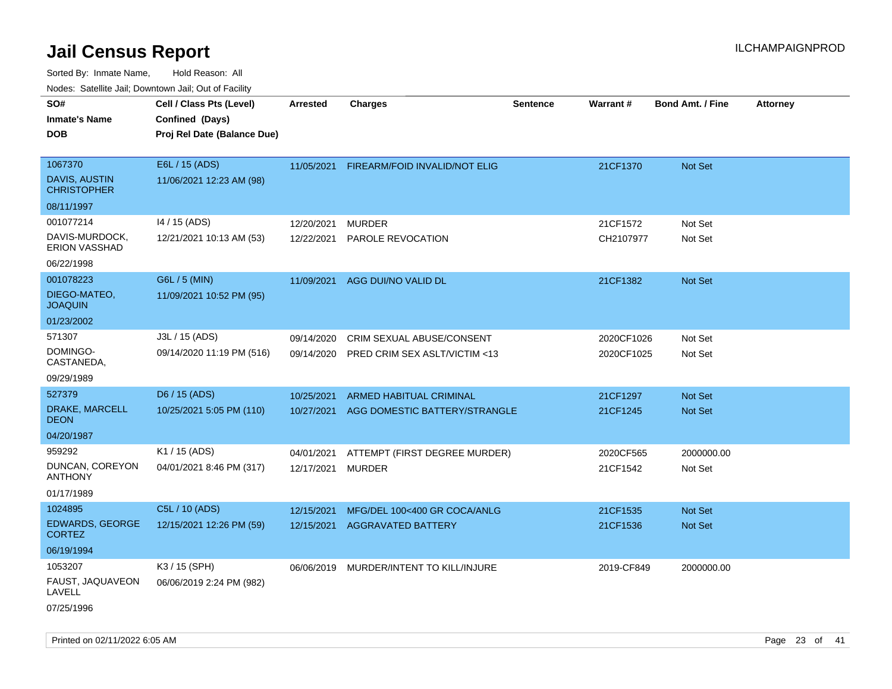# Jail Census Report

ILCHAMPAIGNPROD

Sorted By: Inmate Name, Hold Reason: All

Nodes: Satellite Jail; Downtown Jail; Out of Facility

| SO# / Inmate's Name / DOB | Cell / Class Pts (Level) / Confined (Days) / Proj Rel Date (Balance Due) | Arrested | Charges | Sentence | Warrant # | Bond Amt. / Fine | Attorney |
|---|---|---|---|---|---|---|---|
| 1067370<br>DAVIS, AUSTIN CHRISTOPHER<br>08/11/1997 | E6L / 15 (ADS)<br>11/06/2021 12:23 AM (98) | 11/05/2021 | FIREARM/FOID INVALID/NOT ELIG | | 21CF1370 | Not Set | |
| 001077214<br>DAVIS-MURDOCK, ERION VASSHAD<br>06/22/1998 | I4 / 15 (ADS)<br>12/21/2021 10:13 AM (53) | 12/20/2021<br>12/22/2021 | MURDER<br>PAROLE REVOCATION | | 21CF1572<br>CH2107977 | Not Set<br>Not Set | |
| 001078223<br>DIEGO-MATEO, JOAQUIN<br>01/23/2002 | G6L / 5 (MIN)<br>11/09/2021 10:52 PM (95) | 11/09/2021 | AGG DUI/NO VALID DL | | 21CF1382 | Not Set | |
| 571307<br>DOMINGO-CASTANEDA,<br>09/29/1989 | J3L / 15 (ADS)<br>09/14/2020 11:19 PM (516) | 09/14/2020<br>09/14/2020 | CRIM SEXUAL ABUSE/CONSENT<br>PRED CRIM SEX ASLT/VICTIM <13 | | 2020CF1026<br>2020CF1025 | Not Set<br>Not Set | |
| 527379<br>DRAKE, MARCELL DEON<br>04/20/1987 | D6 / 15 (ADS)<br>10/25/2021 5:05 PM (110) | 10/25/2021<br>10/27/2021 | ARMED HABITUAL CRIMINAL<br>AGG DOMESTIC BATTERY/STRANGLE | | 21CF1297<br>21CF1245 | Not Set<br>Not Set | |
| 959292<br>DUNCAN, COREYON ANTHONY<br>01/17/1989 | K1 / 15 (ADS)<br>04/01/2021 8:46 PM (317) | 04/01/2021<br>12/17/2021 | ATTEMPT (FIRST DEGREE MURDER)<br>MURDER | | 2020CF565<br>21CF1542 | 2000000.00<br>Not Set | |
| 1024895<br>EDWARDS, GEORGE CORTEZ<br>06/19/1994 | C5L / 10 (ADS)<br>12/15/2021 12:26 PM (59) | 12/15/2021<br>12/15/2021 | MFG/DEL 100<400 GR COCA/ANLG<br>AGGRAVATED BATTERY | | 21CF1535<br>21CF1536 | Not Set<br>Not Set | |
| 1053207<br>FAUST, JAQUAVEON LAVELL<br>07/25/1996 | K3 / 15 (SPH)<br>06/06/2019 2:24 PM (982) | 06/06/2019 | MURDER/INTENT TO KILL/INJURE | | 2019-CF849 | 2000000.00 | |

Printed on 02/11/2022 6:05 AM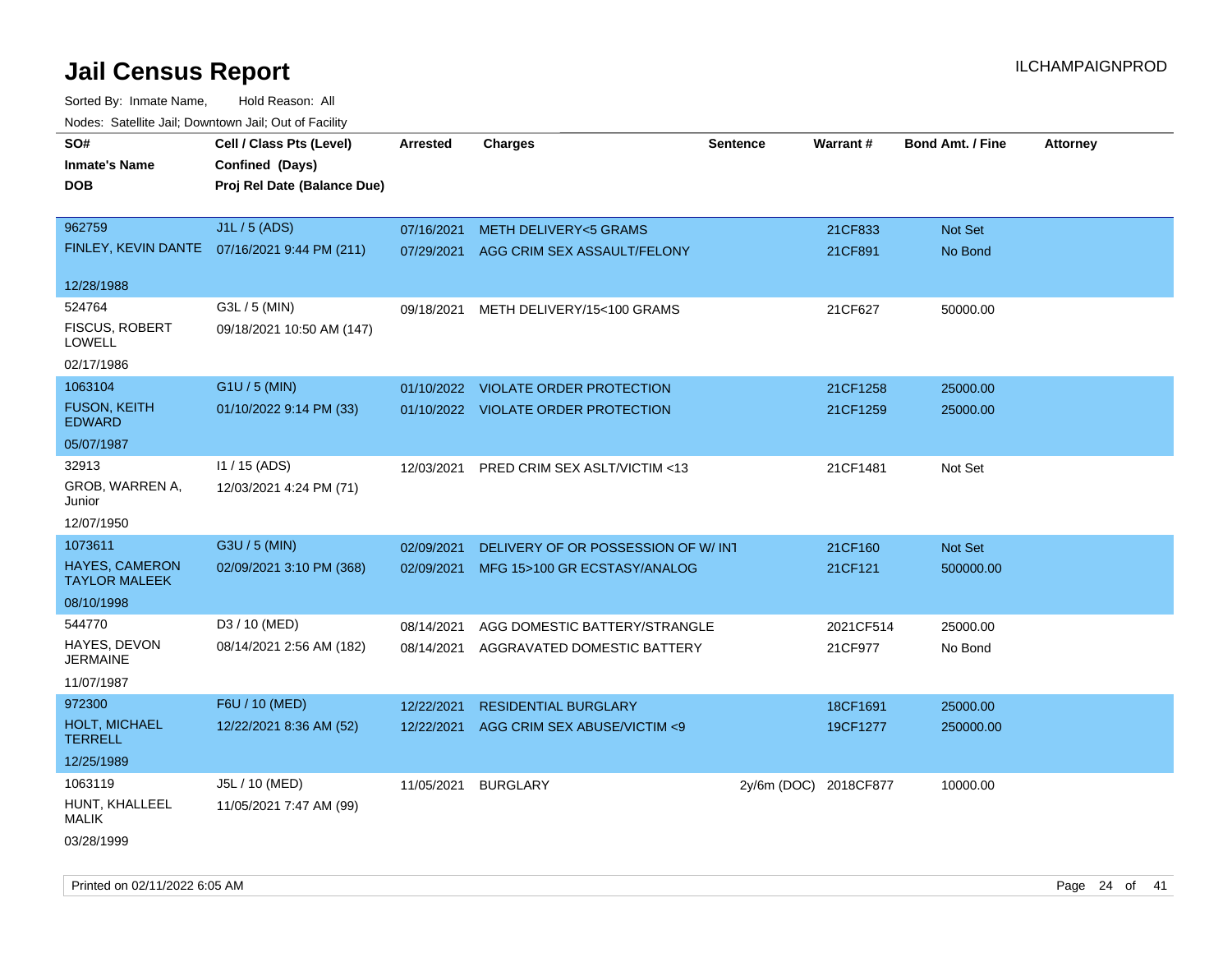# Jail Census Report

Sorted By: Inmate Name, Hold Reason: All

Nodes: Satellite Jail; Downtown Jail; Out of Facility

| SO# / Inmate's Name / DOB | Cell / Class Pts (Level) / Confined (Days) / Proj Rel Date (Balance Due) | Arrested | Charges | Sentence | Warrant # | Bond Amt. / Fine | Attorney |
|---|---|---|---|---|---|---|---|
| 962759<br>FINLEY, KEVIN DANTE<br>12/28/1988 | J1L / 5 (ADS)<br>07/16/2021 9:44 PM (211) | 07/16/2021<br>07/29/2021 | METH DELIVERY<5 GRAMS<br>AGG CRIM SEX ASSAULT/FELONY | | 21CF833<br>21CF891 | Not Set<br>No Bond | |
| 524764<br>FISCUS, ROBERT LOWELL<br>02/17/1986 | G3L / 5 (MIN)<br>09/18/2021 10:50 AM (147) | 09/18/2021 | METH DELIVERY/15<100 GRAMS | | 21CF627 | 50000.00 | |
| 1063104<br>FUSON, KEITH EDWARD<br>05/07/1987 | G1U / 5 (MIN)<br>01/10/2022 9:14 PM (33) | 01/10/2022<br>01/10/2022 | VIOLATE ORDER PROTECTION<br>VIOLATE ORDER PROTECTION | | 21CF1258<br>21CF1259 | 25000.00<br>25000.00 | |
| 32913<br>GROB, WARREN A, Junior<br>12/07/1950 | I1 / 15 (ADS)<br>12/03/2021 4:24 PM (71) | 12/03/2021 | PRED CRIM SEX ASLT/VICTIM <13 | | 21CF1481 | Not Set | |
| 1073611<br>HAYES, CAMERON TAYLOR MALEEK<br>08/10/1998 | G3U / 5 (MIN)<br>02/09/2021 3:10 PM (368) | 02/09/2021<br>02/09/2021 | DELIVERY OF OR POSSESSION OF W/ INT<br>MFG 15>100 GR ECSTASY/ANALOG | | 21CF160<br>21CF121 | Not Set<br>500000.00 | |
| 544770<br>HAYES, DEVON JERMAINE<br>11/07/1987 | D3 / 10 (MED)<br>08/14/2021 2:56 AM (182) | 08/14/2021<br>08/14/2021 | AGG DOMESTIC BATTERY/STRANGLE<br>AGGRAVATED DOMESTIC BATTERY | | 2021CF514<br>21CF977 | 25000.00<br>No Bond | |
| 972300<br>HOLT, MICHAEL TERRELL<br>12/25/1989 | F6U / 10 (MED)<br>12/22/2021 8:36 AM (52) | 12/22/2021<br>12/22/2021 | RESIDENTIAL BURGLARY<br>AGG CRIM SEX ABUSE/VICTIM <9 | | 18CF1691<br>19CF1277 | 25000.00<br>250000.00 | |
| 1063119<br>HUNT, KHALLEEL MALIK<br>03/28/1999 | J5L / 10 (MED)<br>11/05/2021 7:47 AM (99) | 11/05/2021 | BURGLARY | 2y/6m (DOC) | 2018CF877 | 10000.00 | |

Printed on 02/11/2022 6:05 AM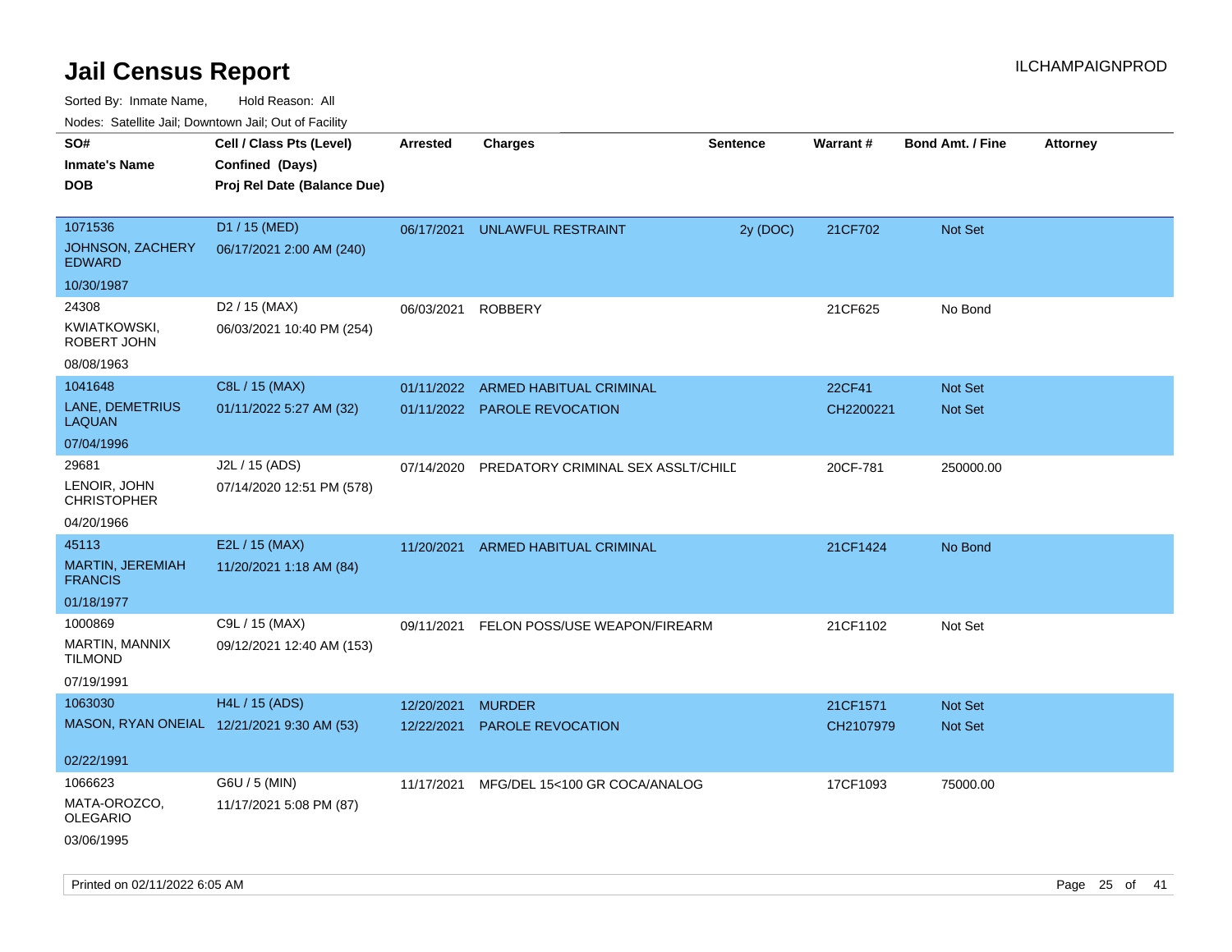# Jail Census Report

Sorted By: Inmate Name, Hold Reason: All

Nodes: Satellite Jail; Downtown Jail; Out of Facility

| SO# / Inmate's Name / DOB | Cell / Class Pts (Level) / Confined (Days) / Proj Rel Date (Balance Due) | Arrested | Charges | Sentence | Warrant # | Bond Amt. / Fine | Attorney |
|---|---|---|---|---|---|---|---|
| 1071536<br>JOHNSON, ZACHERY EDWARD<br>10/30/1987 | D1 / 15 (MED)<br>06/17/2021 2:00 AM (240) | 06/17/2021 | UNLAWFUL RESTRAINT | 2y (DOC) | 21CF702 | Not Set | |
| 24308<br>KWIATKOWSKI, ROBERT JOHN<br>08/08/1963 | D2 / 15 (MAX)<br>06/03/2021 10:40 PM (254) | 06/03/2021 | ROBBERY | | 21CF625 | No Bond | |
| 1041648<br>LANE, DEMETRIUS LAQUAN<br>07/04/1996 | C8L / 15 (MAX)<br>01/11/2022 5:27 AM (32) | 01/11/2022<br>01/11/2022 | ARMED HABITUAL CRIMINAL<br>PAROLE REVOCATION | | 22CF41<br>CH2200221 | Not Set<br>Not Set | |
| 29681<br>LENOIR, JOHN CHRISTOPHER<br>04/20/1966 | J2L / 15 (ADS)<br>07/14/2020 12:51 PM (578) | 07/14/2020 | PREDATORY CRIMINAL SEX ASSLT/CHILD | | 20CF-781 | 250000.00 | |
| 45113<br>MARTIN, JEREMIAH FRANCIS<br>01/18/1977 | E2L / 15 (MAX)<br>11/20/2021 1:18 AM (84) | 11/20/2021 | ARMED HABITUAL CRIMINAL | | 21CF1424 | No Bond | |
| 1000869<br>MARTIN, MANNIX TILMOND<br>07/19/1991 | C9L / 15 (MAX)<br>09/12/2021 12:40 AM (153) | 09/11/2021 | FELON POSS/USE WEAPON/FIREARM | | 21CF1102 | Not Set | |
| 1063030<br>MASON, RYAN ONEIAL<br>02/22/1991 | H4L / 15 (ADS)<br>12/21/2021 9:30 AM (53) | 12/20/2021<br>12/22/2021 | MURDER<br>PAROLE REVOCATION | | 21CF1571<br>CH2107979 | Not Set<br>Not Set | |
| 1066623<br>MATA-OROZCO, OLEGARIO<br>03/06/1995 | G6U / 5 (MIN)<br>11/17/2021 5:08 PM (87) | 11/17/2021 | MFG/DEL 15<100 GR COCA/ANALOG | | 17CF1093 | 75000.00 | |

Printed on 02/11/2022 6:05 AM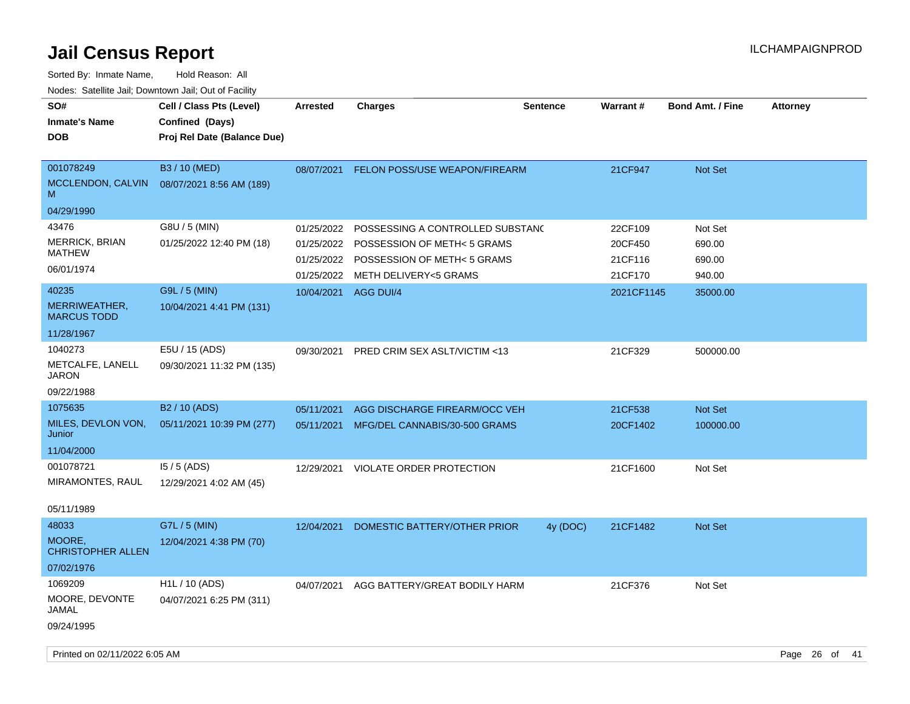# Jail Census Report

ILCHAMPAIGNPROD

Sorted By: Inmate Name, Hold Reason: All

Nodes: Satellite Jail; Downtown Jail; Out of Facility

| SO# / Inmate's Name / DOB | Cell / Class Pts (Level) / Confined (Days) / Proj Rel Date (Balance Due) | Arrested | Charges | Sentence | Warrant # | Bond Amt. / Fine | Attorney |
|---|---|---|---|---|---|---|---|
| 001078249 MCCLENDON, CALVIN M 04/29/1990 | B3 / 10 (MED) 08/07/2021 8:56 AM (189) | 08/07/2021 | FELON POSS/USE WEAPON/FIREARM | | 21CF947 | Not Set | |
| 43476 MERRICK, BRIAN MATHEW 06/01/1974 | G8U / 5 (MIN) 01/25/2022 12:40 PM (18) | 01/25/2022 | POSSESSING A CONTROLLED SUBSTANC | | 22CF109 | Not Set | |
| | | 01/25/2022 | POSSESSION OF METH< 5 GRAMS | | 20CF450 | 690.00 | |
| | | 01/25/2022 | POSSESSION OF METH< 5 GRAMS | | 21CF116 | 690.00 | |
| | | 01/25/2022 | METH DELIVERY<5 GRAMS | | 21CF170 | 940.00 | |
| 40235 MERRIWEATHER, MARCUS TODD 11/28/1967 | G9L / 5 (MIN) 10/04/2021 4:41 PM (131) | 10/04/2021 | AGG DUI/4 | | 2021CF1145 | 35000.00 | |
| 1040273 METCALFE, LANELL JARON 09/22/1988 | E5U / 15 (ADS) 09/30/2021 11:32 PM (135) | 09/30/2021 | PRED CRIM SEX ASLT/VICTIM <13 | | 21CF329 | 500000.00 | |
| 1075635 MILES, DEVLON VON, Junior 11/04/2000 | B2 / 10 (ADS) 05/11/2021 10:39 PM (277) | 05/11/2021 | AGG DISCHARGE FIREARM/OCC VEH | | 21CF538 | Not Set | |
| | | 05/11/2021 | MFG/DEL CANNABIS/30-500 GRAMS | | 20CF1402 | 100000.00 | |
| 001078721 MIRAMONTES, RAUL 05/11/1989 | I5 / 5 (ADS) 12/29/2021 4:02 AM (45) | 12/29/2021 | VIOLATE ORDER PROTECTION | | 21CF1600 | Not Set | |
| 48033 MOORE, CHRISTOPHER ALLEN 07/02/1976 | G7L / 5 (MIN) 12/04/2021 4:38 PM (70) | 12/04/2021 | DOMESTIC BATTERY/OTHER PRIOR | 4y (DOC) | 21CF1482 | Not Set | |
| 1069209 MOORE, DEVONTE JAMAL 09/24/1995 | H1L / 10 (ADS) 04/07/2021 6:25 PM (311) | 04/07/2021 | AGG BATTERY/GREAT BODILY HARM | | 21CF376 | Not Set | |

Printed on 02/11/2022 6:05 AM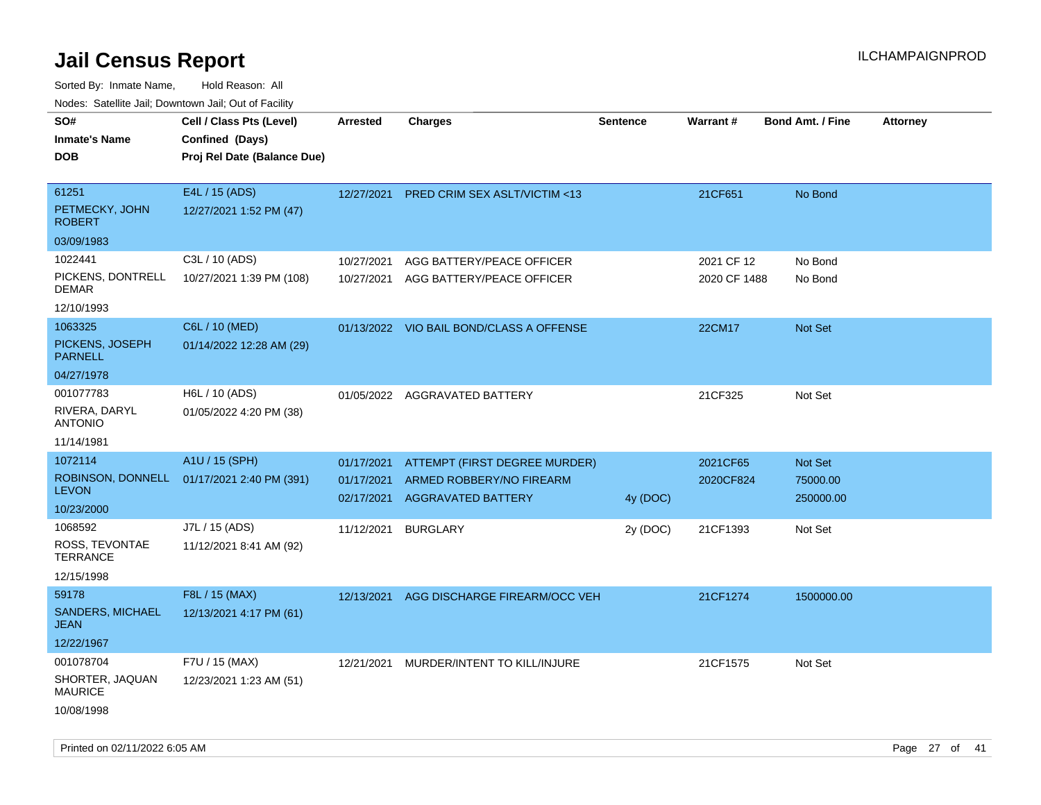# Jail Census Report

ILCHAMPAIGNPROD

Sorted By: Inmate Name, Hold Reason: All

Nodes: Satellite Jail; Downtown Jail; Out of Facility

| SO# / Inmate's Name / DOB | Cell / Class Pts (Level) / Confined (Days) / Proj Rel Date (Balance Due) | Arrested | Charges | Sentence | Warrant # | Bond Amt. / Fine | Attorney |
|---|---|---|---|---|---|---|---|
| 61251<br>PETMECKY, JOHN ROBERT<br>03/09/1983 | E4L / 15 (ADS)<br>12/27/2021 1:52 PM (47) | 12/27/2021 | PRED CRIM SEX ASLT/VICTIM <13 | | 21CF651 | No Bond | |
| 1022441<br>PICKENS, DONTRELL DEMAR<br>12/10/1993 | C3L / 10 (ADS)<br>10/27/2021 1:39 PM (108) | 10/27/2021<br>10/27/2021 | AGG BATTERY/PEACE OFFICER<br>AGG BATTERY/PEACE OFFICER | | 2021 CF 12<br>2020 CF 1488 | No Bond<br>No Bond | |
| 1063325<br>PICKENS, JOSEPH PARNELL<br>04/27/1978 | C6L / 10 (MED)<br>01/14/2022 12:28 AM (29) | 01/13/2022 | VIO BAIL BOND/CLASS A OFFENSE | | 22CM17 | Not Set | |
| 001077783<br>RIVERA, DARYL ANTONIO<br>11/14/1981 | H6L / 10 (ADS)<br>01/05/2022 4:20 PM (38) | 01/05/2022 | AGGRAVATED BATTERY | | 21CF325 | Not Set | |
| 1072114<br>ROBINSON, DONNELL LEVON<br>10/23/2000 | A1U / 15 (SPH)<br>01/17/2021 2:40 PM (391) | 01/17/2021<br>01/17/2021<br>02/17/2021 | ATTEMPT (FIRST DEGREE MURDER)<br>ARMED ROBBERY/NO FIREARM<br>AGGRAVATED BATTERY | <br><br>4y (DOC) | 2021CF65<br>2020CF824 | Not Set<br>75000.00<br>250000.00 | |
| 1068592<br>ROSS, TEVONTAE TERRANCE<br>12/15/1998 | J7L / 15 (ADS)<br>11/12/2021 8:41 AM (92) | 11/12/2021 | BURGLARY | 2y (DOC) | 21CF1393 | Not Set | |
| 59178<br>SANDERS, MICHAEL JEAN<br>12/22/1967 | F8L / 15 (MAX)<br>12/13/2021 4:17 PM (61) | 12/13/2021 | AGG DISCHARGE FIREARM/OCC VEH | | 21CF1274 | 1500000.00 | |
| 001078704<br>SHORTER, JAQUAN MAURICE<br>10/08/1998 | F7U / 15 (MAX)<br>12/23/2021 1:23 AM (51) | 12/21/2021 | MURDER/INTENT TO KILL/INJURE | | 21CF1575 | Not Set | |

Printed on 02/11/2022 6:05 AM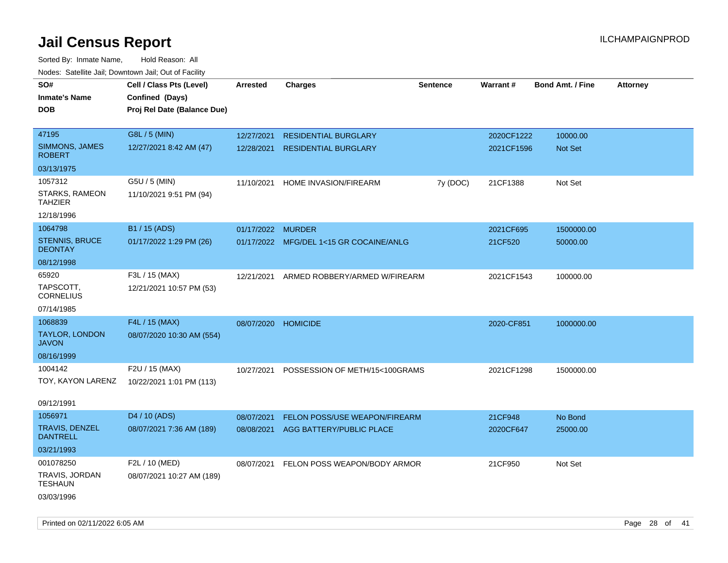# Jail Census Report

ILCHAMPAIGNPROD

Sorted By: Inmate Name, Hold Reason: All

Nodes: Satellite Jail; Downtown Jail; Out of Facility

| SO# / Inmate's Name / DOB | Cell / Class Pts (Level) / Confined (Days) / Proj Rel Date (Balance Due) | Arrested | Charges | Sentence | Warrant # | Bond Amt. / Fine | Attorney |
|---|---|---|---|---|---|---|---|
| 47195 SIMMONS, JAMES ROBERT 03/13/1975 | G8L / 5 (MIN) 12/27/2021 8:42 AM (47) | 12/27/2021 | RESIDENTIAL BURGLARY | | 2020CF1222 | 10000.00 | |
| | | 12/28/2021 | RESIDENTIAL BURGLARY | | 2021CF1596 | Not Set | |
| 1057312 STARKS, RAMEON TAHZIER 12/18/1996 | G5U / 5 (MIN) 11/10/2021 9:51 PM (94) | 11/10/2021 | HOME INVASION/FIREARM | 7y (DOC) | 21CF1388 | Not Set | |
| 1064798 STENNIS, BRUCE DEONTAY 08/12/1998 | B1 / 15 (ADS) 01/17/2022 1:29 PM (26) | 01/17/2022 | MURDER | | 2021CF695 | 1500000.00 | |
| | | 01/17/2022 | MFG/DEL 1<15 GR COCAINE/ANLG | | 21CF520 | 50000.00 | |
| 65920 TAPSCOTT, CORNELIUS 07/14/1985 | F3L / 15 (MAX) 12/21/2021 10:57 PM (53) | 12/21/2021 | ARMED ROBBERY/ARMED W/FIREARM | | 2021CF1543 | 100000.00 | |
| 1068839 TAYLOR, LONDON JAVON 08/16/1999 | F4L / 15 (MAX) 08/07/2020 10:30 AM (554) | 08/07/2020 | HOMICIDE | | 2020-CF851 | 1000000.00 | |
| 1004142 TOY, KAYON LARENZ 09/12/1991 | F2U / 15 (MAX) 10/22/2021 1:01 PM (113) | 10/27/2021 | POSSESSION OF METH/15<100GRAMS | | 2021CF1298 | 1500000.00 | |
| 1056971 TRAVIS, DENZEL DANTRELL 03/21/1993 | D4 / 10 (ADS) 08/07/2021 7:36 AM (189) | 08/07/2021 | FELON POSS/USE WEAPON/FIREARM | | 21CF948 | No Bond | |
| | | 08/08/2021 | AGG BATTERY/PUBLIC PLACE | | 2020CF647 | 25000.00 | |
| 001078250 TRAVIS, JORDAN TESHAUN 03/03/1996 | F2L / 10 (MED) 08/07/2021 10:27 AM (189) | 08/07/2021 | FELON POSS WEAPON/BODY ARMOR | | 21CF950 | Not Set | |

Printed on 02/11/2022 6:05 AM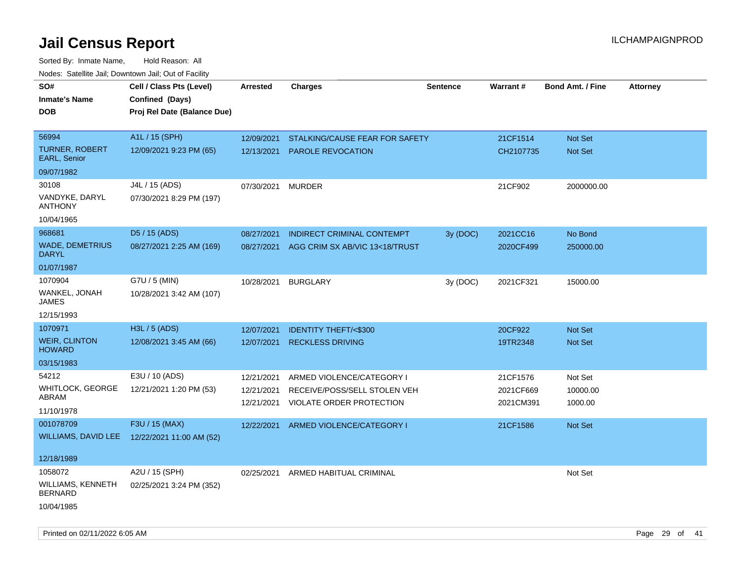# Jail Census Report

ILCHAMPAIGNPROD

Sorted By: Inmate Name, Hold Reason: All

Nodes: Satellite Jail; Downtown Jail; Out of Facility

| SO# / Inmate's Name / DOB | Cell / Class Pts (Level) / Confined (Days) / Proj Rel Date (Balance Due) | Arrested | Charges | Sentence | Warrant # | Bond Amt. / Fine | Attorney |
|---|---|---|---|---|---|---|---|
| 56994<br>TURNER, ROBERT EARL, Senior<br>09/07/1982 | A1L / 15 (SPH)<br>12/09/2021 9:23 PM (65) | 12/09/2021<br>12/13/2021 | STALKING/CAUSE FEAR FOR SAFETY<br>PAROLE REVOCATION | | 21CF1514<br>CH2107735 | Not Set<br>Not Set | |
| 30108<br>VANDYKE, DARYL ANTHONY<br>10/04/1965 | J4L / 15 (ADS)<br>07/30/2021 8:29 PM (197) | 07/30/2021 | MURDER | | 21CF902 | 2000000.00 | |
| 968681<br>WADE, DEMETRIUS DARYL<br>01/07/1987 | D5 / 15 (ADS)<br>08/27/2021 2:25 AM (169) | 08/27/2021<br>08/27/2021 | INDIRECT CRIMINAL CONTEMPT<br>AGG CRIM SX AB/VIC 13<18/TRUST | 3y (DOC) | 2021CC16<br>2020CF499 | No Bond<br>250000.00 | |
| 1070904<br>WANKEL, JONAH JAMES<br>12/15/1993 | G7U / 5 (MIN)<br>10/28/2021 3:42 AM (107) | 10/28/2021 | BURGLARY | 3y (DOC) | 2021CF321 | 15000.00 | |
| 1070971<br>WEIR, CLINTON HOWARD<br>03/15/1983 | H3L / 5 (ADS)<br>12/08/2021 3:45 AM (66) | 12/07/2021<br>12/07/2021 | IDENTITY THEFT/<$300<br>RECKLESS DRIVING | | 20CF922<br>19TR2348 | Not Set<br>Not Set | |
| 54212<br>WHITLOCK, GEORGE ABRAM<br>11/10/1978 | E3U / 10 (ADS)<br>12/21/2021 1:20 PM (53) | 12/21/2021<br>12/21/2021<br>12/21/2021 | ARMED VIOLENCE/CATEGORY I<br>RECEIVE/POSS/SELL STOLEN VEH<br>VIOLATE ORDER PROTECTION | | 21CF1576<br>2021CF669<br>2021CM391 | Not Set<br>10000.00<br>1000.00 | |
| 001078709<br>WILLIAMS, DAVID LEE<br>12/18/1989 | F3U / 15 (MAX)<br>12/22/2021 11:00 AM (52) | 12/22/2021 | ARMED VIOLENCE/CATEGORY I | | 21CF1586 | Not Set | |
| 1058072<br>WILLIAMS, KENNETH BERNARD<br>10/04/1985 | A2U / 15 (SPH)<br>02/25/2021 3:24 PM (352) | 02/25/2021 | ARMED HABITUAL CRIMINAL | | | Not Set | |

Printed on 02/11/2022 6:05 AM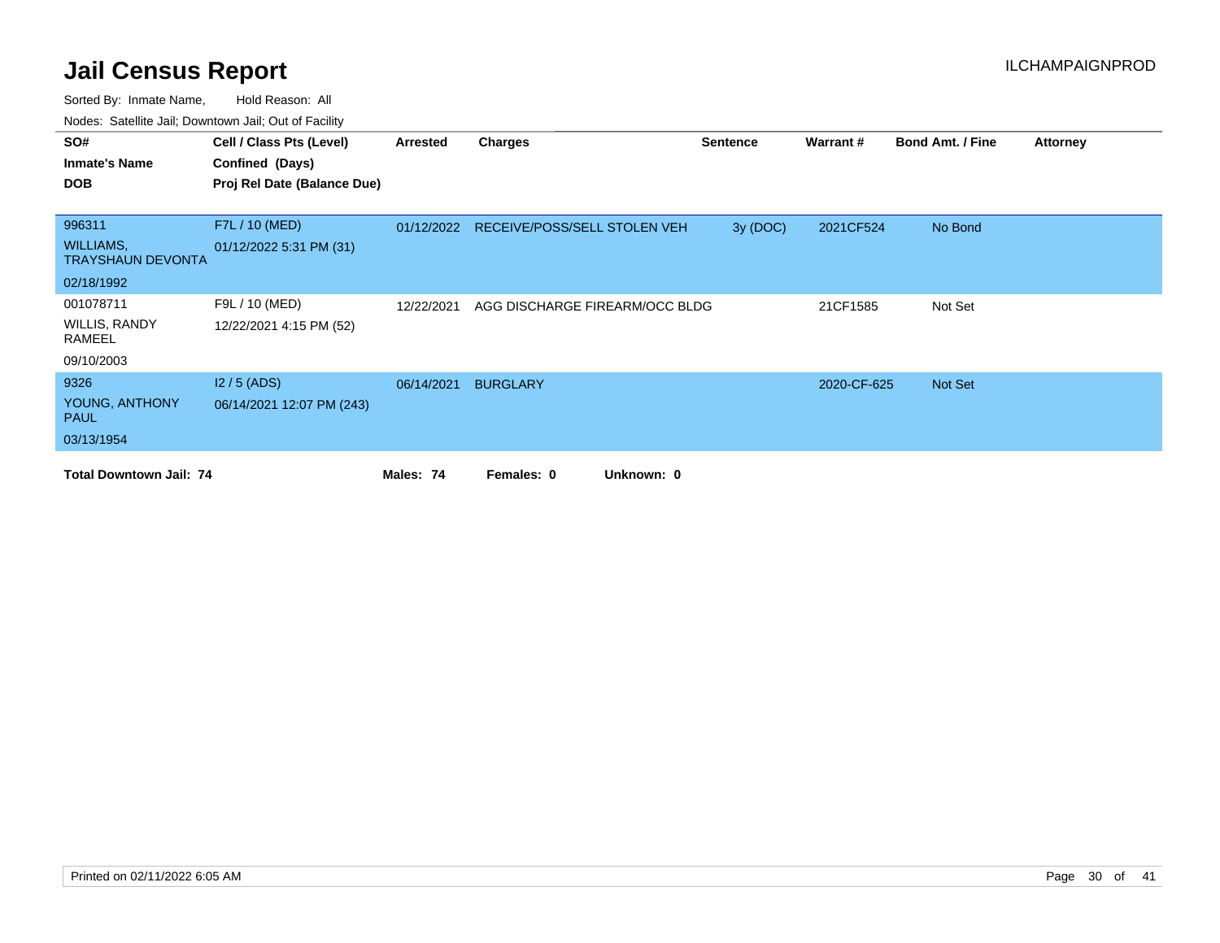# Jail Census Report

ILCHAMPAIGNPROD

Sorted By: Inmate Name, Hold Reason: All

Nodes: Satellite Jail; Downtown Jail; Out of Facility

| SO# / Inmate's Name / DOB | Cell / Class Pts (Level) / Confined (Days) / Proj Rel Date (Balance Due) | Arrested | Charges | Sentence | Warrant # | Bond Amt. / Fine | Attorney |
|---|---|---|---|---|---|---|---|
| 996311<br>WILLIAMS, TRAYSHAUN DEVONTA<br>02/18/1992 | F7L / 10 (MED)<br>01/12/2022 5:31 PM (31) | 01/12/2022 | RECEIVE/POSS/SELL STOLEN VEH | 3y (DOC) | 2021CF524 | No Bond | |
| 001078711<br>WILLIS, RANDY RAMEEL<br>09/10/2003 | F9L / 10 (MED)<br>12/22/2021 4:15 PM (52) | 12/22/2021 | AGG DISCHARGE FIREARM/OCC BLDG | | 21CF1585 | Not Set | |
| 9326<br>YOUNG, ANTHONY PAUL<br>03/13/1954 | I2 / 5 (ADS)<br>06/14/2021 12:07 PM (243) | 06/14/2021 | BURGLARY | | 2020-CF-625 | Not Set | |

**Total Downtown Jail: 74** **Males: 74** **Females: 0** **Unknown: 0**

Printed on 02/11/2022 6:05 AM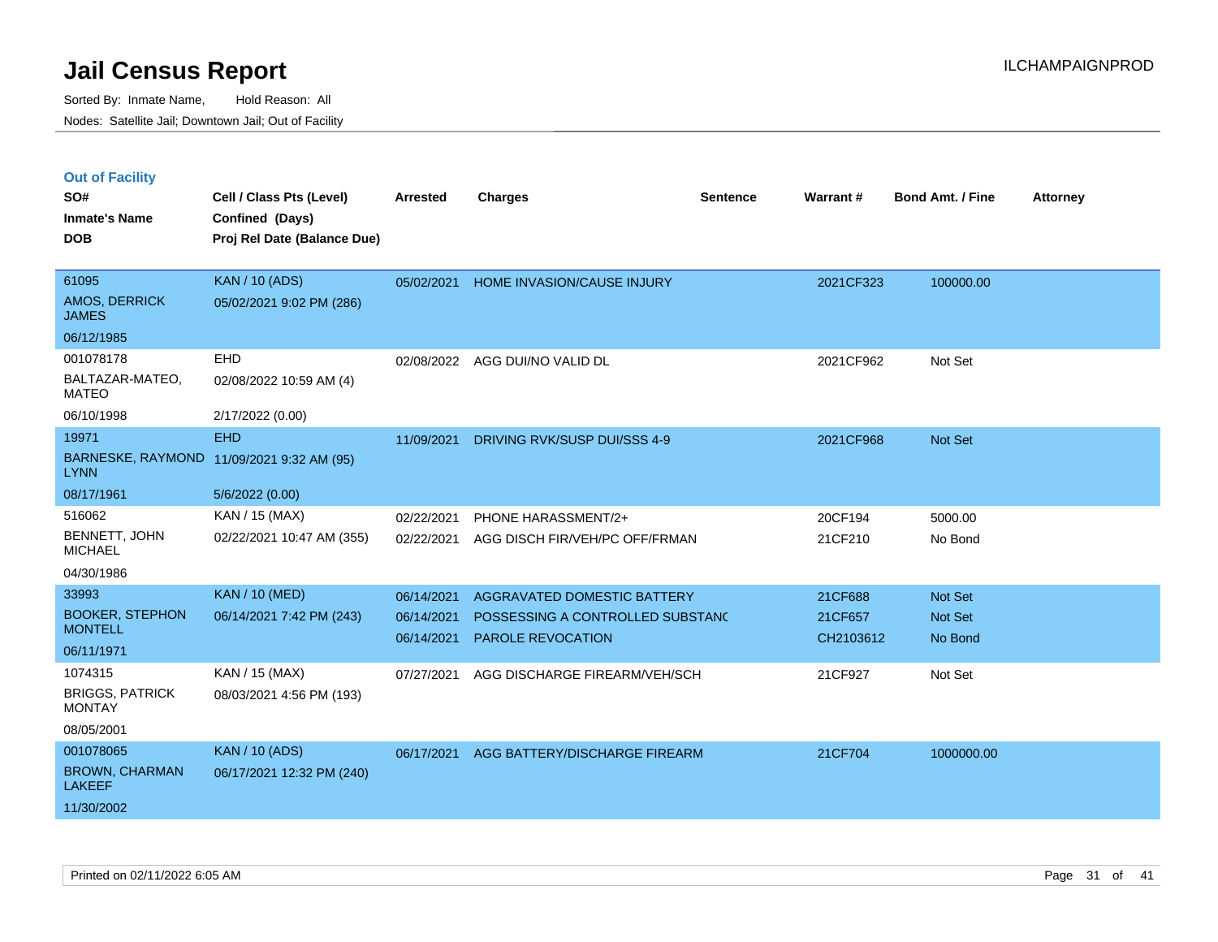# Jail Census Report

Sorted By: Inmate Name, Hold Reason: All

Nodes: Satellite Jail; Downtown Jail; Out of Facility

## Out of Facility

| SO# / Inmate's Name / DOB | Cell / Class Pts (Level) / Confined (Days) / Proj Rel Date (Balance Due) | Arrested | Charges | Sentence | Warrant # | Bond Amt. / Fine | Attorney |
|---|---|---|---|---|---|---|---|
| 61095<br>AMOS, DERRICK JAMES<br>06/12/1985 | KAN / 10 (ADS)<br>05/02/2021 9:02 PM (286) | 05/02/2021 | HOME INVASION/CAUSE INJURY | | 2021CF323 | 100000.00 | |
| 001078178<br>BALTAZAR-MATEO, MATEO<br>06/10/1998 | EHD<br>02/08/2022 10:59 AM (4)<br>2/17/2022 (0.00) | 02/08/2022 | AGG DUI/NO VALID DL | | 2021CF962 | Not Set | |
| 19971<br>BARNESKE, RAYMOND LYNN<br>08/17/1961 | EHD<br>11/09/2021 9:32 AM (95)<br>5/6/2022 (0.00) | 11/09/2021 | DRIVING RVK/SUSP DUI/SSS 4-9 | | 2021CF968 | Not Set | |
| 516062<br>BENNETT, JOHN MICHAEL<br>04/30/1986 | KAN / 15 (MAX)<br>02/22/2021 10:47 AM (355) | 02/22/2021<br>02/22/2021 | PHONE HARASSMENT/2+<br>AGG DISCH FIR/VEH/PC OFF/FRMAN | | 20CF194<br>21CF210 | 5000.00<br>No Bond | |
| 33993<br>BOOKER, STEPHON MONTELL<br>06/11/1971 | KAN / 10 (MED)<br>06/14/2021 7:42 PM (243) | 06/14/2021<br>06/14/2021<br>06/14/2021 | AGGRAVATED DOMESTIC BATTERY<br>POSSESSING A CONTROLLED SUBSTANC<br>PAROLE REVOCATION | | 21CF688<br>21CF657<br>CH2103612 | Not Set<br>Not Set<br>No Bond | |
| 1074315<br>BRIGGS, PATRICK MONTAY<br>08/05/2001 | KAN / 15 (MAX)<br>08/03/2021 4:56 PM (193) | 07/27/2021 | AGG DISCHARGE FIREARM/VEH/SCH | | 21CF927 | Not Set | |
| 001078065<br>BROWN, CHARMAN LAKEEF<br>11/30/2002 | KAN / 10 (ADS)<br>06/17/2021 12:32 PM (240) | 06/17/2021 | AGG BATTERY/DISCHARGE FIREARM | | 21CF704 | 1000000.00 | |

Printed on 02/11/2022 6:05 AM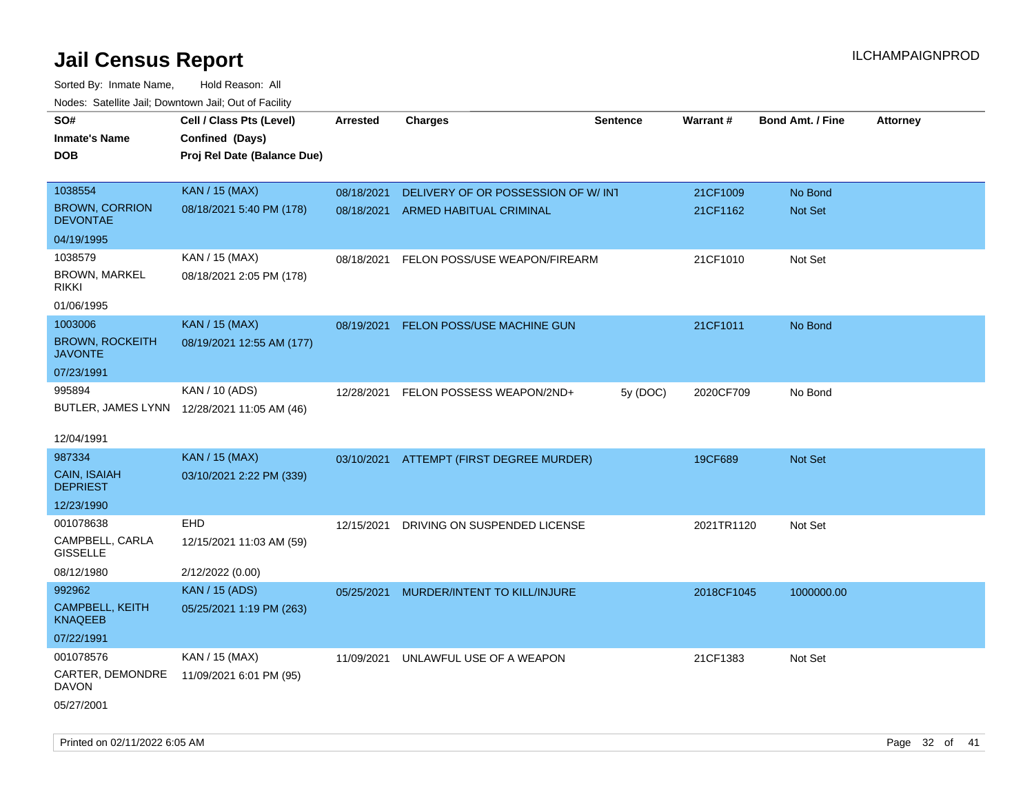# Jail Census Report

ILCHAMPAIGNPROD

Sorted By: Inmate Name, Hold Reason: All

Nodes: Satellite Jail; Downtown Jail; Out of Facility

| SO# / Inmate's Name / DOB | Cell / Class Pts (Level) / Confined (Days) / Proj Rel Date (Balance Due) | Arrested | Charges | Sentence | Warrant # | Bond Amt. / Fine | Attorney |
|---|---|---|---|---|---|---|---|
| 1038554 BROWN, CORRION DEVONTAE 04/19/1995 | KAN / 15 (MAX) 08/18/2021 5:40 PM (178) | 08/18/2021 | DELIVERY OF OR POSSESSION OF W/ INT | | 21CF1009 | No Bond | |
| | | 08/18/2021 | ARMED HABITUAL CRIMINAL | | 21CF1162 | Not Set | |
| 1038579 BROWN, MARKEL RIKKI 01/06/1995 | KAN / 15 (MAX) 08/18/2021 2:05 PM (178) | 08/18/2021 | FELON POSS/USE WEAPON/FIREARM | | 21CF1010 | Not Set | |
| 1003006 BROWN, ROCKEITH JAVONTE 07/23/1991 | KAN / 15 (MAX) 08/19/2021 12:55 AM (177) | 08/19/2021 | FELON POSS/USE MACHINE GUN | | 21CF1011 | No Bond | |
| 995894 BUTLER, JAMES LYNN 12/04/1991 | KAN / 10 (ADS) 12/28/2021 11:05 AM (46) | 12/28/2021 | FELON POSSESS WEAPON/2ND+ | 5y (DOC) | 2020CF709 | No Bond | |
| 987334 CAIN, ISAIAH DEPRIEST 12/23/1990 | KAN / 15 (MAX) 03/10/2021 2:22 PM (339) | 03/10/2021 | ATTEMPT (FIRST DEGREE MURDER) | | 19CF689 | Not Set | |
| 001078638 CAMPBELL, CARLA GISSELLE 08/12/1980 | EHD 12/15/2021 11:03 AM (59) 2/12/2022 (0.00) | 12/15/2021 | DRIVING ON SUSPENDED LICENSE | | 2021TR1120 | Not Set | |
| 992962 CAMPBELL, KEITH KNAQEEB 07/22/1991 | KAN / 15 (ADS) 05/25/2021 1:19 PM (263) | 05/25/2021 | MURDER/INTENT TO KILL/INJURE | | 2018CF1045 | 1000000.00 | |
| 001078576 CARTER, DEMONDRE DAVON 05/27/2001 | KAN / 15 (MAX) 11/09/2021 6:01 PM (95) | 11/09/2021 | UNLAWFUL USE OF A WEAPON | | 21CF1383 | Not Set | |

Printed on 02/11/2022 6:05 AM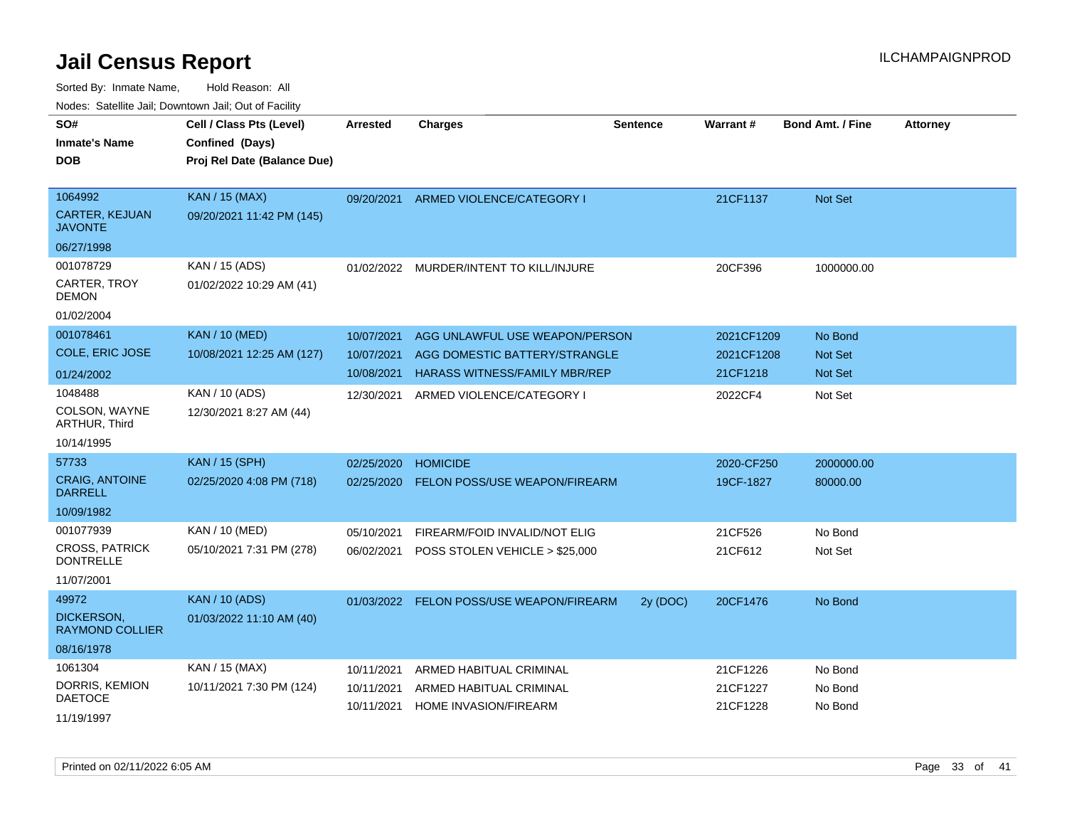# Jail Census Report

ILCHAMPAIGNPROD

Sorted By: Inmate Name, Hold Reason: All

Nodes: Satellite Jail; Downtown Jail; Out of Facility

| SO# / Inmate's Name / DOB | Cell / Class Pts (Level) / Confined (Days) / Proj Rel Date (Balance Due) | Arrested | Charges | Sentence | Warrant # | Bond Amt. / Fine | Attorney |
|---|---|---|---|---|---|---|---|
| 1064992<br>CARTER, KEJUAN JAVONTE<br>06/27/1998 | KAN / 15 (MAX)<br>09/20/2021 11:42 PM (145) | 09/20/2021 | ARMED VIOLENCE/CATEGORY I | | 21CF1137 | Not Set | |
| 001078729<br>CARTER, TROY DEMON<br>01/02/2004 | KAN / 15 (ADS)<br>01/02/2022 10:29 AM (41) | 01/02/2022 | MURDER/INTENT TO KILL/INJURE | | 20CF396 | 1000000.00 | |
| 001078461<br>COLE, ERIC JOSE<br>01/24/2002 | KAN / 10 (MED)<br>10/08/2021 12:25 AM (127) | 10/07/2021 | AGG UNLAWFUL USE WEAPON/PERSON | | 2021CF1209 | No Bond | |
| | | 10/07/2021 | AGG DOMESTIC BATTERY/STRANGLE | | 2021CF1208 | Not Set | |
| | | 10/08/2021 | HARASS WITNESS/FAMILY MBR/REP | | 21CF1218 | Not Set | |
| 1048488<br>COLSON, WAYNE ARTHUR, Third<br>10/14/1995 | KAN / 10 (ADS)<br>12/30/2021 8:27 AM (44) | 12/30/2021 | ARMED VIOLENCE/CATEGORY I | | 2022CF4 | Not Set | |
| 57733<br>CRAIG, ANTOINE DARRELL<br>10/09/1982 | KAN / 15 (SPH)<br>02/25/2020 4:08 PM (718) | 02/25/2020 | HOMICIDE | | 2020-CF250 | 2000000.00 | |
| | | 02/25/2020 | FELON POSS/USE WEAPON/FIREARM | | 19CF-1827 | 80000.00 | |
| 001077939<br>CROSS, PATRICK DONTRELLE<br>11/07/2001 | KAN / 10 (MED)<br>05/10/2021 7:31 PM (278) | 05/10/2021 | FIREARM/FOID INVALID/NOT ELIG | | 21CF526 | No Bond | |
| | | 06/02/2021 | POSS STOLEN VEHICLE > $25,000 | | 21CF612 | Not Set | |
| 49972<br>DICKERSON, RAYMOND COLLIER<br>08/16/1978 | KAN / 10 (ADS)<br>01/03/2022 11:10 AM (40) | 01/03/2022 | FELON POSS/USE WEAPON/FIREARM | 2y (DOC) | 20CF1476 | No Bond | |
| 1061304<br>DORRIS, KEMION DAETOCE<br>11/19/1997 | KAN / 15 (MAX)<br>10/11/2021 7:30 PM (124) | 10/11/2021 | ARMED HABITUAL CRIMINAL | | 21CF1226 | No Bond | |
| | | 10/11/2021 | ARMED HABITUAL CRIMINAL | | 21CF1227 | No Bond | |
| | | 10/11/2021 | HOME INVASION/FIREARM | | 21CF1228 | No Bond | |

Printed on 02/11/2022 6:05 AM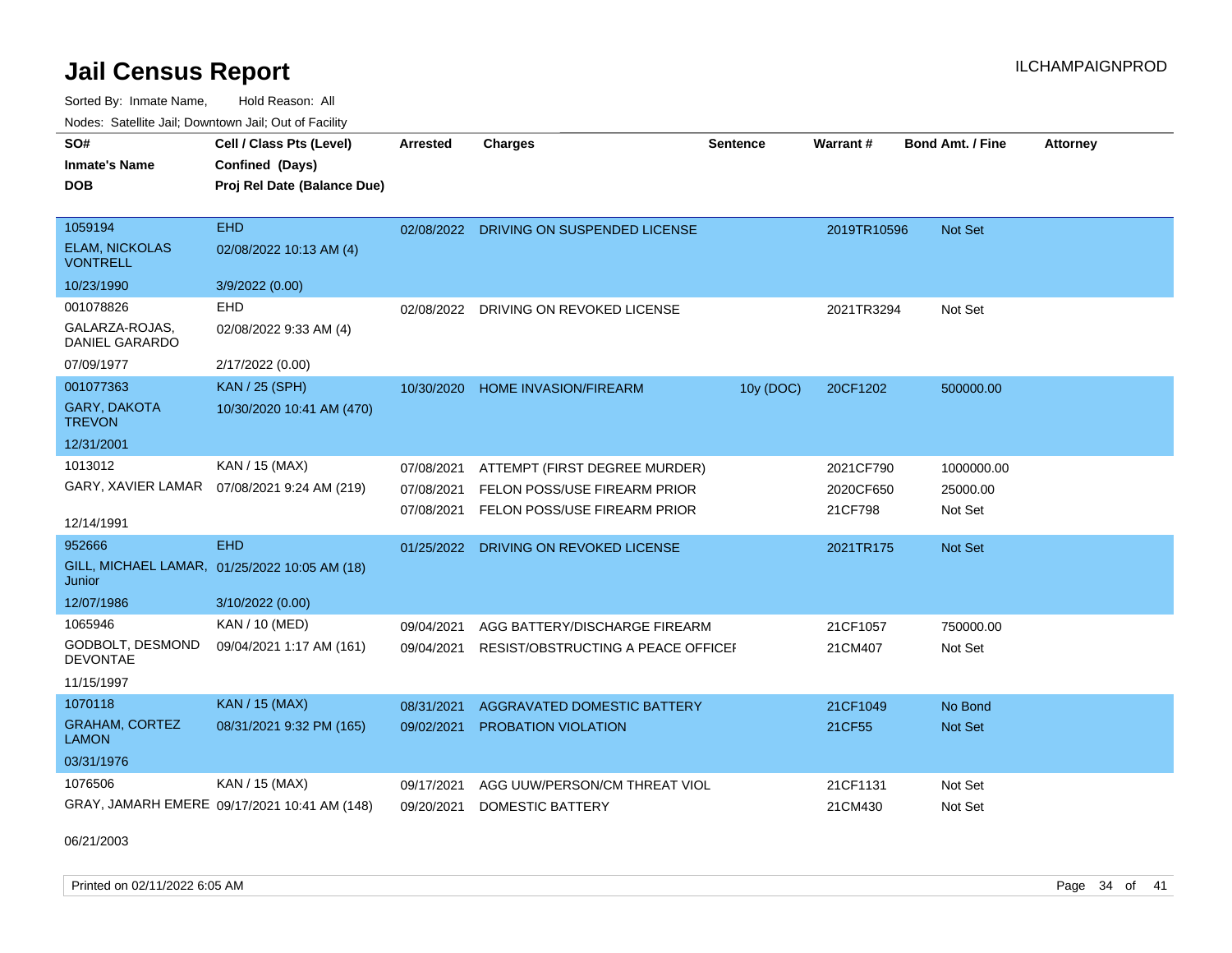# Jail Census Report

Sorted By: Inmate Name, Hold Reason: All

Nodes: Satellite Jail; Downtown Jail; Out of Facility

| SO# / Inmate's Name / DOB | Cell / Class Pts (Level) / Confined (Days) / Proj Rel Date (Balance Due) | Arrested | Charges | Sentence | Warrant # | Bond Amt. / Fine | Attorney |
|---|---|---|---|---|---|---|---|
| 1059194 | EHD | 02/08/2022 | DRIVING ON SUSPENDED LICENSE | | 2019TR10596 | Not Set | |
| ELAM, NICKOLAS VONTRELL | 02/08/2022 10:13 AM (4) | | | | | | |
| 10/23/1990 | 3/9/2022 (0.00) | | | | | | |
| 001078826 | EHD | 02/08/2022 | DRIVING ON REVOKED LICENSE | | 2021TR3294 | Not Set | |
| GALARZA-ROJAS, DANIEL GARARDO | 02/08/2022 9:33 AM (4) | | | | | | |
| 07/09/1977 | 2/17/2022 (0.00) | | | | | | |
| 001077363 | KAN / 25 (SPH) | 10/30/2020 | HOME INVASION/FIREARM | 10y (DOC) | 20CF1202 | 500000.00 | |
| GARY, DAKOTA TREVON | 10/30/2020 10:41 AM (470) | | | | | | |
| 12/31/2001 | | | | | | | |
| 1013012 | KAN / 15 (MAX) | 07/08/2021 | ATTEMPT (FIRST DEGREE MURDER) | | 2021CF790 | 1000000.00 | |
| GARY, XAVIER LAMAR | 07/08/2021 9:24 AM (219) | 07/08/2021 | FELON POSS/USE FIREARM PRIOR | | 2020CF650 | 25000.00 | |
| | | 07/08/2021 | FELON POSS/USE FIREARM PRIOR | | 21CF798 | Not Set | |
| 12/14/1991 | | | | | | | |
| 952666 | EHD | 01/25/2022 | DRIVING ON REVOKED LICENSE | | 2021TR175 | Not Set | |
| GILL, MICHAEL LAMAR, Junior | 01/25/2022 10:05 AM (18) | | | | | | |
| 12/07/1986 | 3/10/2022 (0.00) | | | | | | |
| 1065946 | KAN / 10 (MED) | 09/04/2021 | AGG BATTERY/DISCHARGE FIREARM | | 21CF1057 | 750000.00 | |
| GODBOLT, DESMOND DEVONTAE | 09/04/2021 1:17 AM (161) | 09/04/2021 | RESIST/OBSTRUCTING A PEACE OFFICEI | | 21CM407 | Not Set | |
| 11/15/1997 | | | | | | | |
| 1070118 | KAN / 15 (MAX) | 08/31/2021 | AGGRAVATED DOMESTIC BATTERY | | 21CF1049 | No Bond | |
| GRAHAM, CORTEZ LAMON | 08/31/2021 9:32 PM (165) | 09/02/2021 | PROBATION VIOLATION | | 21CF55 | Not Set | |
| 03/31/1976 | | | | | | | |
| 1076506 | KAN / 15 (MAX) | 09/17/2021 | AGG UUW/PERSON/CM THREAT VIOL | | 21CF1131 | Not Set | |
| GRAY, JAMARH EMERE | 09/17/2021 10:41 AM (148) | 09/20/2021 | DOMESTIC BATTERY | | 21CM430 | Not Set | |
| 06/21/2003 | | | | | | | |

Printed on 02/11/2022 6:05 AM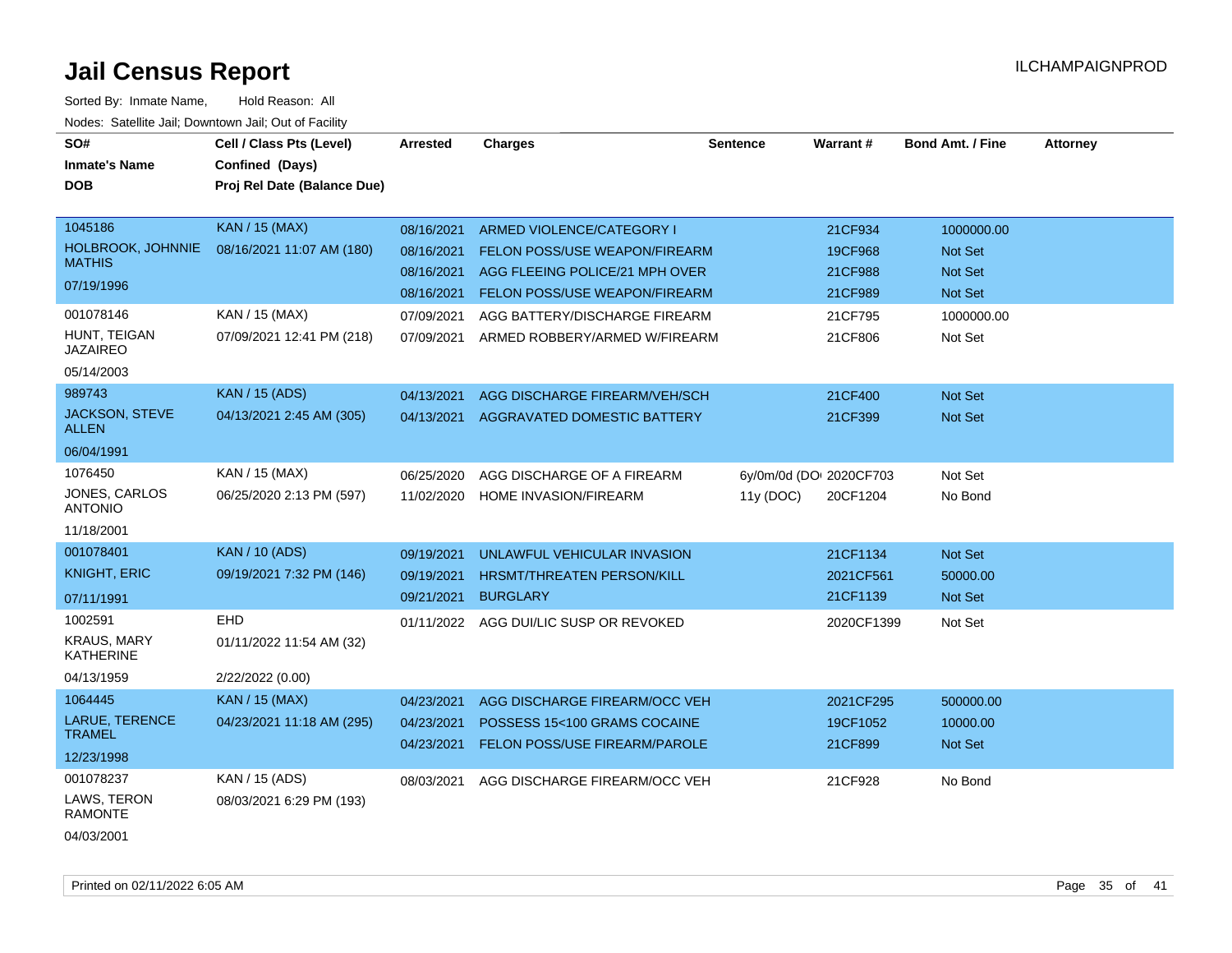# Jail Census Report

ILCHAMPAIGNPROD

Sorted By: Inmate Name, Hold Reason: All

Nodes: Satellite Jail; Downtown Jail; Out of Facility

| SO# / Inmate's Name / DOB | Cell / Class Pts (Level) / Confined (Days) / Proj Rel Date (Balance Due) | Arrested | Charges | Sentence | Warrant # | Bond Amt. / Fine | Attorney |
|---|---|---|---|---|---|---|---|
| 1045186 HOLBROOK, JOHNNIE MATHIS 07/19/1996 | KAN / 15 (MAX) 08/16/2021 11:07 AM (180) | 08/16/2021 | ARMED VIOLENCE/CATEGORY I | | 21CF934 | 1000000.00 | |
| | | 08/16/2021 | FELON POSS/USE WEAPON/FIREARM | | 19CF968 | Not Set | |
| | | 08/16/2021 | AGG FLEEING POLICE/21 MPH OVER | | 21CF988 | Not Set | |
| | | 08/16/2021 | FELON POSS/USE WEAPON/FIREARM | | 21CF989 | Not Set | |
| 001078146 HUNT, TEIGAN JAZAIREO 05/14/2003 | KAN / 15 (MAX) 07/09/2021 12:41 PM (218) | 07/09/2021 | AGG BATTERY/DISCHARGE FIREARM | | 21CF795 | 1000000.00 | |
| | | 07/09/2021 | ARMED ROBBERY/ARMED W/FIREARM | | 21CF806 | Not Set | |
| 989743 JACKSON, STEVE ALLEN 06/04/1991 | KAN / 15 (ADS) 04/13/2021 2:45 AM (305) | 04/13/2021 | AGG DISCHARGE FIREARM/VEH/SCH | | 21CF400 | Not Set | |
| | | 04/13/2021 | AGGRAVATED DOMESTIC BATTERY | | 21CF399 | Not Set | |
| 1076450 JONES, CARLOS ANTONIO 11/18/2001 | KAN / 15 (MAX) 06/25/2020 2:13 PM (597) | 06/25/2020 | AGG DISCHARGE OF A FIREARM | 6y/0m/0d (DOC | 2020CF703 | Not Set | |
| | | 11/02/2020 | HOME INVASION/FIREARM | 11y (DOC) | 20CF1204 | No Bond | |
| 001078401 KNIGHT, ERIC 07/11/1991 | KAN / 10 (ADS) 09/19/2021 7:32 PM (146) | 09/19/2021 | UNLAWFUL VEHICULAR INVASION | | 21CF1134 | Not Set | |
| | | 09/19/2021 | HRSMT/THREATEN PERSON/KILL | | 2021CF561 | 50000.00 | |
| | | 09/21/2021 | BURGLARY | | 21CF1139 | Not Set | |
| 1002591 KRAUS, MARY KATHERINE 04/13/1959 | EHD 01/11/2022 11:54 AM (32) 2/22/2022 (0.00) | 01/11/2022 | AGG DUI/LIC SUSP OR REVOKED | | 2020CF1399 | Not Set | |
| 1064445 LARUE, TERENCE TRAMEL 12/23/1998 | KAN / 15 (MAX) 04/23/2021 11:18 AM (295) | 04/23/2021 | AGG DISCHARGE FIREARM/OCC VEH | | 2021CF295 | 500000.00 | |
| | | 04/23/2021 | POSSESS 15<100 GRAMS COCAINE | | 19CF1052 | 10000.00 | |
| | | 04/23/2021 | FELON POSS/USE FIREARM/PAROLE | | 21CF899 | Not Set | |
| 001078237 LAWS, TERON RAMONTE 04/03/2001 | KAN / 15 (ADS) 08/03/2021 6:29 PM (193) | 08/03/2021 | AGG DISCHARGE FIREARM/OCC VEH | | 21CF928 | No Bond | |

Printed on 02/11/2022 6:05 AM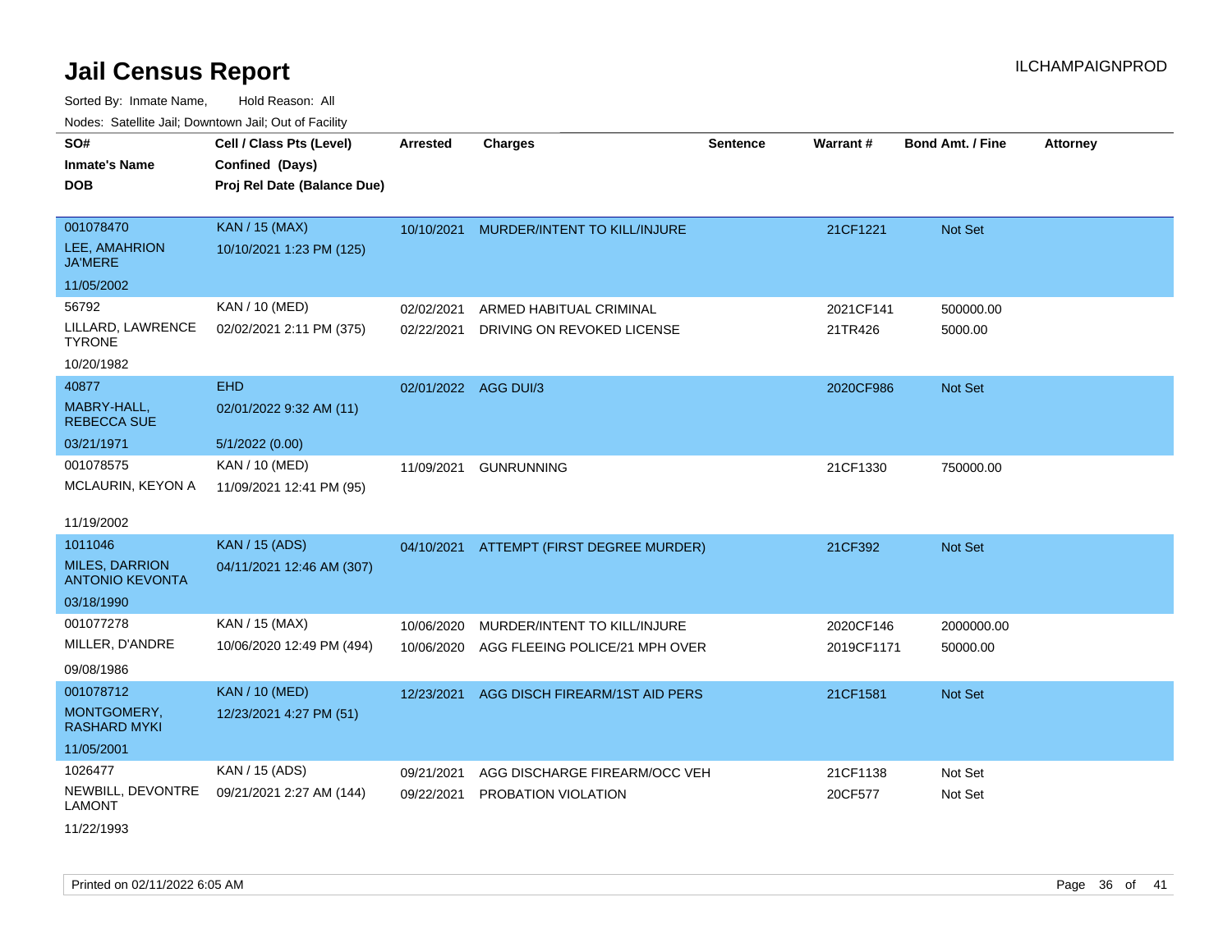# Jail Census Report

ILCHAMPAIGNPROD

Sorted By: Inmate Name, Hold Reason: All

Nodes: Satellite Jail; Downtown Jail; Out of Facility

| SO# / Inmate's Name / DOB | Cell / Class Pts (Level) / Confined (Days) / Proj Rel Date (Balance Due) | Arrested | Charges | Sentence | Warrant # | Bond Amt. / Fine | Attorney |
|---|---|---|---|---|---|---|---|
| 001078470<br>LEE, AMAHRION JA'MERE<br>11/05/2002 | KAN / 15 (MAX)<br>10/10/2021 1:23 PM (125) | 10/10/2021 | MURDER/INTENT TO KILL/INJURE | | 21CF1221 | Not Set | |
| 56792<br>LILLARD, LAWRENCE TYRONE<br>10/20/1982 | KAN / 10 (MED)<br>02/02/2021 2:11 PM (375) | 02/02/2021<br>02/22/2021 | ARMED HABITUAL CRIMINAL<br>DRIVING ON REVOKED LICENSE | | 2021CF141<br>21TR426 | 500000.00<br>5000.00 | |
| 40877<br>MABRY-HALL, REBECCA SUE<br>03/21/1971 | EHD<br>02/01/2022 9:32 AM (11)<br>5/1/2022 (0.00) | 02/01/2022 | AGG DUI/3 | | 2020CF986 | Not Set | |
| 001078575<br>MCLAURIN, KEYON A<br>11/19/2002 | KAN / 10 (MED)<br>11/09/2021 12:41 PM (95) | 11/09/2021 | GUNRUNNING | | 21CF1330 | 750000.00 | |
| 1011046<br>MILES, DARRION ANTONIO KEVONTA<br>03/18/1990 | KAN / 15 (ADS)<br>04/11/2021 12:46 AM (307) | 04/10/2021 | ATTEMPT (FIRST DEGREE MURDER) | | 21CF392 | Not Set | |
| 001077278<br>MILLER, D'ANDRE<br>09/08/1986 | KAN / 15 (MAX)<br>10/06/2020 12:49 PM (494) | 10/06/2020<br>10/06/2020 | MURDER/INTENT TO KILL/INJURE<br>AGG FLEEING POLICE/21 MPH OVER | | 2020CF146<br>2019CF1171 | 2000000.00<br>50000.00 | |
| 001078712<br>MONTGOMERY, RASHARD MYKI<br>11/05/2001 | KAN / 10 (MED)<br>12/23/2021 4:27 PM (51) | 12/23/2021 | AGG DISCH FIREARM/1ST AID PERS | | 21CF1581 | Not Set | |
| 1026477<br>NEWBILL, DEVONTRE LAMONT<br>11/22/1993 | KAN / 15 (ADS)<br>09/21/2021 2:27 AM (144) | 09/21/2021<br>09/22/2021 | AGG DISCHARGE FIREARM/OCC VEH<br>PROBATION VIOLATION | | 21CF1138<br>20CF577 | Not Set<br>Not Set | |

Printed on 02/11/2022 6:05 AM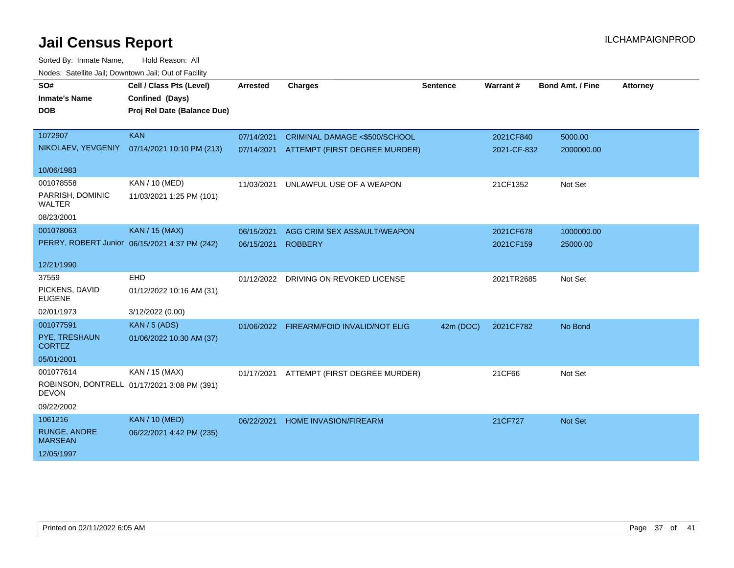# Jail Census Report

Sorted By: Inmate Name, Hold Reason: All

Nodes: Satellite Jail; Downtown Jail; Out of Facility

| SO# / Inmate's Name / DOB | Cell / Class Pts (Level) / Confined (Days) / Proj Rel Date (Balance Due) | Arrested | Charges | Sentence | Warrant # | Bond Amt. / Fine | Attorney |
|---|---|---|---|---|---|---|---|
| 1072907<br>NIKOLAEV, YEVGENIY<br>10/06/1983 | KAN<br>07/14/2021 10:10 PM (213) | 07/14/2021<br>07/14/2021 | CRIMINAL DAMAGE <$500/SCHOOL<br>ATTEMPT (FIRST DEGREE MURDER) | | 2021CF840<br>2021-CF-832 | 5000.00<br>2000000.00 | |
| 001078558<br>PARRISH, DOMINIC WALTER<br>08/23/2001 | KAN / 10 (MED)<br>11/03/2021 1:25 PM (101) | 11/03/2021 | UNLAWFUL USE OF A WEAPON | | 21CF1352 | Not Set | |
| 001078063<br>PERRY, ROBERT Junior<br>12/21/1990 | KAN / 15 (MAX)<br>06/15/2021 4:37 PM (242) | 06/15/2021<br>06/15/2021 | AGG CRIM SEX ASSAULT/WEAPON<br>ROBBERY | | 2021CF678<br>2021CF159 | 1000000.00<br>25000.00 | |
| 37559<br>PICKENS, DAVID EUGENE<br>02/01/1973 | EHD<br>01/12/2022 10:16 AM (31)<br>3/12/2022 (0.00) | 01/12/2022 | DRIVING ON REVOKED LICENSE | | 2021TR2685 | Not Set | |
| 001077591<br>PYE, TRESHAUN CORTEZ<br>05/01/2001 | KAN / 5 (ADS)<br>01/06/2022 10:30 AM (37) | 01/06/2022 | FIREARM/FOID INVALID/NOT ELIG | 42m (DOC) | 2021CF782 | No Bond | |
| 001077614<br>ROBINSON, DONTRELL DEVON<br>09/22/2002 | KAN / 15 (MAX)<br>01/17/2021 3:08 PM (391) | 01/17/2021 | ATTEMPT (FIRST DEGREE MURDER) | | 21CF66 | Not Set | |
| 1061216<br>RUNGE, ANDRE MARSEAN<br>12/05/1997 | KAN / 10 (MED)<br>06/22/2021 4:42 PM (235) | 06/22/2021 | HOME INVASION/FIREARM | | 21CF727 | Not Set | |

Printed on 02/11/2022 6:05 AM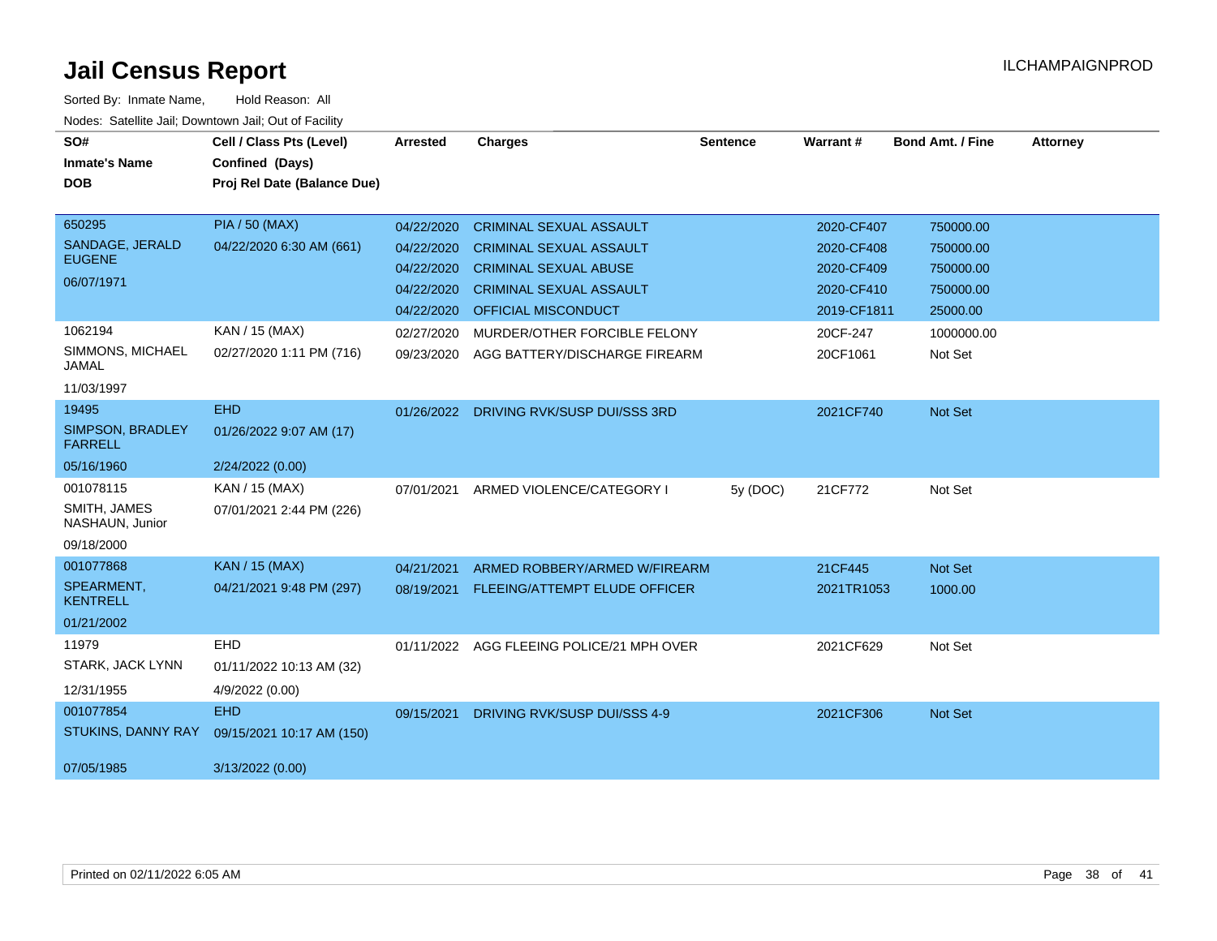# Jail Census Report

ILCHAMPAIGNPROD

Sorted By: Inmate Name, Hold Reason: All

Nodes: Satellite Jail; Downtown Jail; Out of Facility

| SO# / Inmate's Name / DOB | Cell / Class Pts (Level) / Confined (Days) / Proj Rel Date (Balance Due) | Arrested | Charges | Sentence | Warrant # | Bond Amt. / Fine | Attorney |
|---|---|---|---|---|---|---|---|
| 650295 | PIA / 50 (MAX) | 04/22/2020 | CRIMINAL SEXUAL ASSAULT | | 2020-CF407 | 750000.00 | |
| SANDAGE, JERALD EUGENE | 04/22/2020 6:30 AM (661) | 04/22/2020 | CRIMINAL SEXUAL ASSAULT | | 2020-CF408 | 750000.00 | |
| 06/07/1971 | | 04/22/2020 | CRIMINAL SEXUAL ABUSE | | 2020-CF409 | 750000.00 | |
| | | 04/22/2020 | CRIMINAL SEXUAL ASSAULT | | 2020-CF410 | 750000.00 | |
| | | 04/22/2020 | OFFICIAL MISCONDUCT | | 2019-CF1811 | 25000.00 | |
| 1062194 | KAN / 15 (MAX) | 02/27/2020 | MURDER/OTHER FORCIBLE FELONY | | 20CF-247 | 1000000.00 | |
| SIMMONS, MICHAEL JAMAL | 02/27/2020 1:11 PM (716) | 09/23/2020 | AGG BATTERY/DISCHARGE FIREARM | | 20CF1061 | Not Set | |
| 11/03/1997 | | | | | | | |
| 19495 | EHD | 01/26/2022 | DRIVING RVK/SUSP DUI/SSS 3RD | | 2021CF740 | Not Set | |
| SIMPSON, BRADLEY FARRELL | 01/26/2022 9:07 AM (17) | | | | | | |
| 05/16/1960 | 2/24/2022 (0.00) | | | | | | |
| 001078115 | KAN / 15 (MAX) | 07/01/2021 | ARMED VIOLENCE/CATEGORY I | 5y (DOC) | 21CF772 | Not Set | |
| SMITH, JAMES NASHAUN, Junior | 07/01/2021 2:44 PM (226) | | | | | | |
| 09/18/2000 | | | | | | | |
| 001077868 | KAN / 15 (MAX) | 04/21/2021 | ARMED ROBBERY/ARMED W/FIREARM | | 21CF445 | Not Set | |
| SPEARMENT, KENTRELL | 04/21/2021 9:48 PM (297) | 08/19/2021 | FLEEING/ATTEMPT ELUDE OFFICER | | 2021TR1053 | 1000.00 | |
| 01/21/2002 | | | | | | | |
| 11979 | EHD | 01/11/2022 | AGG FLEEING POLICE/21 MPH OVER | | 2021CF629 | Not Set | |
| STARK, JACK LYNN | 01/11/2022 10:13 AM (32) | | | | | | |
| 12/31/1955 | 4/9/2022 (0.00) | | | | | | |
| 001077854 | EHD | 09/15/2021 | DRIVING RVK/SUSP DUI/SSS 4-9 | | 2021CF306 | Not Set | |
| STUKINS, DANNY RAY | 09/15/2021 10:17 AM (150) | | | | | | |
| 07/05/1985 | 3/13/2022 (0.00) | | | | | | |

Printed on 02/11/2022 6:05 AM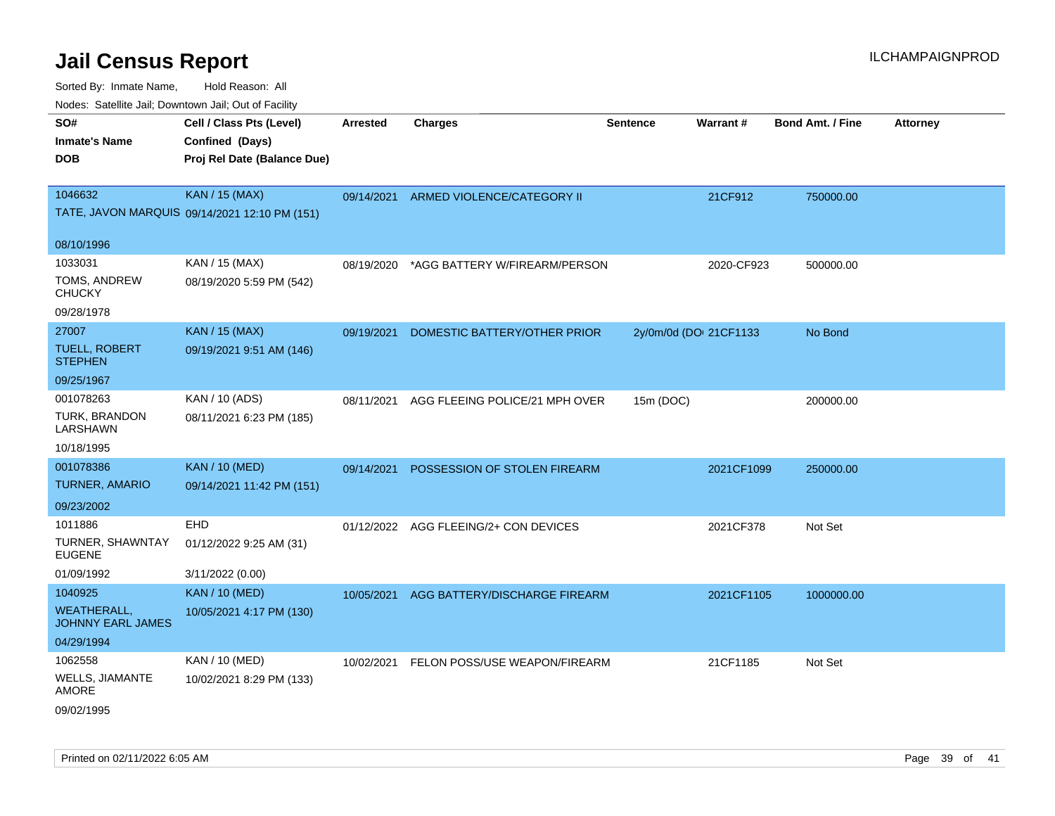# Jail Census Report

ILCHAMPAIGNPROD

Sorted By: Inmate Name, Hold Reason: All

Nodes: Satellite Jail; Downtown Jail; Out of Facility

| SO# / Inmate's Name / DOB | Cell / Class Pts (Level) / Confined (Days) / Proj Rel Date (Balance Due) | Arrested | Charges | Sentence | Warrant # | Bond Amt. / Fine | Attorney |
|---|---|---|---|---|---|---|---|
| 1046632<br>TATE, JAVON MARQUIS<br>08/10/1996 | KAN / 15 (MAX)<br>09/14/2021 12:10 PM (151) | 09/14/2021 | ARMED VIOLENCE/CATEGORY II | | 21CF912 | 750000.00 | |
| 1033031<br>TOMS, ANDREW CHUCKY<br>09/28/1978 | KAN / 15 (MAX)<br>08/19/2020 5:59 PM (542) | 08/19/2020 | *AGG BATTERY W/FIREARM/PERSON | | 2020-CF923 | 500000.00 | |
| 27007<br>TUELL, ROBERT STEPHEN<br>09/25/1967 | KAN / 15 (MAX)<br>09/19/2021 9:51 AM (146) | 09/19/2021 | DOMESTIC BATTERY/OTHER PRIOR | 2y/0m/0d (DO | 21CF1133 | No Bond | |
| 001078263<br>TURK, BRANDON LARSHAWN<br>10/18/1995 | KAN / 10 (ADS)<br>08/11/2021 6:23 PM (185) | 08/11/2021 | AGG FLEEING POLICE/21 MPH OVER | 15m (DOC) | | 200000.00 | |
| 001078386<br>TURNER, AMARIO<br>09/23/2002 | KAN / 10 (MED)<br>09/14/2021 11:42 PM (151) | 09/14/2021 | POSSESSION OF STOLEN FIREARM | | 2021CF1099 | 250000.00 | |
| 1011886<br>TURNER, SHAWNTAY EUGENE<br>01/09/1992 | EHD<br>01/12/2022 9:25 AM (31)<br>3/11/2022 (0.00) | 01/12/2022 | AGG FLEEING/2+ CON DEVICES | | 2021CF378 | Not Set | |
| 1040925<br>WEATHERALL, JOHNNY EARL JAMES<br>04/29/1994 | KAN / 10 (MED)<br>10/05/2021 4:17 PM (130) | 10/05/2021 | AGG BATTERY/DISCHARGE FIREARM | | 2021CF1105 | 1000000.00 | |
| 1062558<br>WELLS, JIAMANTE AMORE<br>09/02/1995 | KAN / 10 (MED)<br>10/02/2021 8:29 PM (133) | 10/02/2021 | FELON POSS/USE WEAPON/FIREARM | | 21CF1185 | Not Set | |

Printed on 02/11/2022 6:05 AM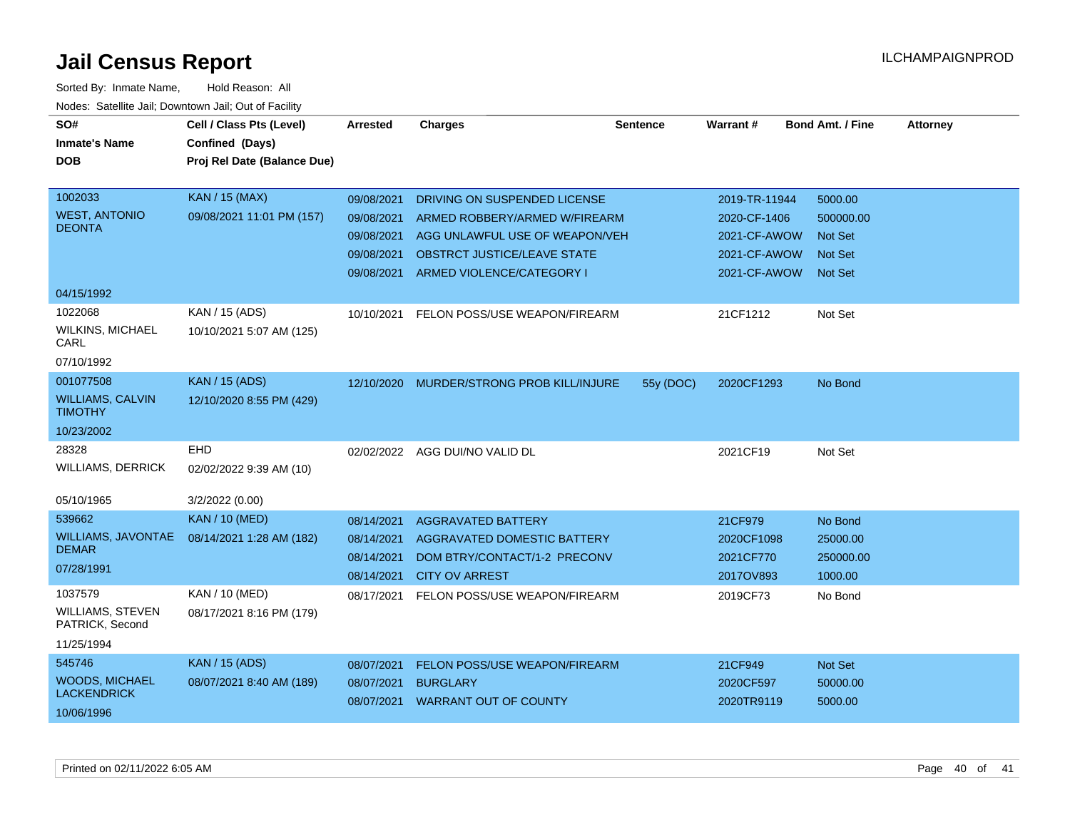# Jail Census Report

ILCHAMPAIGNPROD

Sorted By: Inmate Name, Hold Reason: All

Nodes: Satellite Jail; Downtown Jail; Out of Facility

| SO# / Inmate's Name / DOB | Cell / Class Pts (Level) / Confined (Days) / Proj Rel Date (Balance Due) | Arrested | Charges | Sentence | Warrant # | Bond Amt. / Fine | Attorney |
|---|---|---|---|---|---|---|---|
| 1002033 WEST, ANTONIO DEONTA 04/15/1992 | KAN / 15 (MAX) 09/08/2021 11:01 PM (157) | 09/08/2021 | DRIVING ON SUSPENDED LICENSE | | 2019-TR-11944 | 5000.00 | |
| | | 09/08/2021 | ARMED ROBBERY/ARMED W/FIREARM | | 2020-CF-1406 | 500000.00 | |
| | | 09/08/2021 | AGG UNLAWFUL USE OF WEAPON/VEH | | 2021-CF-AWOW | Not Set | |
| | | 09/08/2021 | OBSTRCT JUSTICE/LEAVE STATE | | 2021-CF-AWOW | Not Set | |
| | | 09/08/2021 | ARMED VIOLENCE/CATEGORY I | | 2021-CF-AWOW | Not Set | |
| 1022068 WILKINS, MICHAEL CARL 07/10/1992 | KAN / 15 (ADS) 10/10/2021 5:07 AM (125) | 10/10/2021 | FELON POSS/USE WEAPON/FIREARM | | 21CF1212 | Not Set | |
| 001077508 WILLIAMS, CALVIN TIMOTHY 10/23/2002 | KAN / 15 (ADS) 12/10/2020 8:55 PM (429) | 12/10/2020 | MURDER/STRONG PROB KILL/INJURE | 55y (DOC) | 2020CF1293 | No Bond | |
| 28328 WILLIAMS, DERRICK 05/10/1965 | EHD 02/02/2022 9:39 AM (10) 3/2/2022 (0.00) | 02/02/2022 | AGG DUI/NO VALID DL | | 2021CF19 | Not Set | |
| 539662 WILLIAMS, JAVONTAE DEMAR 07/28/1991 | KAN / 10 (MED) 08/14/2021 1:28 AM (182) | 08/14/2021 | AGGRAVATED BATTERY | | 21CF979 | No Bond | |
| | | 08/14/2021 | AGGRAVATED DOMESTIC BATTERY | | 2020CF1098 | 25000.00 | |
| | | 08/14/2021 | DOM BTRY/CONTACT/1-2 PRECONV | | 2021CF770 | 250000.00 | |
| | | 08/14/2021 | CITY OV ARREST | | 2017OV893 | 1000.00 | |
| 1037579 WILLIAMS, STEVEN PATRICK, Second 11/25/1994 | KAN / 10 (MED) 08/17/2021 8:16 PM (179) | 08/17/2021 | FELON POSS/USE WEAPON/FIREARM | | 2019CF73 | No Bond | |
| 545746 WOODS, MICHAEL LACKENDRICK 10/06/1996 | KAN / 15 (ADS) 08/07/2021 8:40 AM (189) | 08/07/2021 | FELON POSS/USE WEAPON/FIREARM | | 21CF949 | Not Set | |
| | | 08/07/2021 | BURGLARY | | 2020CF597 | 50000.00 | |
| | | 08/07/2021 | WARRANT OUT OF COUNTY | | 2020TR9119 | 5000.00 | |

Printed on 02/11/2022 6:05 AM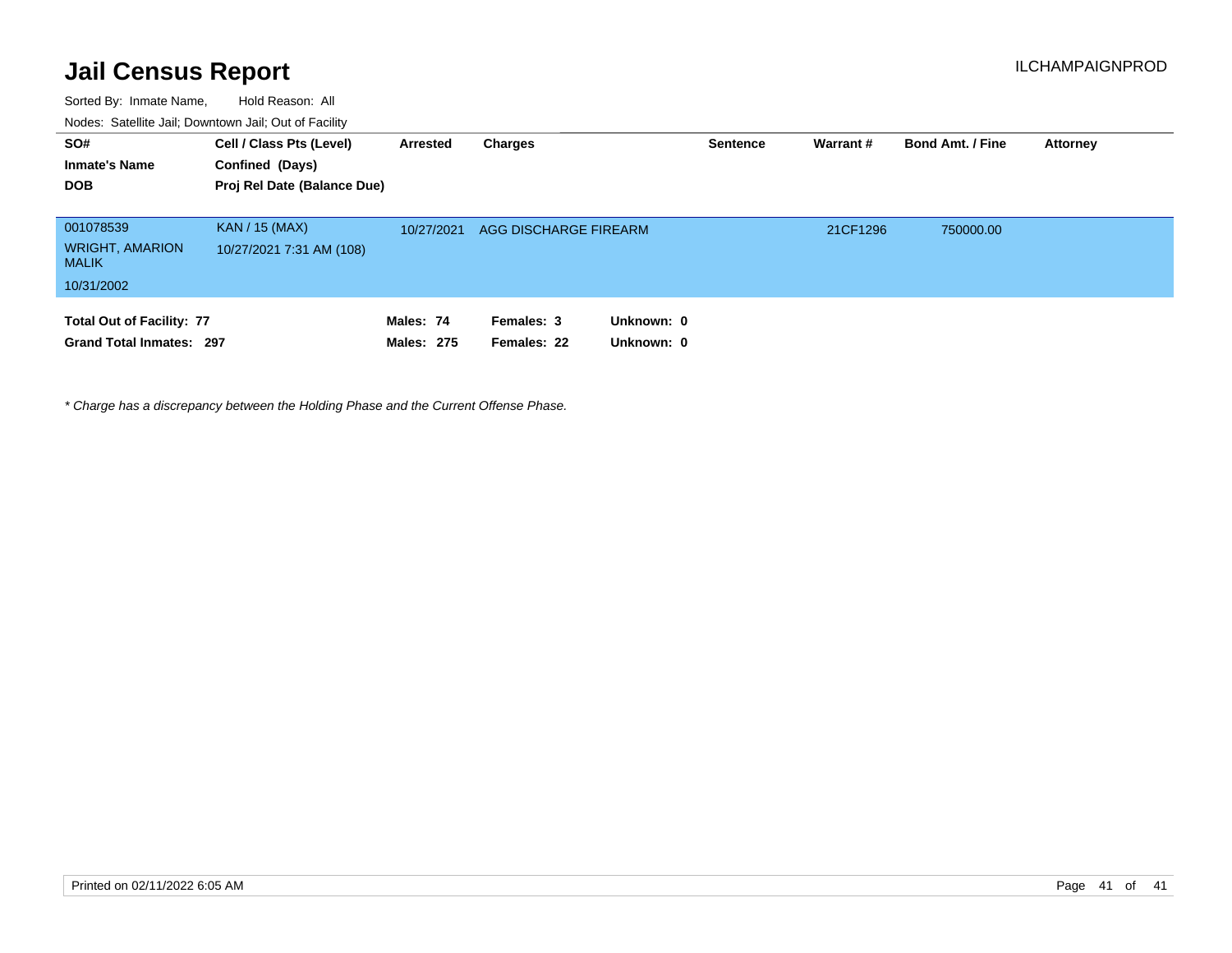# Jail Census Report

ILCHAMPAIGNPROD

Sorted By: Inmate Name, Hold Reason: All

Nodes: Satellite Jail; Downtown Jail; Out of Facility

| SO# / Inmate's Name / DOB | Cell / Class Pts (Level) / Confined (Days) / Proj Rel Date (Balance Due) | Arrested | Charges | Sentence | Warrant # | Bond Amt. / Fine | Attorney |
|---|---|---|---|---|---|---|---|
| 001078539<br>WRIGHT, AMARION MALIK<br>10/31/2002 | KAN / 15 (MAX)<br>10/27/2021 7:31 AM (108) | 10/27/2021 | AGG DISCHARGE FIREARM | | 21CF1296 | 750000.00 | |

**Total Out of Facility: 77** **Males: 74** **Females: 3** **Unknown: 0**

**Grand Total Inmates: 297** **Males: 275** **Females: 22** **Unknown: 0**

*\* Charge has a discrepancy between the Holding Phase and the Current Offense Phase.*

Printed on 02/11/2022 6:05 AM